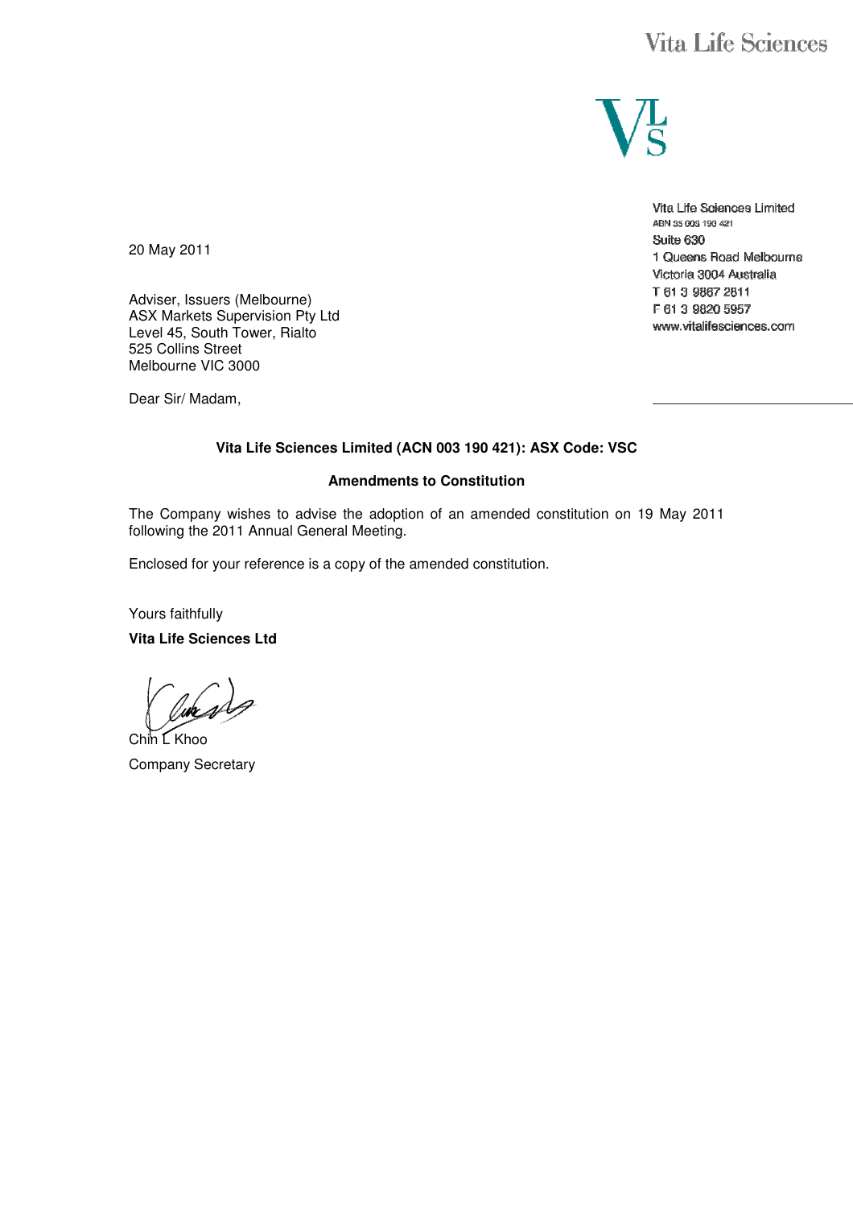Vita Life Sciences

Vita Life Sciences Limited
ABN 35 003 190 421
Suite 630
1 Queens Road Melbourne
Victoria 3004 Australia
T 61 3 9867 2811
F 61 3 9820 5957
www.vitalifesciences.com

20 May 2011

Adviser, Issuers (Melbourne)
ASX Markets Supervision Pty Ltd
Level 45, South Tower, Rialto
525 Collins Street
Melbourne VIC 3000

Dear Sir/ Madam,

**Vita Life Sciences Limited (ACN 003 190 421): ASX Code: VSC**

**Amendments to Constitution**

The Company wishes to advise the adoption of an amended constitution on 19 May 2011 following the 2011 Annual General Meeting.

Enclosed for your reference is a copy of the amended constitution.

Yours faithfully

**Vita Life Sciences Ltd**

Chin L Khoo
Company Secretary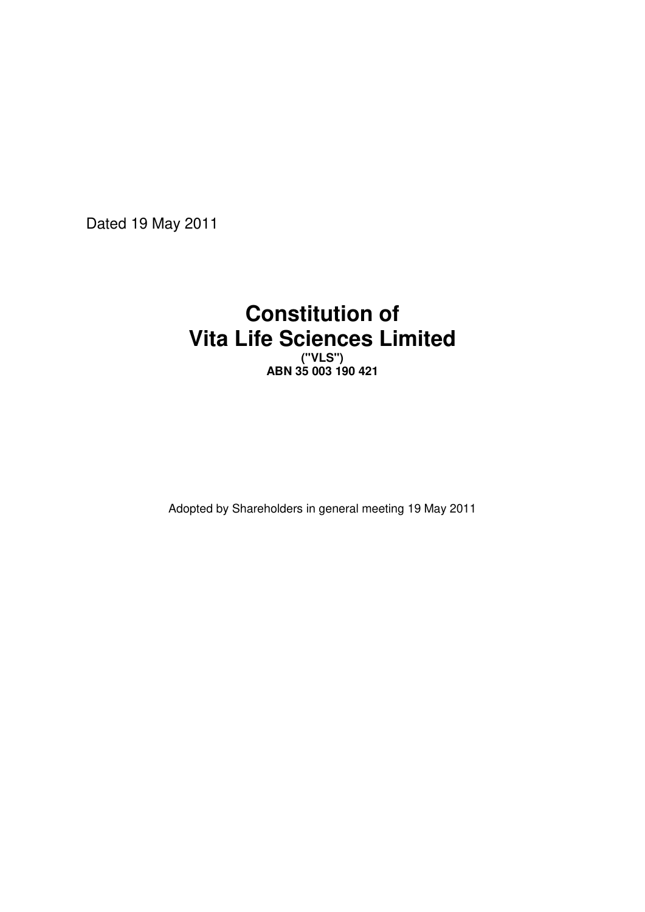Dated 19 May 2011

# Constitution of Vita Life Sciences Limited

**("VLS")**
**ABN 35 003 190 421**

Adopted by Shareholders in general meeting 19 May 2011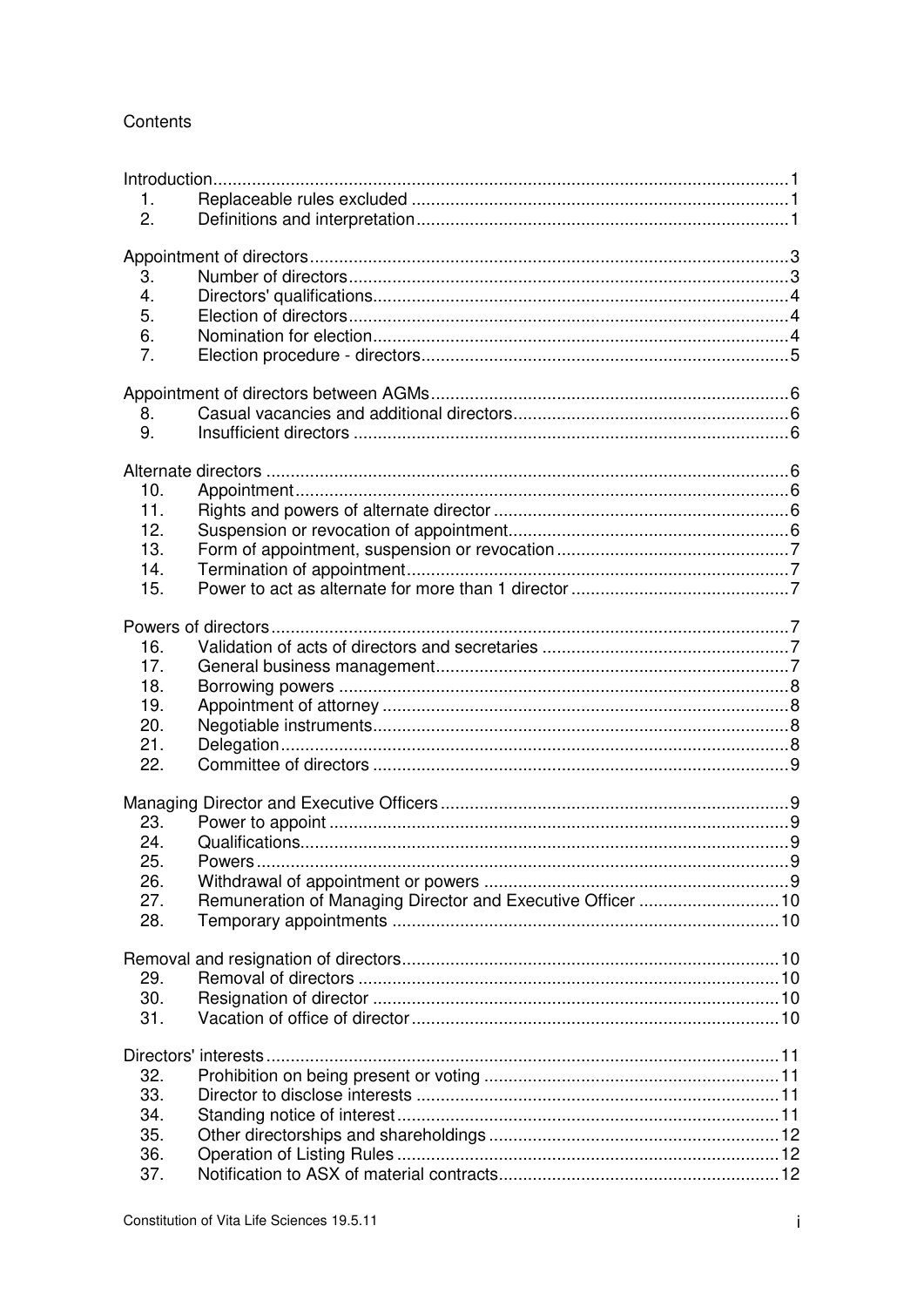Contents

| | | |
|---|---|---|
| Introduction | | 1 |
| 1. | Replaceable rules excluded | 1 |
| 2. | Definitions and interpretation | 1 |
| Appointment of directors | | 3 |
| 3. | Number of directors | 3 |
| 4. | Directors' qualifications | 4 |
| 5. | Election of directors | 4 |
| 6. | Nomination for election | 4 |
| 7. | Election procedure - directors | 5 |
| Appointment of directors between AGMs | | 6 |
| 8. | Casual vacancies and additional directors | 6 |
| 9. | Insufficient directors | 6 |
| Alternate directors | | 6 |
| 10. | Appointment | 6 |
| 11. | Rights and powers of alternate director | 6 |
| 12. | Suspension or revocation of appointment | 6 |
| 13. | Form of appointment, suspension or revocation | 7 |
| 14. | Termination of appointment | 7 |
| 15. | Power to act as alternate for more than 1 director | 7 |
| Powers of directors | | 7 |
| 16. | Validation of acts of directors and secretaries | 7 |
| 17. | General business management | 7 |
| 18. | Borrowing powers | 8 |
| 19. | Appointment of attorney | 8 |
| 20. | Negotiable instruments | 8 |
| 21. | Delegation | 8 |
| 22. | Committee of directors | 9 |
| Managing Director and Executive Officers | | 9 |
| 23. | Power to appoint | 9 |
| 24. | Qualifications | 9 |
| 25. | Powers | 9 |
| 26. | Withdrawal of appointment or powers | 9 |
| 27. | Remuneration of Managing Director and Executive Officer | 10 |
| 28. | Temporary appointments | 10 |
| Removal and resignation of directors | | 10 |
| 29. | Removal of directors | 10 |
| 30. | Resignation of director | 10 |
| 31. | Vacation of office of director | 10 |
| Directors' interests | | 11 |
| 32. | Prohibition on being present or voting | 11 |
| 33. | Director to disclose interests | 11 |
| 34. | Standing notice of interest | 11 |
| 35. | Other directorships and shareholdings | 12 |
| 36. | Operation of Listing Rules | 12 |
| 37. | Notification to ASX of material contracts | 12 |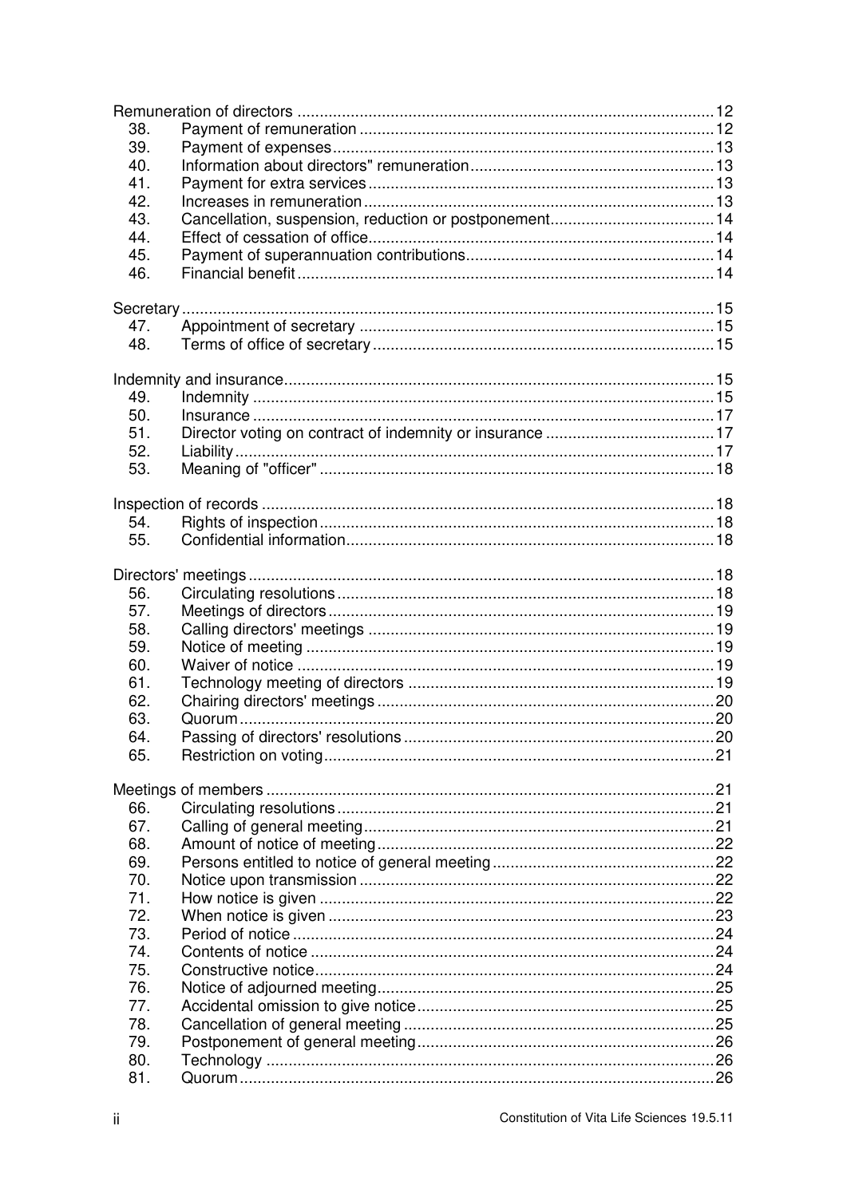| | | |
|---|---|---|
| Remuneration of directors | | 12 |
| 38. | Payment of remuneration | 12 |
| 39. | Payment of expenses | 13 |
| 40. | Information about directors" remuneration | 13 |
| 41. | Payment for extra services | 13 |
| 42. | Increases in remuneration | 13 |
| 43. | Cancellation, suspension, reduction or postponement | 14 |
| 44. | Effect of cessation of office | 14 |
| 45. | Payment of superannuation contributions | 14 |
| 46. | Financial benefit | 14 |
| Secretary | | 15 |
| 47. | Appointment of secretary | 15 |
| 48. | Terms of office of secretary | 15 |
| Indemnity and insurance | | 15 |
| 49. | Indemnity | 15 |
| 50. | Insurance | 17 |
| 51. | Director voting on contract of indemnity or insurance | 17 |
| 52. | Liability | 17 |
| 53. | Meaning of "officer" | 18 |
| Inspection of records | | 18 |
| 54. | Rights of inspection | 18 |
| 55. | Confidential information | 18 |
| Directors' meetings | | 18 |
| 56. | Circulating resolutions | 18 |
| 57. | Meetings of directors | 19 |
| 58. | Calling directors' meetings | 19 |
| 59. | Notice of meeting | 19 |
| 60. | Waiver of notice | 19 |
| 61. | Technology meeting of directors | 19 |
| 62. | Chairing directors' meetings | 20 |
| 63. | Quorum | 20 |
| 64. | Passing of directors' resolutions | 20 |
| 65. | Restriction on voting | 21 |
| Meetings of members | | 21 |
| 66. | Circulating resolutions | 21 |
| 67. | Calling of general meeting | 21 |
| 68. | Amount of notice of meeting | 22 |
| 69. | Persons entitled to notice of general meeting | 22 |
| 70. | Notice upon transmission | 22 |
| 71. | How notice is given | 22 |
| 72. | When notice is given | 23 |
| 73. | Period of notice | 24 |
| 74. | Contents of notice | 24 |
| 75. | Constructive notice | 24 |
| 76. | Notice of adjourned meeting | 25 |
| 77. | Accidental omission to give notice | 25 |
| 78. | Cancellation of general meeting | 25 |
| 79. | Postponement of general meeting | 26 |
| 80. | Technology | 26 |
| 81. | Quorum | 26 |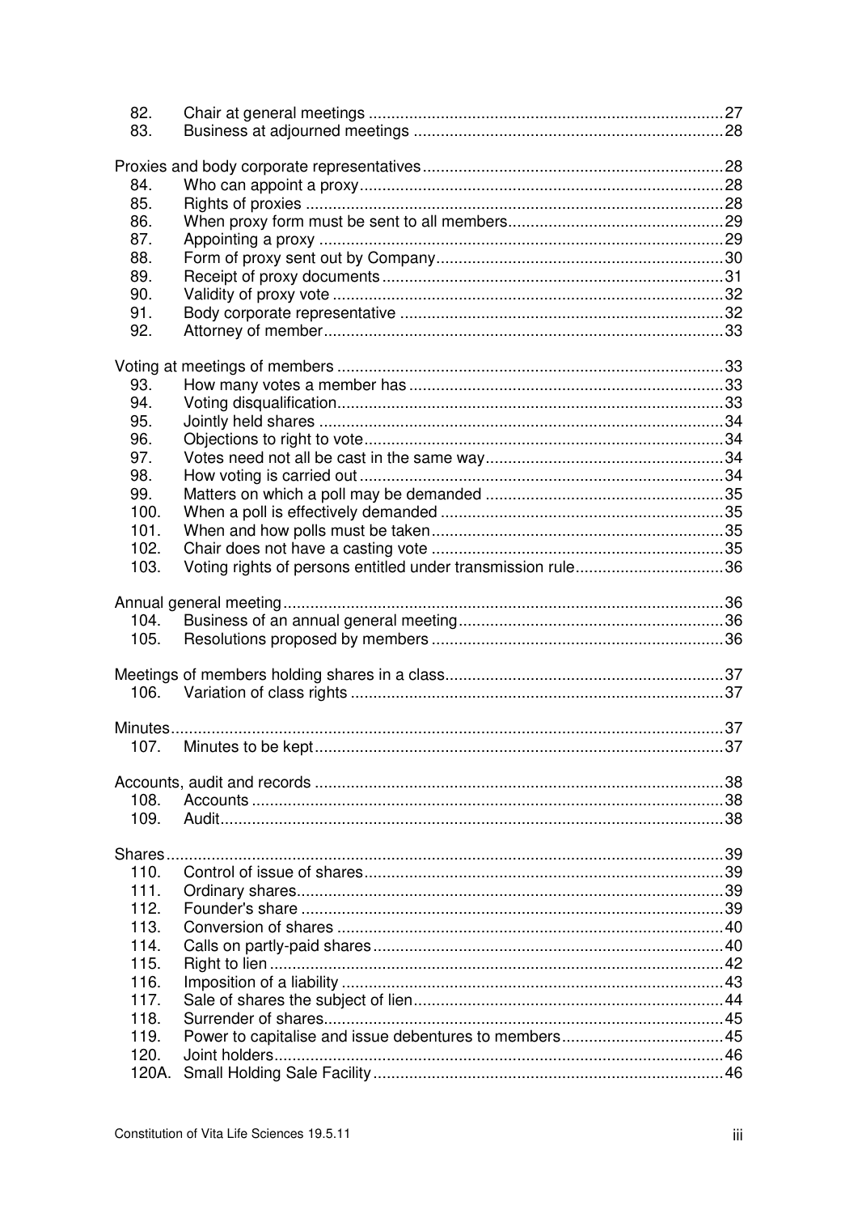| | | |
|---|---|---|
| 82. | Chair at general meetings | 27 |
| 83. | Business at adjourned meetings | 28 |
| **Proxies and body corporate representatives** | | 28 |
| 84. | Who can appoint a proxy | 28 |
| 85. | Rights of proxies | 28 |
| 86. | When proxy form must be sent to all members | 29 |
| 87. | Appointing a proxy | 29 |
| 88. | Form of proxy sent out by Company | 30 |
| 89. | Receipt of proxy documents | 31 |
| 90. | Validity of proxy vote | 32 |
| 91. | Body corporate representative | 32 |
| 92. | Attorney of member | 33 |
| **Voting at meetings of members** | | 33 |
| 93. | How many votes a member has | 33 |
| 94. | Voting disqualification | 33 |
| 95. | Jointly held shares | 34 |
| 96. | Objections to right to vote | 34 |
| 97. | Votes need not all be cast in the same way | 34 |
| 98. | How voting is carried out | 34 |
| 99. | Matters on which a poll may be demanded | 35 |
| 100. | When a poll is effectively demanded | 35 |
| 101. | When and how polls must be taken | 35 |
| 102. | Chair does not have a casting vote | 35 |
| 103. | Voting rights of persons entitled under transmission rule | 36 |
| **Annual general meeting** | | 36 |
| 104. | Business of an annual general meeting | 36 |
| 105. | Resolutions proposed by members | 36 |
| **Meetings of members holding shares in a class** | | 37 |
| 106. | Variation of class rights | 37 |
| **Minutes** | | 37 |
| 107. | Minutes to be kept | 37 |
| **Accounts, audit and records** | | 38 |
| 108. | Accounts | 38 |
| 109. | Audit | 38 |
| **Shares** | | 39 |
| 110. | Control of issue of shares | 39 |
| 111. | Ordinary shares | 39 |
| 112. | Founder's share | 39 |
| 113. | Conversion of shares | 40 |
| 114. | Calls on partly-paid shares | 40 |
| 115. | Right to lien | 42 |
| 116. | Imposition of a liability | 43 |
| 117. | Sale of shares the subject of lien | 44 |
| 118. | Surrender of shares | 45 |
| 119. | Power to capitalise and issue debentures to members | 45 |
| 120. | Joint holders | 46 |
| 120A. | Small Holding Sale Facility | 46 |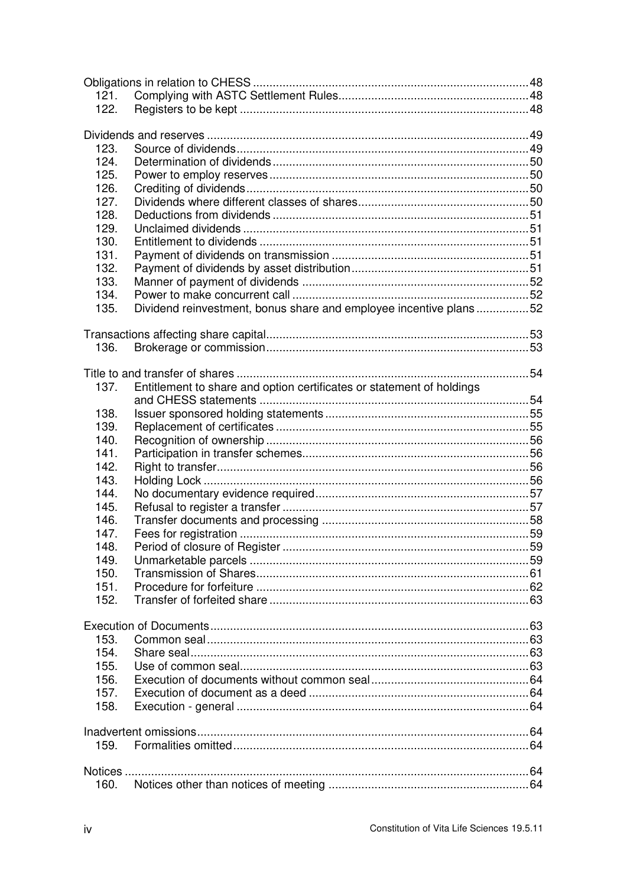Obligations in relation to CHESS ... 48
- 121. Complying with ASTC Settlement Rules ... 48
- 122. Registers to be kept ... 48

Dividends and reserves ... 49
- 123. Source of dividends ... 49
- 124. Determination of dividends ... 50
- 125. Power to employ reserves ... 50
- 126. Crediting of dividends ... 50
- 127. Dividends where different classes of shares ... 50
- 128. Deductions from dividends ... 51
- 129. Unclaimed dividends ... 51
- 130. Entitlement to dividends ... 51
- 131. Payment of dividends on transmission ... 51
- 132. Payment of dividends by asset distribution ... 51
- 133. Manner of payment of dividends ... 52
- 134. Power to make concurrent call ... 52
- 135. Dividend reinvestment, bonus share and employee incentive plans ... 52

Transactions affecting share capital ... 53
- 136. Brokerage or commission ... 53

Title to and transfer of shares ... 54
- 137. Entitlement to share and option certificates or statement of holdings and CHESS statements ... 54
- 138. Issuer sponsored holding statements ... 55
- 139. Replacement of certificates ... 55
- 140. Recognition of ownership ... 56
- 141. Participation in transfer schemes ... 56
- 142. Right to transfer ... 56
- 143. Holding Lock ... 56
- 144. No documentary evidence required ... 57
- 145. Refusal to register a transfer ... 57
- 146. Transfer documents and processing ... 58
- 147. Fees for registration ... 59
- 148. Period of closure of Register ... 59
- 149. Unmarketable parcels ... 59
- 150. Transmission of Shares ... 61
- 151. Procedure for forfeiture ... 62
- 152. Transfer of forfeited share ... 63

Execution of Documents ... 63
- 153. Common seal ... 63
- 154. Share seal ... 63
- 155. Use of common seal ... 63
- 156. Execution of documents without common seal ... 64
- 157. Execution of document as a deed ... 64
- 158. Execution - general ... 64

Inadvertent omissions ... 64
- 159. Formalities omitted ... 64

Notices ... 64
- 160. Notices other than notices of meeting ... 64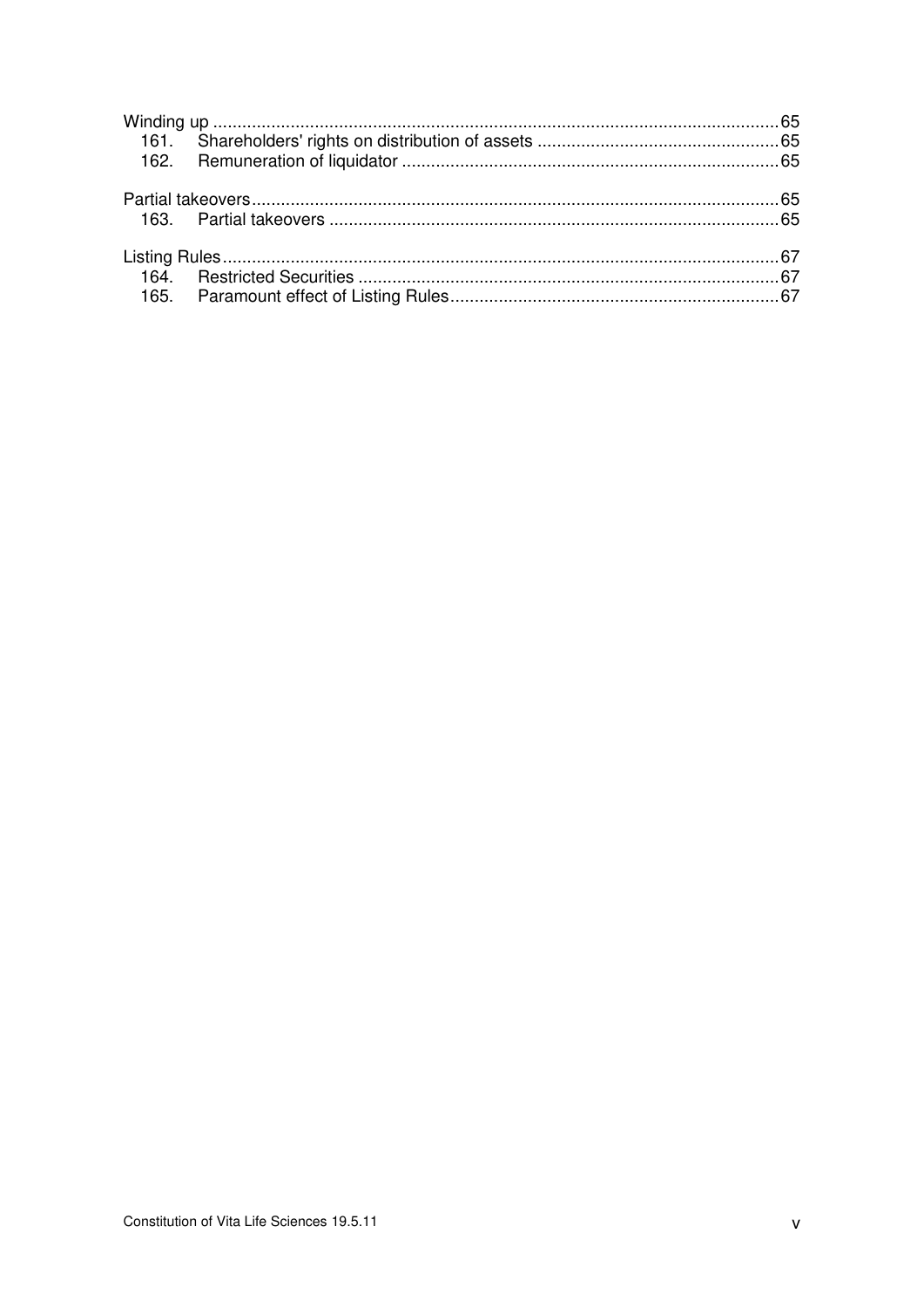Winding up ..... 65

161. Shareholders' rights on distribution of assets ..... 65

162. Remuneration of liquidator ..... 65

Partial takeovers ..... 65

163. Partial takeovers ..... 65

Listing Rules ..... 67

164. Restricted Securities ..... 67

165. Paramount effect of Listing Rules ..... 67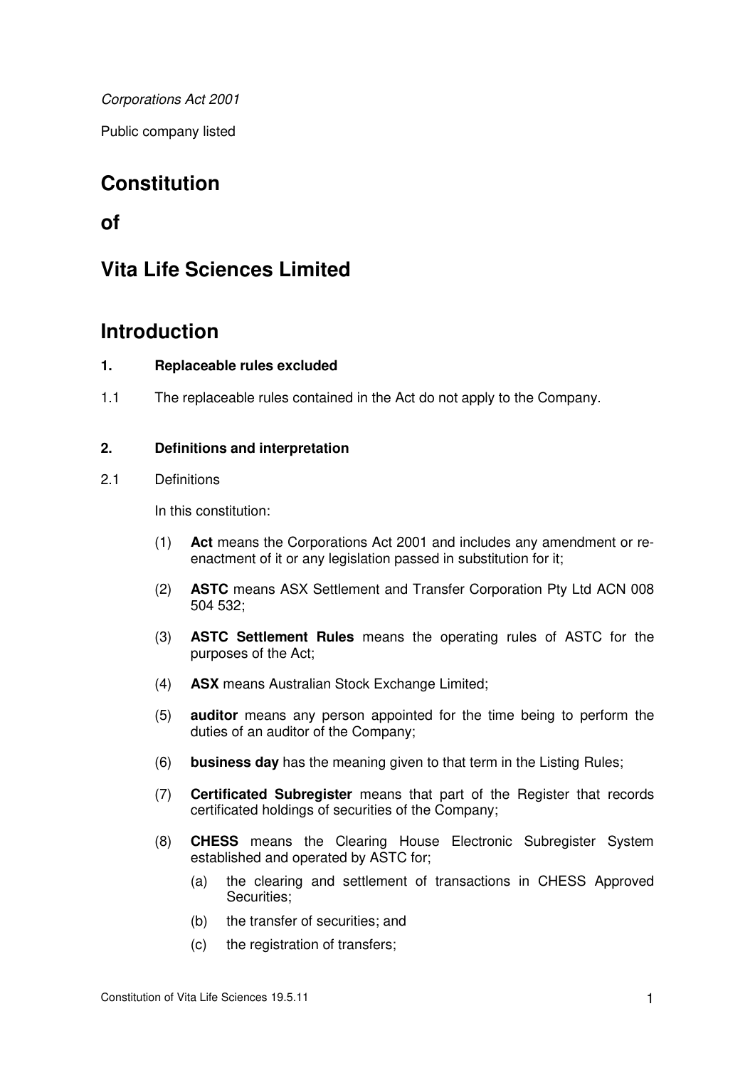*Corporations Act 2001*

Public company listed

# Constitution

# of

# Vita Life Sciences Limited

# Introduction

### 1. Replaceable rules excluded

1.1 The replaceable rules contained in the Act do not apply to the Company.

### 2. Definitions and interpretation

2.1 Definitions

In this constitution:

(1) **Act** means the Corporations Act 2001 and includes any amendment or re-enactment of it or any legislation passed in substitution for it;

(2) **ASTC** means ASX Settlement and Transfer Corporation Pty Ltd ACN 008 504 532;

(3) **ASTC Settlement Rules** means the operating rules of ASTC for the purposes of the Act;

(4) **ASX** means Australian Stock Exchange Limited;

(5) **auditor** means any person appointed for the time being to perform the duties of an auditor of the Company;

(6) **business day** has the meaning given to that term in the Listing Rules;

(7) **Certificated Subregister** means that part of the Register that records certificated holdings of securities of the Company;

(8) **CHESS** means the Clearing House Electronic Subregister System established and operated by ASTC for;

(a) the clearing and settlement of transactions in CHESS Approved Securities;

(b) the transfer of securities; and

(c) the registration of transfers;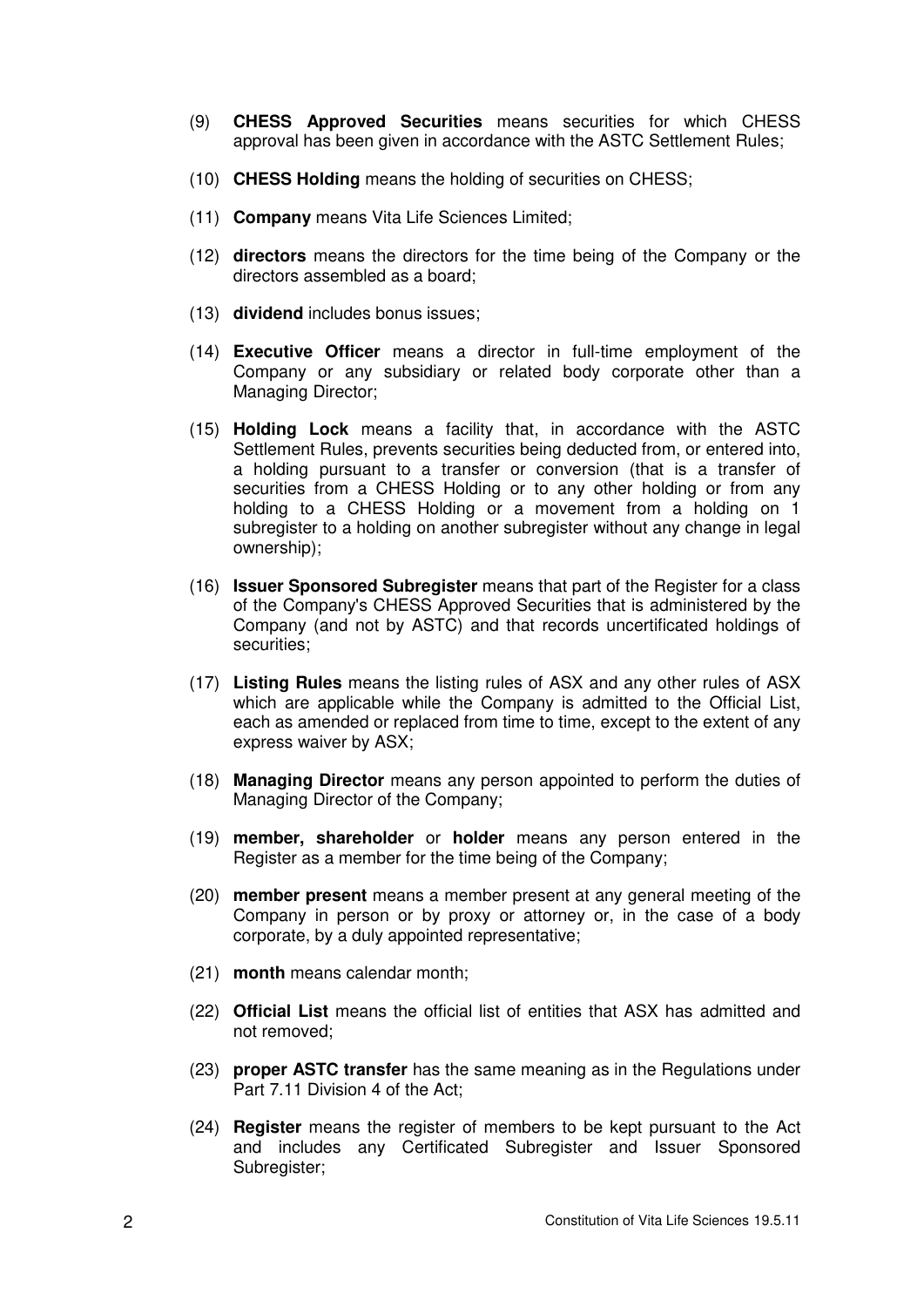(9) **CHESS Approved Securities** means securities for which CHESS approval has been given in accordance with the ASTC Settlement Rules;

(10) **CHESS Holding** means the holding of securities on CHESS;

(11) **Company** means Vita Life Sciences Limited;

(12) **directors** means the directors for the time being of the Company or the directors assembled as a board;

(13) **dividend** includes bonus issues;

(14) **Executive Officer** means a director in full-time employment of the Company or any subsidiary or related body corporate other than a Managing Director;

(15) **Holding Lock** means a facility that, in accordance with the ASTC Settlement Rules, prevents securities being deducted from, or entered into, a holding pursuant to a transfer or conversion (that is a transfer of securities from a CHESS Holding or to any other holding or from any holding to a CHESS Holding or a movement from a holding on 1 subregister to a holding on another subregister without any change in legal ownership);

(16) **Issuer Sponsored Subregister** means that part of the Register for a class of the Company's CHESS Approved Securities that is administered by the Company (and not by ASTC) and that records uncertificated holdings of securities;

(17) **Listing Rules** means the listing rules of ASX and any other rules of ASX which are applicable while the Company is admitted to the Official List, each as amended or replaced from time to time, except to the extent of any express waiver by ASX;

(18) **Managing Director** means any person appointed to perform the duties of Managing Director of the Company;

(19) **member, shareholder** or **holder** means any person entered in the Register as a member for the time being of the Company;

(20) **member present** means a member present at any general meeting of the Company in person or by proxy or attorney or, in the case of a body corporate, by a duly appointed representative;

(21) **month** means calendar month;

(22) **Official List** means the official list of entities that ASX has admitted and not removed;

(23) **proper ASTC transfer** has the same meaning as in the Regulations under Part 7.11 Division 4 of the Act;

(24) **Register** means the register of members to be kept pursuant to the Act and includes any Certificated Subregister and Issuer Sponsored Subregister;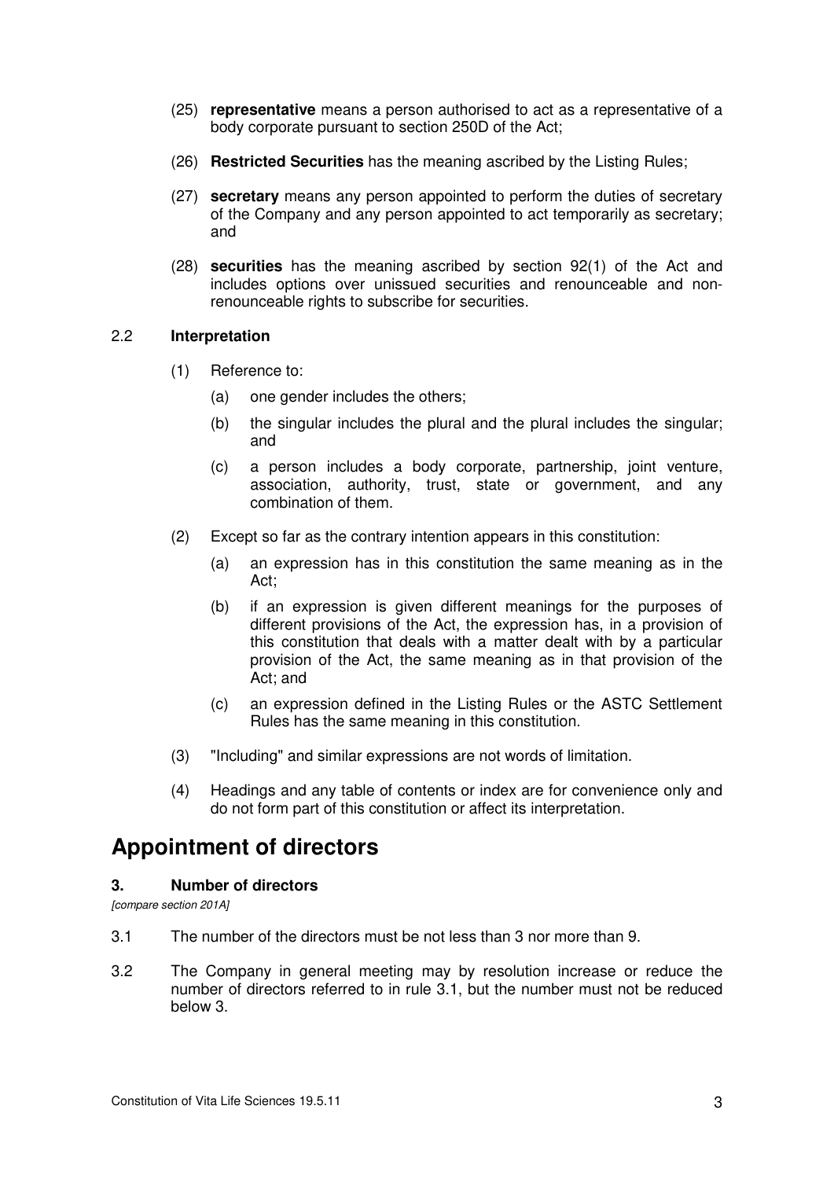(25) **representative** means a person authorised to act as a representative of a body corporate pursuant to section 250D of the Act;

(26) **Restricted Securities** has the meaning ascribed by the Listing Rules;

(27) **secretary** means any person appointed to perform the duties of secretary of the Company and any person appointed to act temporarily as secretary; and

(28) **securities** has the meaning ascribed by section 92(1) of the Act and includes options over unissued securities and renounceable and non-renounceable rights to subscribe for securities.

### 2.2 Interpretation

(1) Reference to:

(a) one gender includes the others;

(b) the singular includes the plural and the plural includes the singular; and

(c) a person includes a body corporate, partnership, joint venture, association, authority, trust, state or government, and any combination of them.

(2) Except so far as the contrary intention appears in this constitution:

(a) an expression has in this constitution the same meaning as in the Act;

(b) if an expression is given different meanings for the purposes of different provisions of the Act, the expression has, in a provision of this constitution that deals with a matter dealt with by a particular provision of the Act, the same meaning as in that provision of the Act; and

(c) an expression defined in the Listing Rules or the ASTC Settlement Rules has the same meaning in this constitution.

(3) "Including" and similar expressions are not words of limitation.

(4) Headings and any table of contents or index are for convenience only and do not form part of this constitution or affect its interpretation.

# Appointment of directors

### 3. Number of directors

*[compare section 201A]*

3.1 The number of the directors must be not less than 3 nor more than 9.

3.2 The Company in general meeting may by resolution increase or reduce the number of directors referred to in rule 3.1, but the number must not be reduced below 3.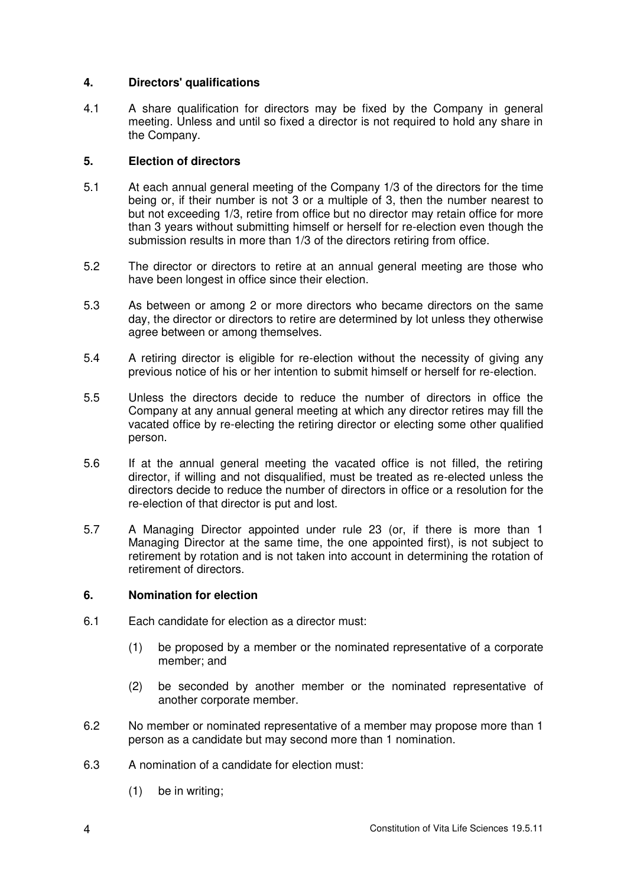## 4. Directors' qualifications

4.1 A share qualification for directors may be fixed by the Company in general meeting. Unless and until so fixed a director is not required to hold any share in the Company.

## 5. Election of directors

5.1 At each annual general meeting of the Company 1/3 of the directors for the time being or, if their number is not 3 or a multiple of 3, then the number nearest to but not exceeding 1/3, retire from office but no director may retain office for more than 3 years without submitting himself or herself for re-election even though the submission results in more than 1/3 of the directors retiring from office.

5.2 The director or directors to retire at an annual general meeting are those who have been longest in office since their election.

5.3 As between or among 2 or more directors who became directors on the same day, the director or directors to retire are determined by lot unless they otherwise agree between or among themselves.

5.4 A retiring director is eligible for re-election without the necessity of giving any previous notice of his or her intention to submit himself or herself for re-election.

5.5 Unless the directors decide to reduce the number of directors in office the Company at any annual general meeting at which any director retires may fill the vacated office by re-electing the retiring director or electing some other qualified person.

5.6 If at the annual general meeting the vacated office is not filled, the retiring director, if willing and not disqualified, must be treated as re-elected unless the directors decide to reduce the number of directors in office or a resolution for the re-election of that director is put and lost.

5.7 A Managing Director appointed under rule 23 (or, if there is more than 1 Managing Director at the same time, the one appointed first), is not subject to retirement by rotation and is not taken into account in determining the rotation of retirement of directors.

## 6. Nomination for election

6.1 Each candidate for election as a director must:

(1) be proposed by a member or the nominated representative of a corporate member; and

(2) be seconded by another member or the nominated representative of another corporate member.

6.2 No member or nominated representative of a member may propose more than 1 person as a candidate but may second more than 1 nomination.

6.3 A nomination of a candidate for election must:

(1) be in writing;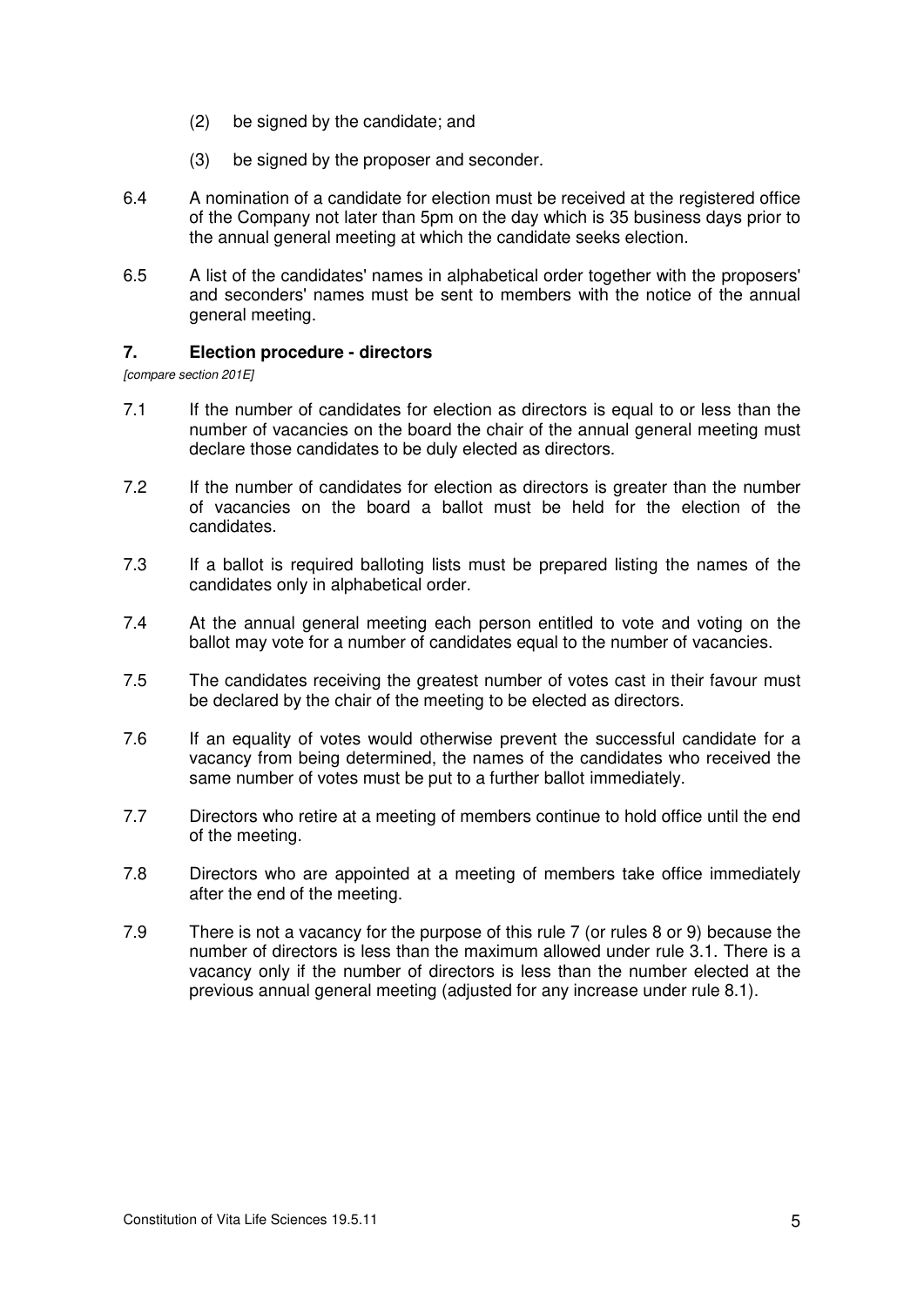(2) be signed by the candidate; and

(3) be signed by the proposer and seconder.

6.4 A nomination of a candidate for election must be received at the registered office of the Company not later than 5pm on the day which is 35 business days prior to the annual general meeting at which the candidate seeks election.

6.5 A list of the candidates' names in alphabetical order together with the proposers' and seconders' names must be sent to members with the notice of the annual general meeting.

## 7. Election procedure - directors

*[compare section 201E]*

7.1 If the number of candidates for election as directors is equal to or less than the number of vacancies on the board the chair of the annual general meeting must declare those candidates to be duly elected as directors.

7.2 If the number of candidates for election as directors is greater than the number of vacancies on the board a ballot must be held for the election of the candidates.

7.3 If a ballot is required balloting lists must be prepared listing the names of the candidates only in alphabetical order.

7.4 At the annual general meeting each person entitled to vote and voting on the ballot may vote for a number of candidates equal to the number of vacancies.

7.5 The candidates receiving the greatest number of votes cast in their favour must be declared by the chair of the meeting to be elected as directors.

7.6 If an equality of votes would otherwise prevent the successful candidate for a vacancy from being determined, the names of the candidates who received the same number of votes must be put to a further ballot immediately.

7.7 Directors who retire at a meeting of members continue to hold office until the end of the meeting.

7.8 Directors who are appointed at a meeting of members take office immediately after the end of the meeting.

7.9 There is not a vacancy for the purpose of this rule 7 (or rules 8 or 9) because the number of directors is less than the maximum allowed under rule 3.1. There is a vacancy only if the number of directors is less than the number elected at the previous annual general meeting (adjusted for any increase under rule 8.1).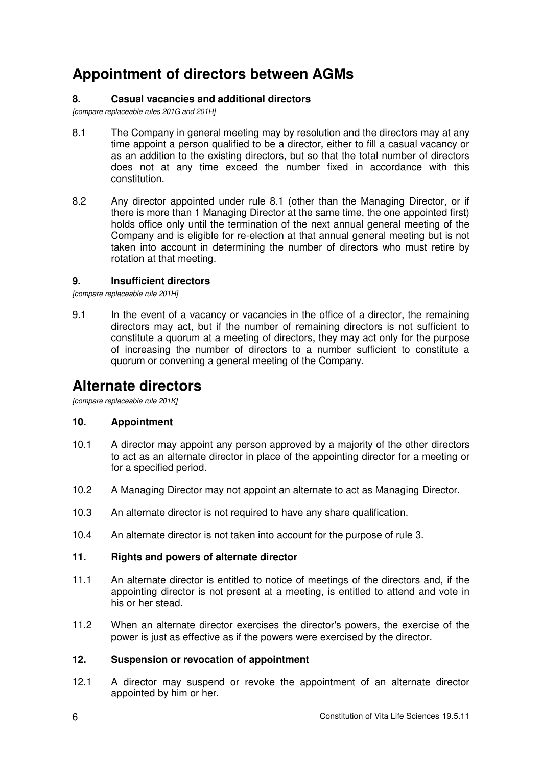## Appointment of directors between AGMs

### 8. Casual vacancies and additional directors

*[compare replaceable rules 201G and 201H]*

8.1 The Company in general meeting may by resolution and the directors may at any time appoint a person qualified to be a director, either to fill a casual vacancy or as an addition to the existing directors, but so that the total number of directors does not at any time exceed the number fixed in accordance with this constitution.

8.2 Any director appointed under rule 8.1 (other than the Managing Director, or if there is more than 1 Managing Director at the same time, the one appointed first) holds office only until the termination of the next annual general meeting of the Company and is eligible for re-election at that annual general meeting but is not taken into account in determining the number of directors who must retire by rotation at that meeting.

### 9. Insufficient directors

*[compare replaceable rule 201H]*

9.1 In the event of a vacancy or vacancies in the office of a director, the remaining directors may act, but if the number of remaining directors is not sufficient to constitute a quorum at a meeting of directors, they may act only for the purpose of increasing the number of directors to a number sufficient to constitute a quorum or convening a general meeting of the Company.

## Alternate directors

*[compare replaceable rule 201K]*

### 10. Appointment

10.1 A director may appoint any person approved by a majority of the other directors to act as an alternate director in place of the appointing director for a meeting or for a specified period.

10.2 A Managing Director may not appoint an alternate to act as Managing Director.

10.3 An alternate director is not required to have any share qualification.

10.4 An alternate director is not taken into account for the purpose of rule 3.

### 11. Rights and powers of alternate director

11.1 An alternate director is entitled to notice of meetings of the directors and, if the appointing director is not present at a meeting, is entitled to attend and vote in his or her stead.

11.2 When an alternate director exercises the director's powers, the exercise of the power is just as effective as if the powers were exercised by the director.

### 12. Suspension or revocation of appointment

12.1 A director may suspend or revoke the appointment of an alternate director appointed by him or her.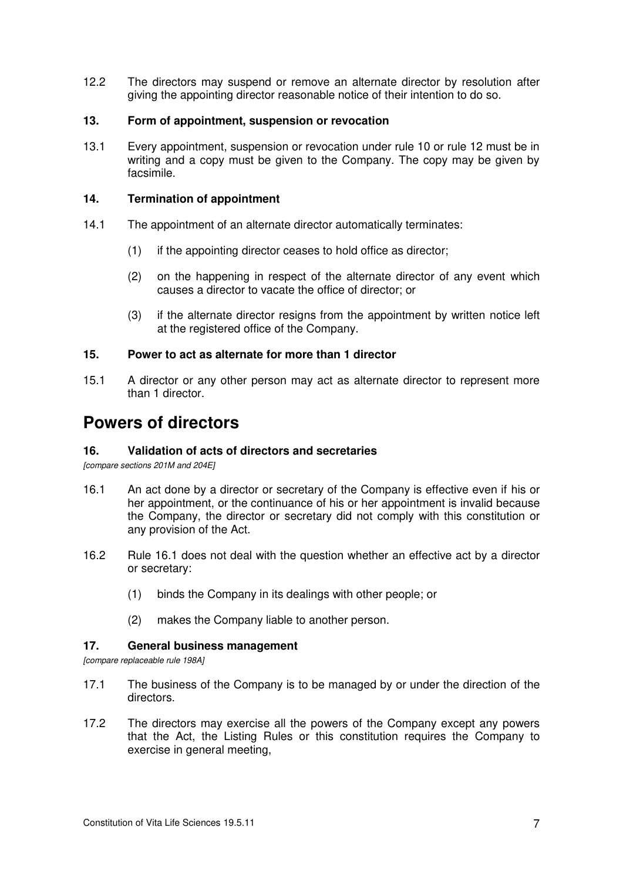12.2 The directors may suspend or remove an alternate director by resolution after giving the appointing director reasonable notice of their intention to do so.

### 13. Form of appointment, suspension or revocation

13.1 Every appointment, suspension or revocation under rule 10 or rule 12 must be in writing and a copy must be given to the Company. The copy may be given by facsimile.

### 14. Termination of appointment

14.1 The appointment of an alternate director automatically terminates:

(1) if the appointing director ceases to hold office as director;

(2) on the happening in respect of the alternate director of any event which causes a director to vacate the office of director; or

(3) if the alternate director resigns from the appointment by written notice left at the registered office of the Company.

### 15. Power to act as alternate for more than 1 director

15.1 A director or any other person may act as alternate director to represent more than 1 director.

## Powers of directors

### 16. Validation of acts of directors and secretaries

*[compare sections 201M and 204E]*

16.1 An act done by a director or secretary of the Company is effective even if his or her appointment, or the continuance of his or her appointment is invalid because the Company, the director or secretary did not comply with this constitution or any provision of the Act.

16.2 Rule 16.1 does not deal with the question whether an effective act by a director or secretary:

(1) binds the Company in its dealings with other people; or

(2) makes the Company liable to another person.

### 17. General business management

*[compare replaceable rule 198A]*

17.1 The business of the Company is to be managed by or under the direction of the directors.

17.2 The directors may exercise all the powers of the Company except any powers that the Act, the Listing Rules or this constitution requires the Company to exercise in general meeting,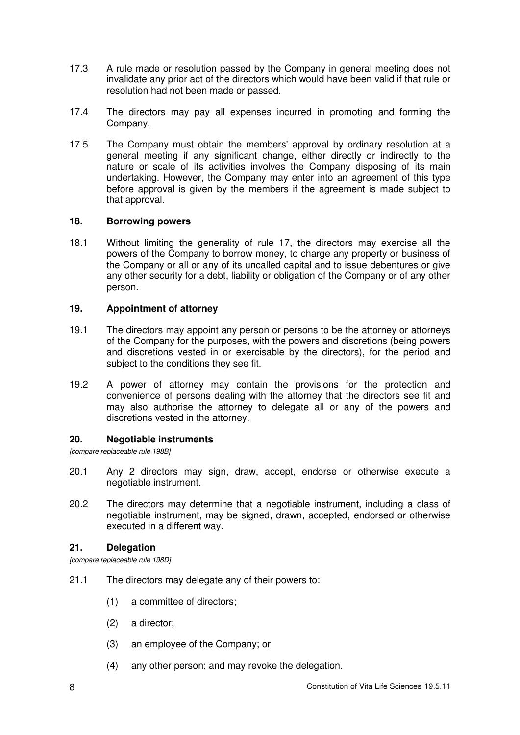17.3 A rule made or resolution passed by the Company in general meeting does not invalidate any prior act of the directors which would have been valid if that rule or resolution had not been made or passed.

17.4 The directors may pay all expenses incurred in promoting and forming the Company.

17.5 The Company must obtain the members' approval by ordinary resolution at a general meeting if any significant change, either directly or indirectly to the nature or scale of its activities involves the Company disposing of its main undertaking. However, the Company may enter into an agreement of this type before approval is given by the members if the agreement is made subject to that approval.

## 18. Borrowing powers

18.1 Without limiting the generality of rule 17, the directors may exercise all the powers of the Company to borrow money, to charge any property or business of the Company or all or any of its uncalled capital and to issue debentures or give any other security for a debt, liability or obligation of the Company or of any other person.

## 19. Appointment of attorney

19.1 The directors may appoint any person or persons to be the attorney or attorneys of the Company for the purposes, with the powers and discretions (being powers and discretions vested in or exercisable by the directors), for the period and subject to the conditions they see fit.

19.2 A power of attorney may contain the provisions for the protection and convenience of persons dealing with the attorney that the directors see fit and may also authorise the attorney to delegate all or any of the powers and discretions vested in the attorney.

## 20. Negotiable instruments

*[compare replaceable rule 198B]*

20.1 Any 2 directors may sign, draw, accept, endorse or otherwise execute a negotiable instrument.

20.2 The directors may determine that a negotiable instrument, including a class of negotiable instrument, may be signed, drawn, accepted, endorsed or otherwise executed in a different way.

## 21. Delegation

*[compare replaceable rule 198D]*

21.1 The directors may delegate any of their powers to:

(1) a committee of directors;

(2) a director;

(3) an employee of the Company; or

(4) any other person; and may revoke the delegation.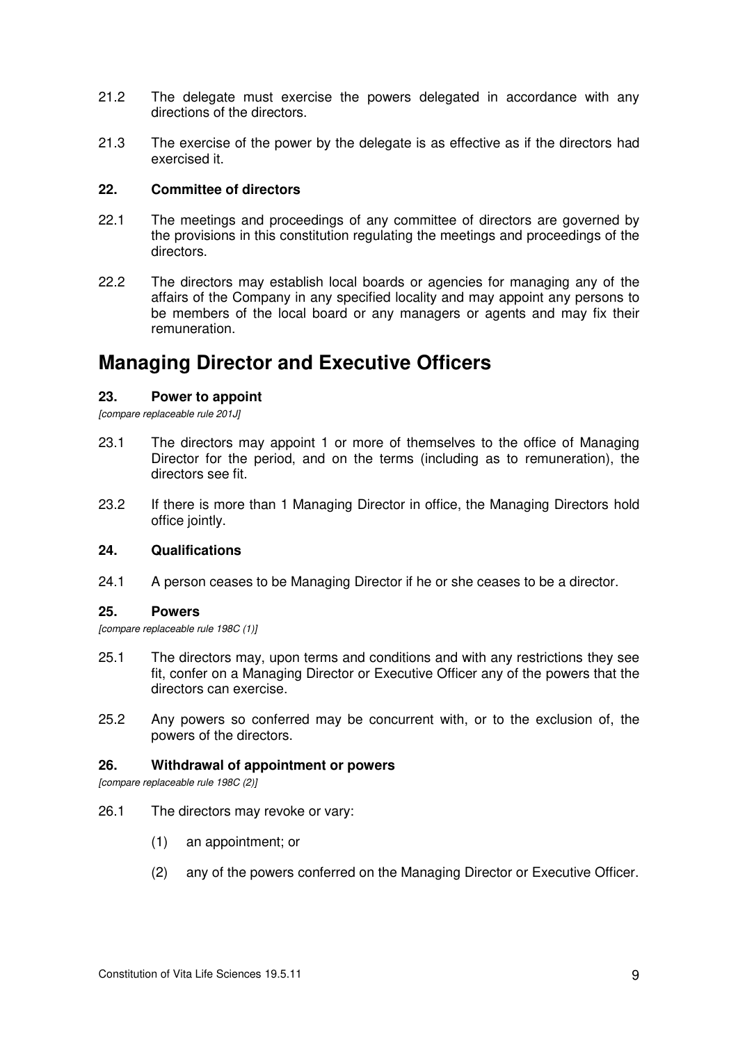21.2 The delegate must exercise the powers delegated in accordance with any directions of the directors.

21.3 The exercise of the power by the delegate is as effective as if the directors had exercised it.

### 22. Committee of directors

22.1 The meetings and proceedings of any committee of directors are governed by the provisions in this constitution regulating the meetings and proceedings of the directors.

22.2 The directors may establish local boards or agencies for managing any of the affairs of the Company in any specified locality and may appoint any persons to be members of the local board or any managers or agents and may fix their remuneration.

## Managing Director and Executive Officers

### 23. Power to appoint

*[compare replaceable rule 201J]*

23.1 The directors may appoint 1 or more of themselves to the office of Managing Director for the period, and on the terms (including as to remuneration), the directors see fit.

23.2 If there is more than 1 Managing Director in office, the Managing Directors hold office jointly.

### 24. Qualifications

24.1 A person ceases to be Managing Director if he or she ceases to be a director.

### 25. Powers

*[compare replaceable rule 198C (1)]*

25.1 The directors may, upon terms and conditions and with any restrictions they see fit, confer on a Managing Director or Executive Officer any of the powers that the directors can exercise.

25.2 Any powers so conferred may be concurrent with, or to the exclusion of, the powers of the directors.

### 26. Withdrawal of appointment or powers

*[compare replaceable rule 198C (2)]*

26.1 The directors may revoke or vary:

(1) an appointment; or

(2) any of the powers conferred on the Managing Director or Executive Officer.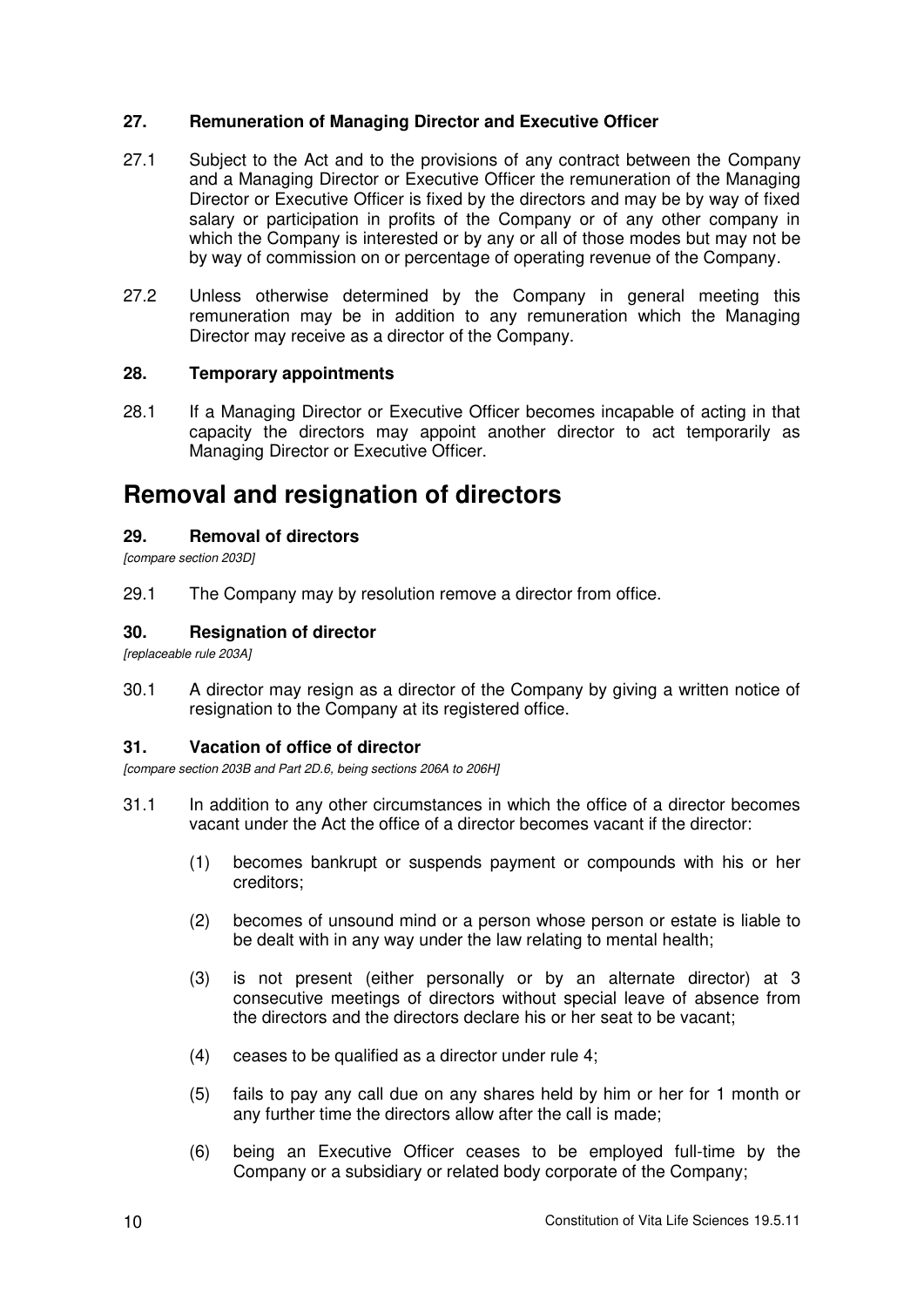### 27. Remuneration of Managing Director and Executive Officer

27.1 Subject to the Act and to the provisions of any contract between the Company and a Managing Director or Executive Officer the remuneration of the Managing Director or Executive Officer is fixed by the directors and may be by way of fixed salary or participation in profits of the Company or of any other company in which the Company is interested or by any or all of those modes but may not be by way of commission on or percentage of operating revenue of the Company.

27.2 Unless otherwise determined by the Company in general meeting this remuneration may be in addition to any remuneration which the Managing Director may receive as a director of the Company.

### 28. Temporary appointments

28.1 If a Managing Director or Executive Officer becomes incapable of acting in that capacity the directors may appoint another director to act temporarily as Managing Director or Executive Officer.

## Removal and resignation of directors

### 29. Removal of directors

*[compare section 203D]*

29.1 The Company may by resolution remove a director from office.

### 30. Resignation of director

*[replaceable rule 203A]*

30.1 A director may resign as a director of the Company by giving a written notice of resignation to the Company at its registered office.

### 31. Vacation of office of director

*[compare section 203B and Part 2D.6, being sections 206A to 206H]*

31.1 In addition to any other circumstances in which the office of a director becomes vacant under the Act the office of a director becomes vacant if the director:

(1) becomes bankrupt or suspends payment or compounds with his or her creditors;

(2) becomes of unsound mind or a person whose person or estate is liable to be dealt with in any way under the law relating to mental health;

(3) is not present (either personally or by an alternate director) at 3 consecutive meetings of directors without special leave of absence from the directors and the directors declare his or her seat to be vacant;

(4) ceases to be qualified as a director under rule 4;

(5) fails to pay any call due on any shares held by him or her for 1 month or any further time the directors allow after the call is made;

(6) being an Executive Officer ceases to be employed full-time by the Company or a subsidiary or related body corporate of the Company;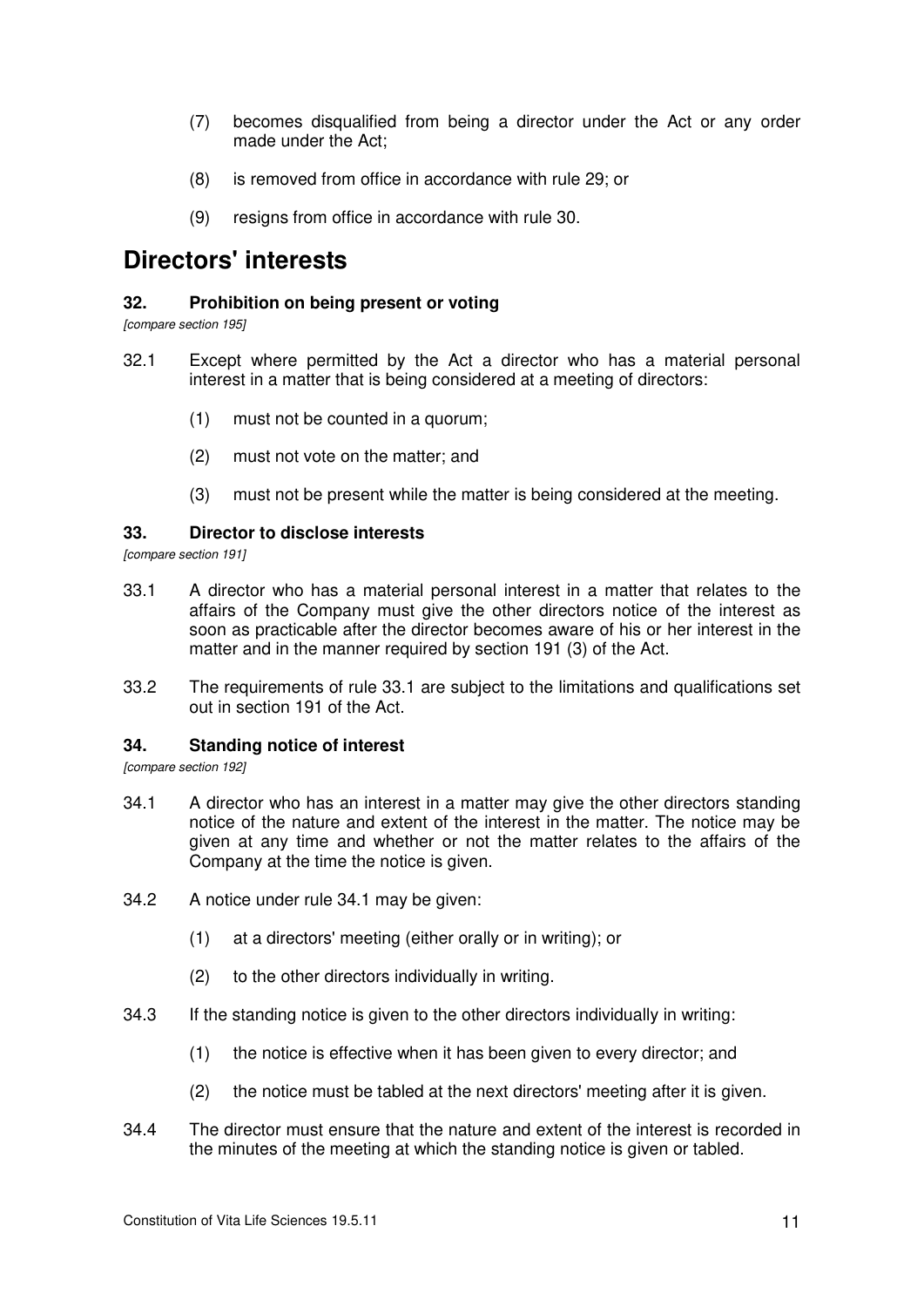(7) becomes disqualified from being a director under the Act or any order made under the Act;

(8) is removed from office in accordance with rule 29; or

(9) resigns from office in accordance with rule 30.

# Directors' interests

### 32. Prohibition on being present or voting

*[compare section 195]*

32.1 Except where permitted by the Act a director who has a material personal interest in a matter that is being considered at a meeting of directors:

(1) must not be counted in a quorum;

(2) must not vote on the matter; and

(3) must not be present while the matter is being considered at the meeting.

### 33. Director to disclose interests

*[compare section 191]*

33.1 A director who has a material personal interest in a matter that relates to the affairs of the Company must give the other directors notice of the interest as soon as practicable after the director becomes aware of his or her interest in the matter and in the manner required by section 191 (3) of the Act.

33.2 The requirements of rule 33.1 are subject to the limitations and qualifications set out in section 191 of the Act.

### 34. Standing notice of interest

*[compare section 192]*

34.1 A director who has an interest in a matter may give the other directors standing notice of the nature and extent of the interest in the matter. The notice may be given at any time and whether or not the matter relates to the affairs of the Company at the time the notice is given.

34.2 A notice under rule 34.1 may be given:

(1) at a directors' meeting (either orally or in writing); or

(2) to the other directors individually in writing.

34.3 If the standing notice is given to the other directors individually in writing:

(1) the notice is effective when it has been given to every director; and

(2) the notice must be tabled at the next directors' meeting after it is given.

34.4 The director must ensure that the nature and extent of the interest is recorded in the minutes of the meeting at which the standing notice is given or tabled.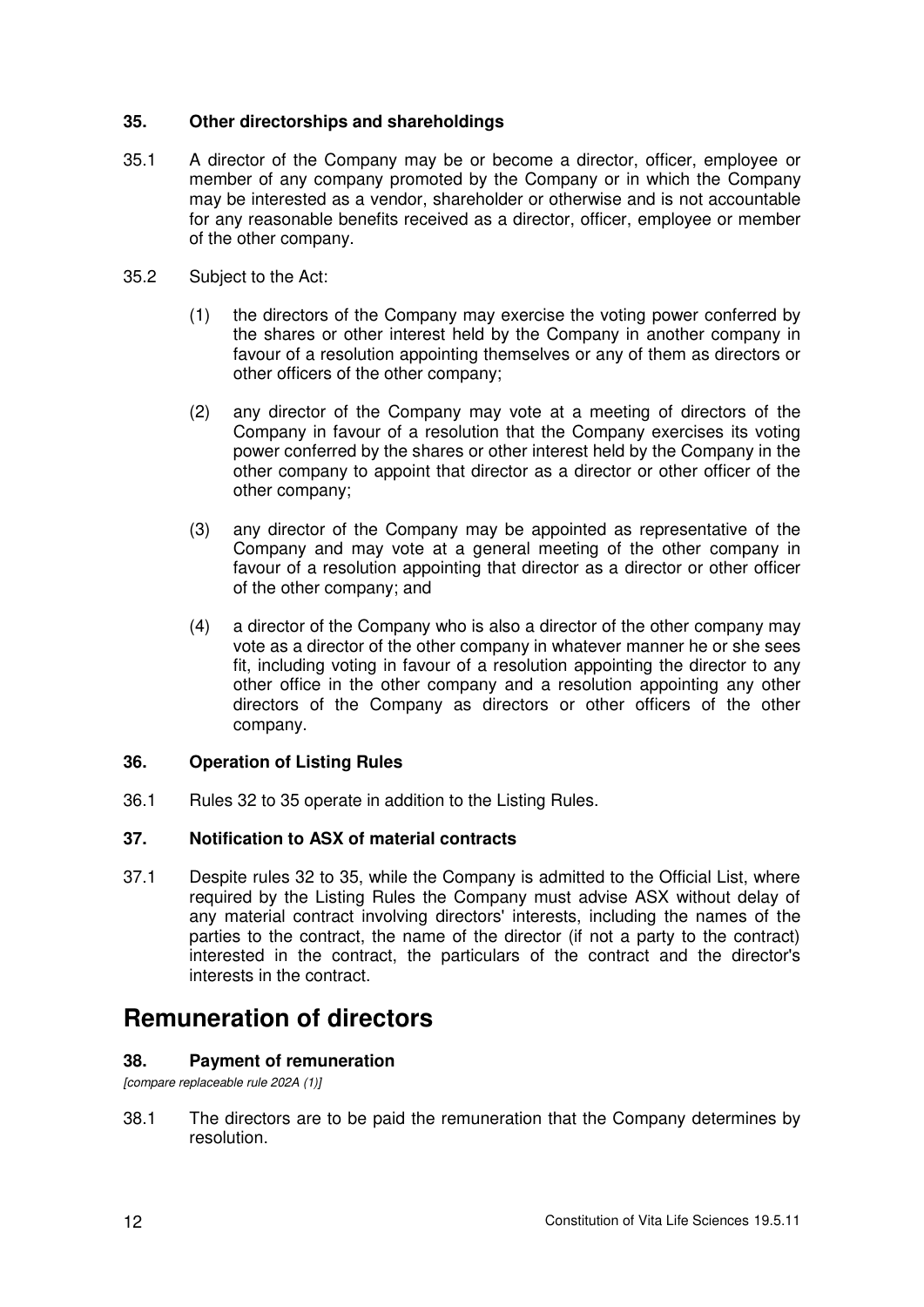### 35. Other directorships and shareholdings

35.1 A director of the Company may be or become a director, officer, employee or member of any company promoted by the Company or in which the Company may be interested as a vendor, shareholder or otherwise and is not accountable for any reasonable benefits received as a director, officer, employee or member of the other company.

35.2 Subject to the Act:

(1) the directors of the Company may exercise the voting power conferred by the shares or other interest held by the Company in another company in favour of a resolution appointing themselves or any of them as directors or other officers of the other company;

(2) any director of the Company may vote at a meeting of directors of the Company in favour of a resolution that the Company exercises its voting power conferred by the shares or other interest held by the Company in the other company to appoint that director as a director or other officer of the other company;

(3) any director of the Company may be appointed as representative of the Company and may vote at a general meeting of the other company in favour of a resolution appointing that director as a director or other officer of the other company; and

(4) a director of the Company who is also a director of the other company may vote as a director of the other company in whatever manner he or she sees fit, including voting in favour of a resolution appointing the director to any other office in the other company and a resolution appointing any other directors of the Company as directors or other officers of the other company.

### 36. Operation of Listing Rules

36.1 Rules 32 to 35 operate in addition to the Listing Rules.

### 37. Notification to ASX of material contracts

37.1 Despite rules 32 to 35, while the Company is admitted to the Official List, where required by the Listing Rules the Company must advise ASX without delay of any material contract involving directors' interests, including the names of the parties to the contract, the name of the director (if not a party to the contract) interested in the contract, the particulars of the contract and the director's interests in the contract.

## Remuneration of directors

### 38. Payment of remuneration

*[compare replaceable rule 202A (1)]*

38.1 The directors are to be paid the remuneration that the Company determines by resolution.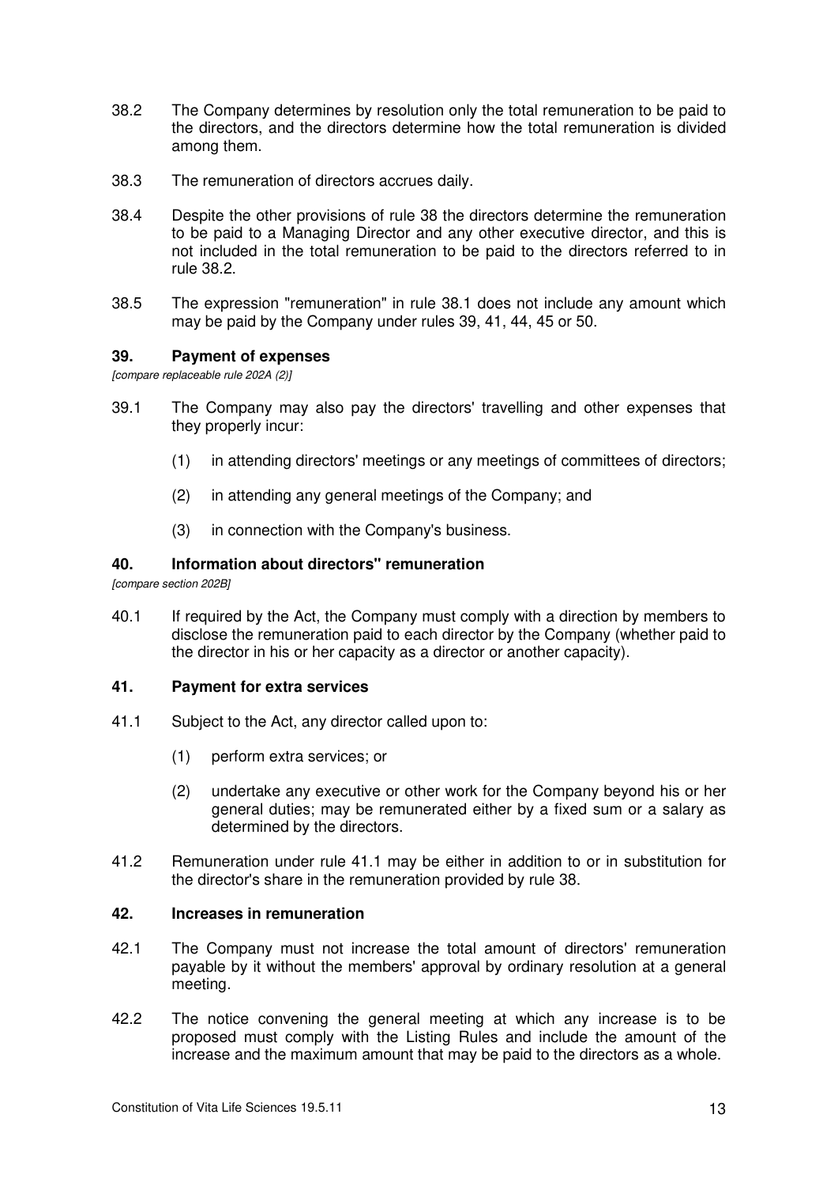38.2 The Company determines by resolution only the total remuneration to be paid to the directors, and the directors determine how the total remuneration is divided among them.

38.3 The remuneration of directors accrues daily.

38.4 Despite the other provisions of rule 38 the directors determine the remuneration to be paid to a Managing Director and any other executive director, and this is not included in the total remuneration to be paid to the directors referred to in rule 38.2.

38.5 The expression "remuneration" in rule 38.1 does not include any amount which may be paid by the Company under rules 39, 41, 44, 45 or 50.

### 39. Payment of expenses

*[compare replaceable rule 202A (2)]*

39.1 The Company may also pay the directors' travelling and other expenses that they properly incur:

(1) in attending directors' meetings or any meetings of committees of directors;

(2) in attending any general meetings of the Company; and

(3) in connection with the Company's business.

### 40. Information about directors'' remuneration

*[compare section 202B]*

40.1 If required by the Act, the Company must comply with a direction by members to disclose the remuneration paid to each director by the Company (whether paid to the director in his or her capacity as a director or another capacity).

### 41. Payment for extra services

41.1 Subject to the Act, any director called upon to:

(1) perform extra services; or

(2) undertake any executive or other work for the Company beyond his or her general duties; may be remunerated either by a fixed sum or a salary as determined by the directors.

41.2 Remuneration under rule 41.1 may be either in addition to or in substitution for the director's share in the remuneration provided by rule 38.

### 42. Increases in remuneration

42.1 The Company must not increase the total amount of directors' remuneration payable by it without the members' approval by ordinary resolution at a general meeting.

42.2 The notice convening the general meeting at which any increase is to be proposed must comply with the Listing Rules and include the amount of the increase and the maximum amount that may be paid to the directors as a whole.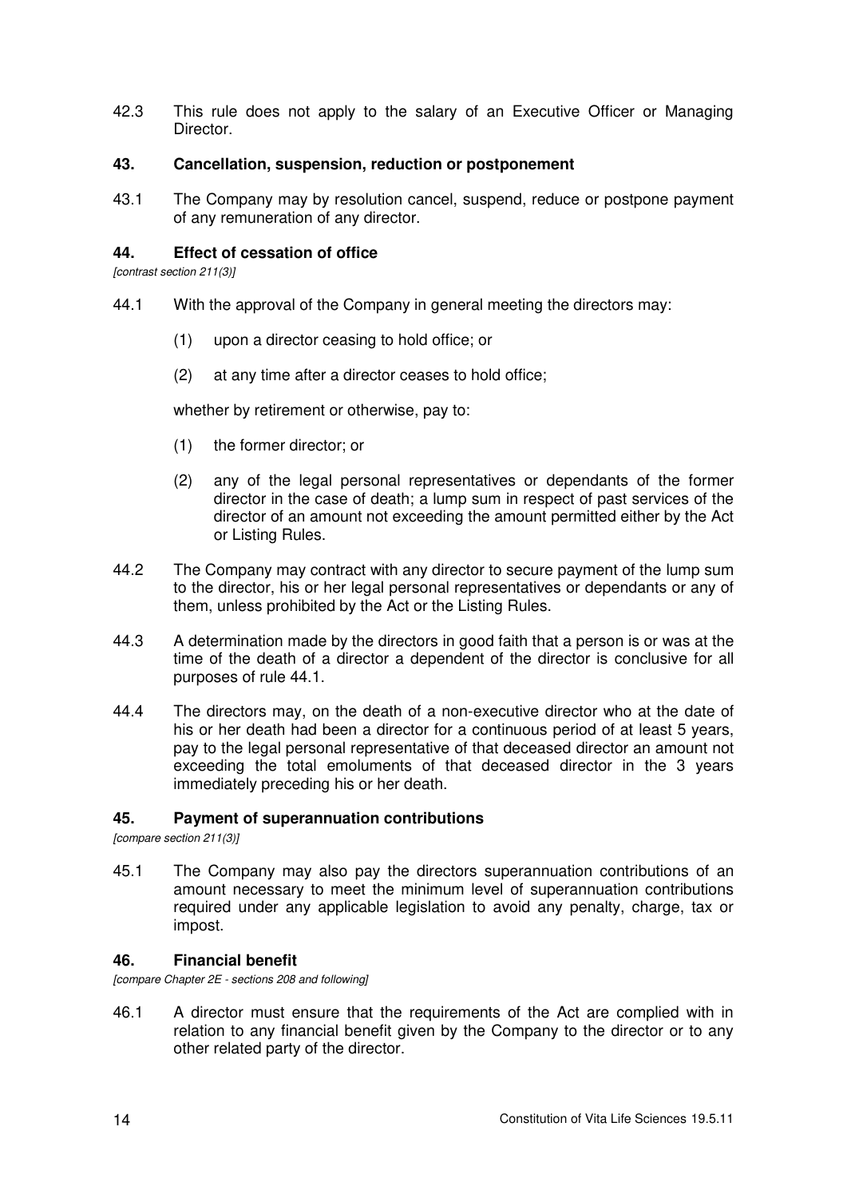42.3 This rule does not apply to the salary of an Executive Officer or Managing Director.

### 43. Cancellation, suspension, reduction or postponement

43.1 The Company may by resolution cancel, suspend, reduce or postpone payment of any remuneration of any director.

### 44. Effect of cessation of office

*[contrast section 211(3)]*

44.1 With the approval of the Company in general meeting the directors may:

(1) upon a director ceasing to hold office; or

(2) at any time after a director ceases to hold office;

whether by retirement or otherwise, pay to:

(1) the former director; or

(2) any of the legal personal representatives or dependants of the former director in the case of death; a lump sum in respect of past services of the director of an amount not exceeding the amount permitted either by the Act or Listing Rules.

44.2 The Company may contract with any director to secure payment of the lump sum to the director, his or her legal personal representatives or dependants or any of them, unless prohibited by the Act or the Listing Rules.

44.3 A determination made by the directors in good faith that a person is or was at the time of the death of a director a dependent of the director is conclusive for all purposes of rule 44.1.

44.4 The directors may, on the death of a non-executive director who at the date of his or her death had been a director for a continuous period of at least 5 years, pay to the legal personal representative of that deceased director an amount not exceeding the total emoluments of that deceased director in the 3 years immediately preceding his or her death.

### 45. Payment of superannuation contributions

*[compare section 211(3)]*

45.1 The Company may also pay the directors superannuation contributions of an amount necessary to meet the minimum level of superannuation contributions required under any applicable legislation to avoid any penalty, charge, tax or impost.

### 46. Financial benefit

*[compare Chapter 2E - sections 208 and following]*

46.1 A director must ensure that the requirements of the Act are complied with in relation to any financial benefit given by the Company to the director or to any other related party of the director.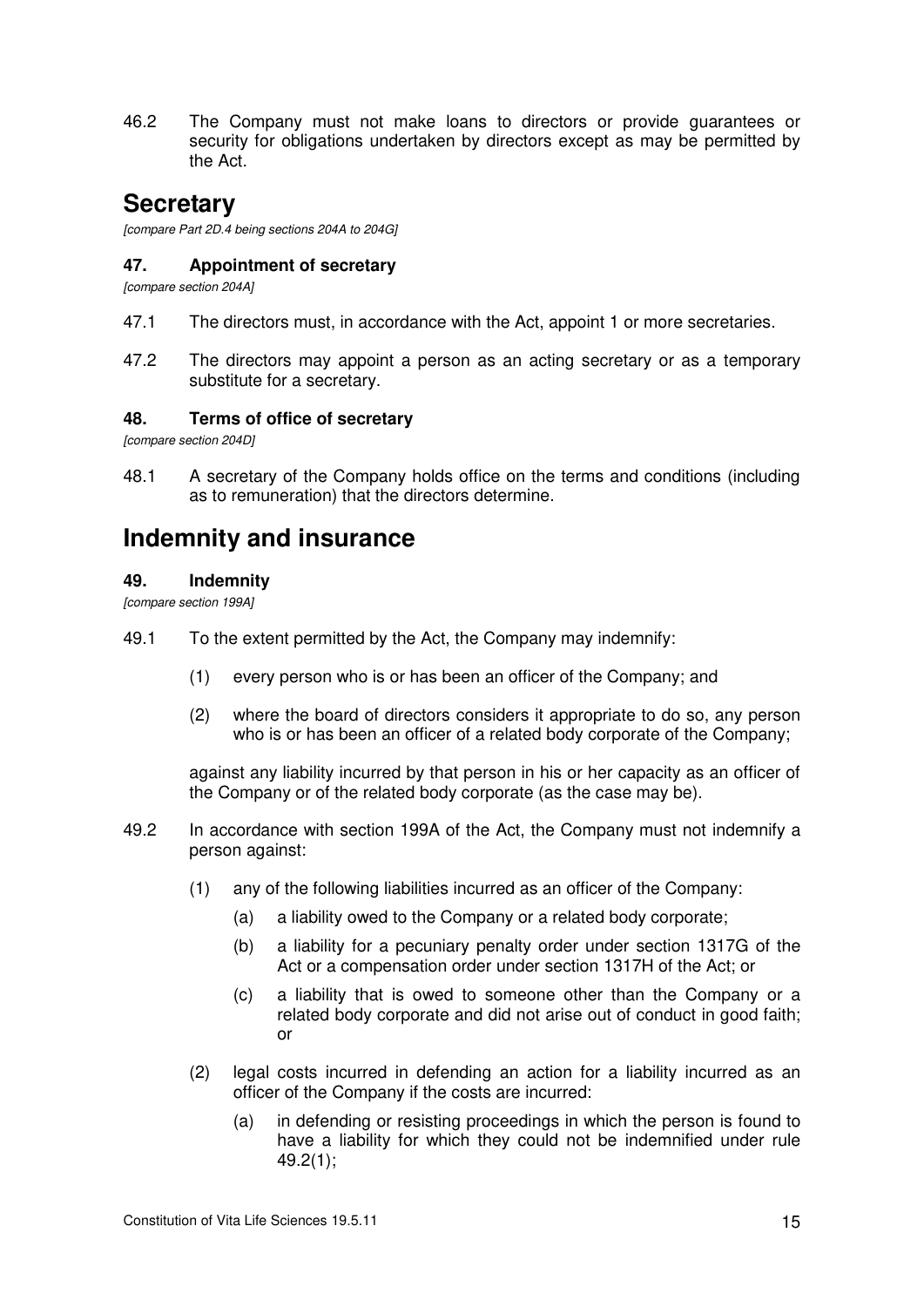46.2 The Company must not make loans to directors or provide guarantees or security for obligations undertaken by directors except as may be permitted by the Act.

# Secretary

*[compare Part 2D.4 being sections 204A to 204G]*

### 47. Appointment of secretary

*[compare section 204A]*

47.1 The directors must, in accordance with the Act, appoint 1 or more secretaries.

47.2 The directors may appoint a person as an acting secretary or as a temporary substitute for a secretary.

### 48. Terms of office of secretary

*[compare section 204D]*

48.1 A secretary of the Company holds office on the terms and conditions (including as to remuneration) that the directors determine.

# Indemnity and insurance

### 49. Indemnity

*[compare section 199A]*

49.1 To the extent permitted by the Act, the Company may indemnify:

(1) every person who is or has been an officer of the Company; and

(2) where the board of directors considers it appropriate to do so, any person who is or has been an officer of a related body corporate of the Company;

against any liability incurred by that person in his or her capacity as an officer of the Company or of the related body corporate (as the case may be).

49.2 In accordance with section 199A of the Act, the Company must not indemnify a person against:

(1) any of the following liabilities incurred as an officer of the Company:

(a) a liability owed to the Company or a related body corporate;

(b) a liability for a pecuniary penalty order under section 1317G of the Act or a compensation order under section 1317H of the Act; or

(c) a liability that is owed to someone other than the Company or a related body corporate and did not arise out of conduct in good faith; or

(2) legal costs incurred in defending an action for a liability incurred as an officer of the Company if the costs are incurred:

(a) in defending or resisting proceedings in which the person is found to have a liability for which they could not be indemnified under rule 49.2(1);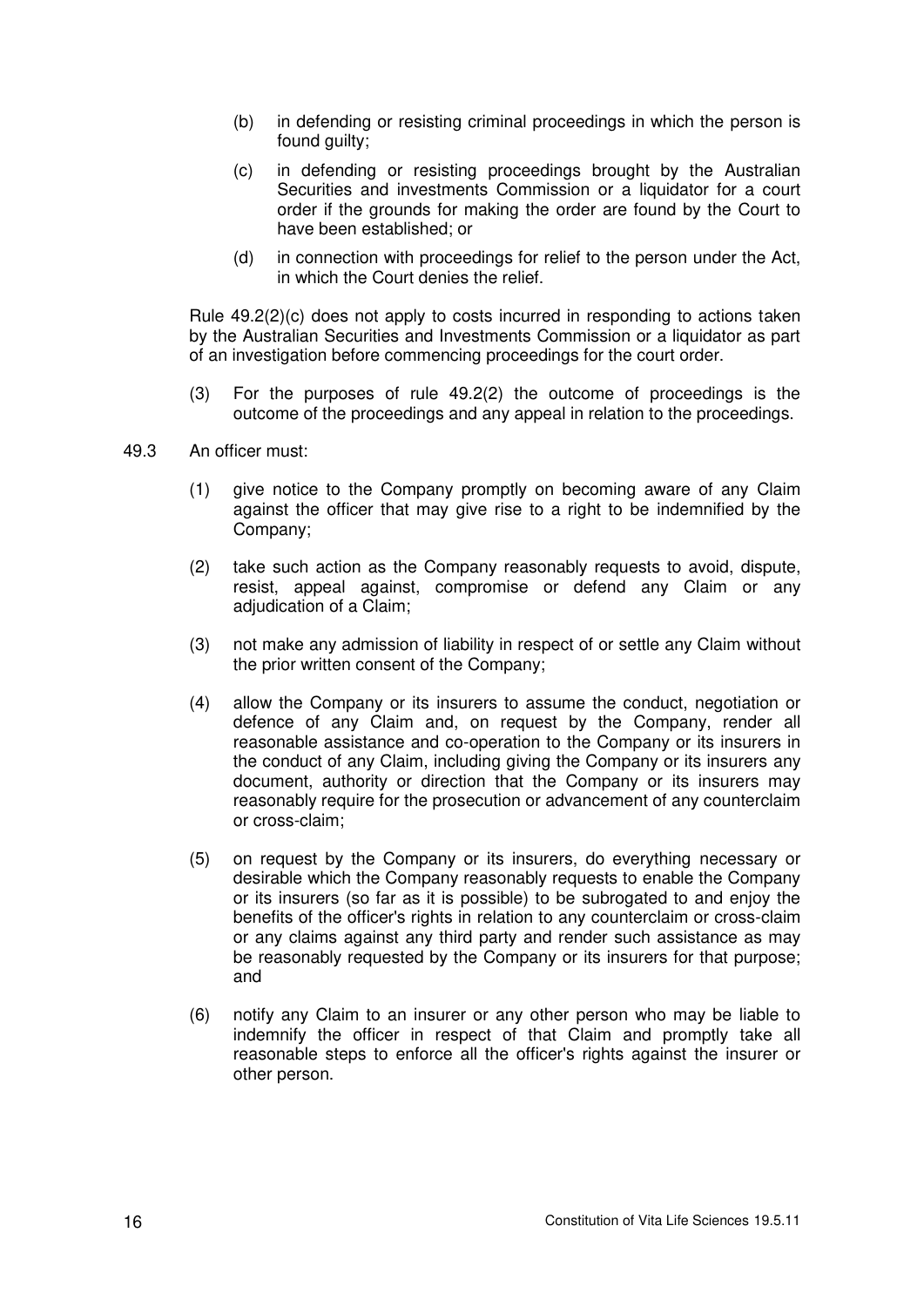- (b) in defending or resisting criminal proceedings in which the person is found guilty;
- (c) in defending or resisting proceedings brought by the Australian Securities and investments Commission or a liquidator for a court order if the grounds for making the order are found by the Court to have been established; or
- (d) in connection with proceedings for relief to the person under the Act, in which the Court denies the relief.

Rule 49.2(2)(c) does not apply to costs incurred in responding to actions taken by the Australian Securities and Investments Commission or a liquidator as part of an investigation before commencing proceedings for the court order.

(3) For the purposes of rule 49.2(2) the outcome of proceedings is the outcome of the proceedings and any appeal in relation to the proceedings.

49.3 An officer must:

(1) give notice to the Company promptly on becoming aware of any Claim against the officer that may give rise to a right to be indemnified by the Company;

(2) take such action as the Company reasonably requests to avoid, dispute, resist, appeal against, compromise or defend any Claim or any adjudication of a Claim;

(3) not make any admission of liability in respect of or settle any Claim without the prior written consent of the Company;

(4) allow the Company or its insurers to assume the conduct, negotiation or defence of any Claim and, on request by the Company, render all reasonable assistance and co-operation to the Company or its insurers in the conduct of any Claim, including giving the Company or its insurers any document, authority or direction that the Company or its insurers may reasonably require for the prosecution or advancement of any counterclaim or cross-claim;

(5) on request by the Company or its insurers, do everything necessary or desirable which the Company reasonably requests to enable the Company or its insurers (so far as it is possible) to be subrogated to and enjoy the benefits of the officer's rights in relation to any counterclaim or cross-claim or any claims against any third party and render such assistance as may be reasonably requested by the Company or its insurers for that purpose; and

(6) notify any Claim to an insurer or any other person who may be liable to indemnify the officer in respect of that Claim and promptly take all reasonable steps to enforce all the officer's rights against the insurer or other person.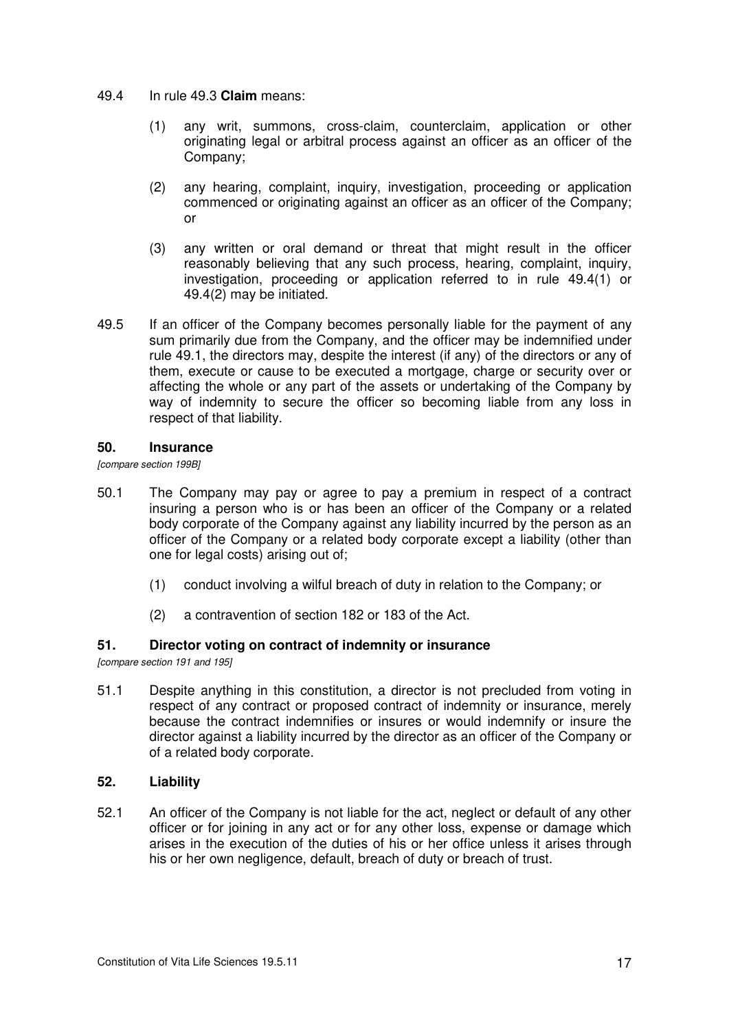49.4 In rule 49.3 **Claim** means:

(1) any writ, summons, cross-claim, counterclaim, application or other originating legal or arbitral process against an officer as an officer of the Company;

(2) any hearing, complaint, inquiry, investigation, proceeding or application commenced or originating against an officer as an officer of the Company; or

(3) any written or oral demand or threat that might result in the officer reasonably believing that any such process, hearing, complaint, inquiry, investigation, proceeding or application referred to in rule 49.4(1) or 49.4(2) may be initiated.

49.5 If an officer of the Company becomes personally liable for the payment of any sum primarily due from the Company, and the officer may be indemnified under rule 49.1, the directors may, despite the interest (if any) of the directors or any of them, execute or cause to be executed a mortgage, charge or security over or affecting the whole or any part of the assets or undertaking of the Company by way of indemnity to secure the officer so becoming liable from any loss in respect of that liability.

## 50. Insurance

*[compare section 199B]*

50.1 The Company may pay or agree to pay a premium in respect of a contract insuring a person who is or has been an officer of the Company or a related body corporate of the Company against any liability incurred by the person as an officer of the Company or a related body corporate except a liability (other than one for legal costs) arising out of;

(1) conduct involving a wilful breach of duty in relation to the Company; or

(2) a contravention of section 182 or 183 of the Act.

## 51. Director voting on contract of indemnity or insurance

*[compare section 191 and 195]*

51.1 Despite anything in this constitution, a director is not precluded from voting in respect of any contract or proposed contract of indemnity or insurance, merely because the contract indemnifies or insures or would indemnify or insure the director against a liability incurred by the director as an officer of the Company or of a related body corporate.

## 52. Liability

52.1 An officer of the Company is not liable for the act, neglect or default of any other officer or for joining in any act or for any other loss, expense or damage which arises in the execution of the duties of his or her office unless it arises through his or her own negligence, default, breach of duty or breach of trust.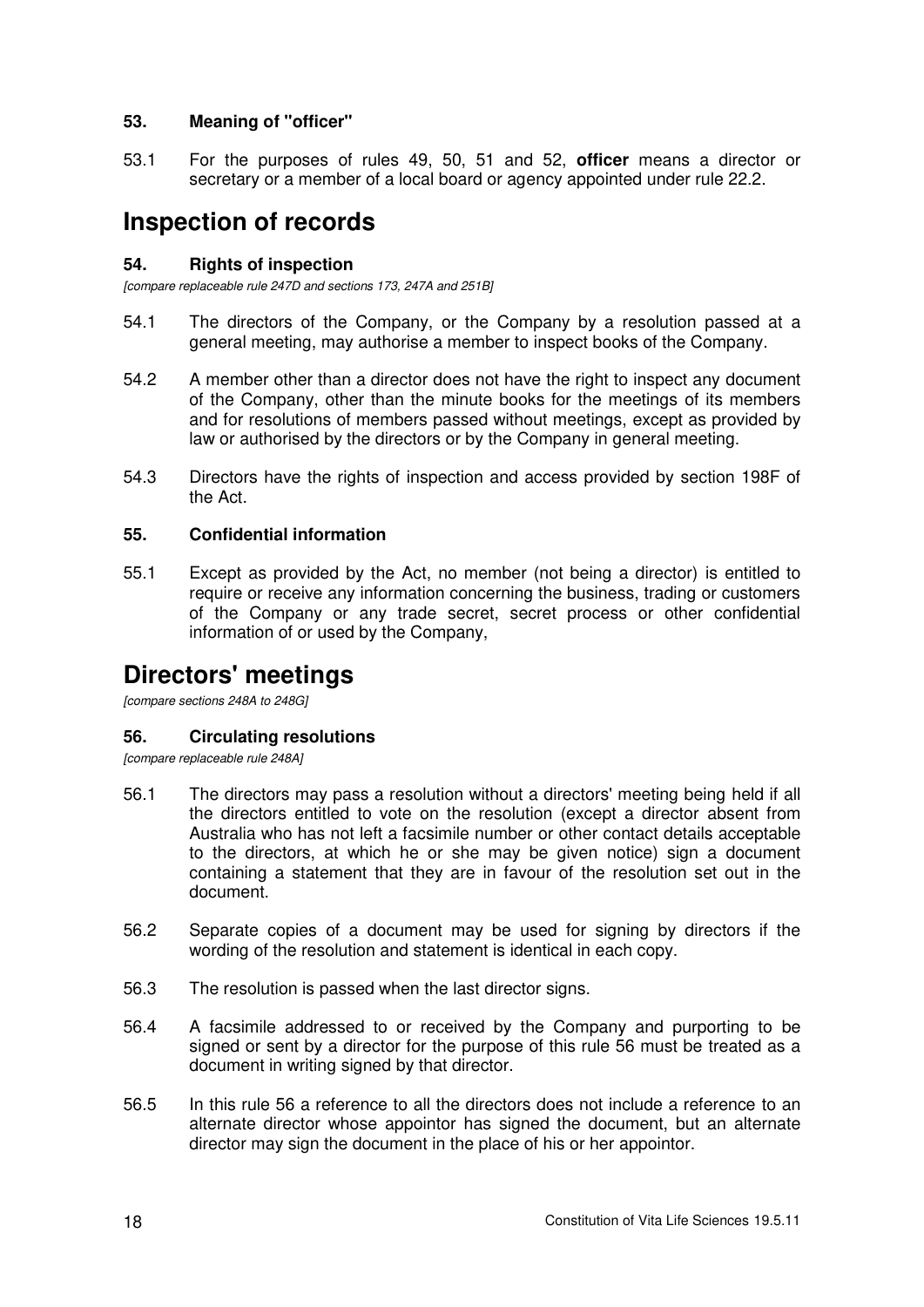### 53. Meaning of "officer"

53.1 For the purposes of rules 49, 50, 51 and 52, **officer** means a director or secretary or a member of a local board or agency appointed under rule 22.2.

## Inspection of records

### 54. Rights of inspection

*[compare replaceable rule 247D and sections 173, 247A and 251B]*

54.1 The directors of the Company, or the Company by a resolution passed at a general meeting, may authorise a member to inspect books of the Company.

54.2 A member other than a director does not have the right to inspect any document of the Company, other than the minute books for the meetings of its members and for resolutions of members passed without meetings, except as provided by law or authorised by the directors or by the Company in general meeting.

54.3 Directors have the rights of inspection and access provided by section 198F of the Act.

### 55. Confidential information

55.1 Except as provided by the Act, no member (not being a director) is entitled to require or receive any information concerning the business, trading or customers of the Company or any trade secret, secret process or other confidential information of or used by the Company,

## Directors' meetings

*[compare sections 248A to 248G]*

### 56. Circulating resolutions

*[compare replaceable rule 248A]*

56.1 The directors may pass a resolution without a directors' meeting being held if all the directors entitled to vote on the resolution (except a director absent from Australia who has not left a facsimile number or other contact details acceptable to the directors, at which he or she may be given notice) sign a document containing a statement that they are in favour of the resolution set out in the document.

56.2 Separate copies of a document may be used for signing by directors if the wording of the resolution and statement is identical in each copy.

56.3 The resolution is passed when the last director signs.

56.4 A facsimile addressed to or received by the Company and purporting to be signed or sent by a director for the purpose of this rule 56 must be treated as a document in writing signed by that director.

56.5 In this rule 56 a reference to all the directors does not include a reference to an alternate director whose appointor has signed the document, but an alternate director may sign the document in the place of his or her appointor.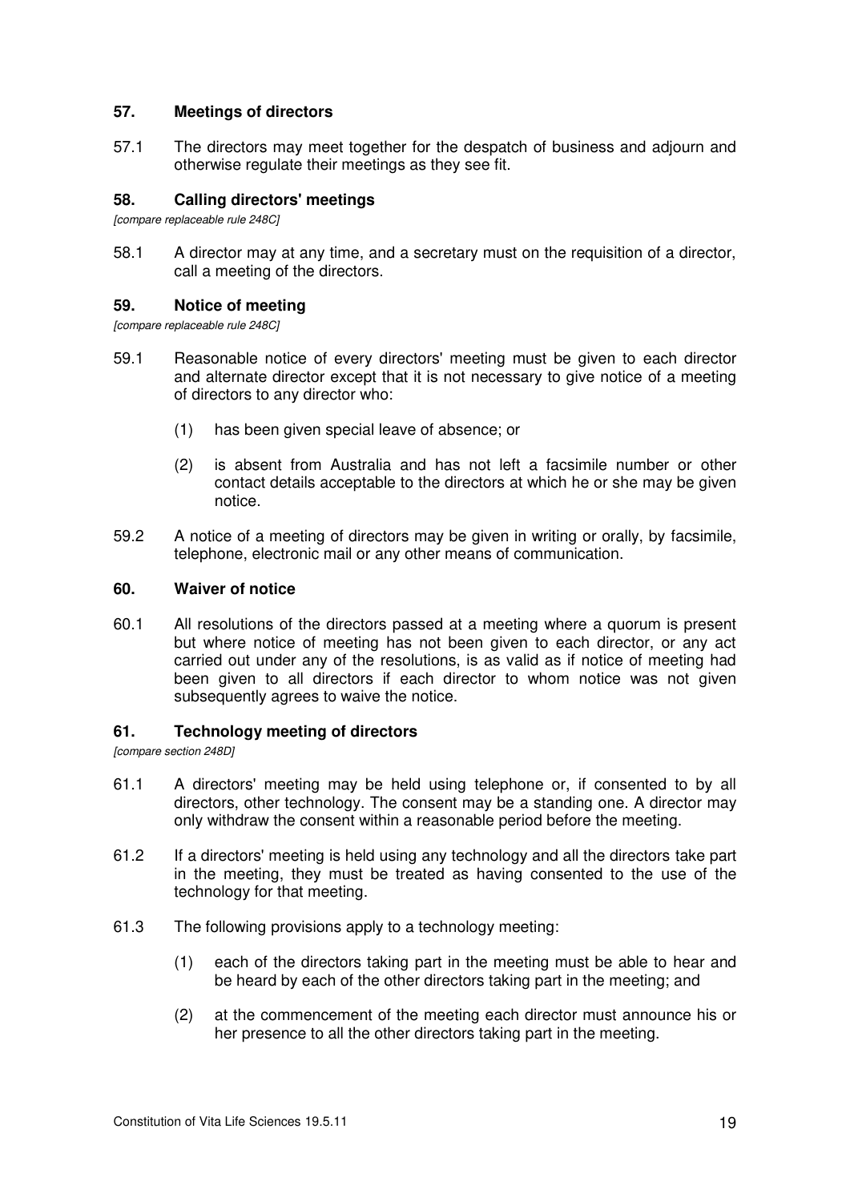## 57. Meetings of directors

57.1 The directors may meet together for the despatch of business and adjourn and otherwise regulate their meetings as they see fit.

## 58. Calling directors' meetings

*[compare replaceable rule 248C]*

58.1 A director may at any time, and a secretary must on the requisition of a director, call a meeting of the directors.

## 59. Notice of meeting

*[compare replaceable rule 248C]*

59.1 Reasonable notice of every directors' meeting must be given to each director and alternate director except that it is not necessary to give notice of a meeting of directors to any director who:

(1) has been given special leave of absence; or

(2) is absent from Australia and has not left a facsimile number or other contact details acceptable to the directors at which he or she may be given notice.

59.2 A notice of a meeting of directors may be given in writing or orally, by facsimile, telephone, electronic mail or any other means of communication.

## 60. Waiver of notice

60.1 All resolutions of the directors passed at a meeting where a quorum is present but where notice of meeting has not been given to each director, or any act carried out under any of the resolutions, is as valid as if notice of meeting had been given to all directors if each director to whom notice was not given subsequently agrees to waive the notice.

## 61. Technology meeting of directors

*[compare section 248D]*

61.1 A directors' meeting may be held using telephone or, if consented to by all directors, other technology. The consent may be a standing one. A director may only withdraw the consent within a reasonable period before the meeting.

61.2 If a directors' meeting is held using any technology and all the directors take part in the meeting, they must be treated as having consented to the use of the technology for that meeting.

61.3 The following provisions apply to a technology meeting:

(1) each of the directors taking part in the meeting must be able to hear and be heard by each of the other directors taking part in the meeting; and

(2) at the commencement of the meeting each director must announce his or her presence to all the other directors taking part in the meeting.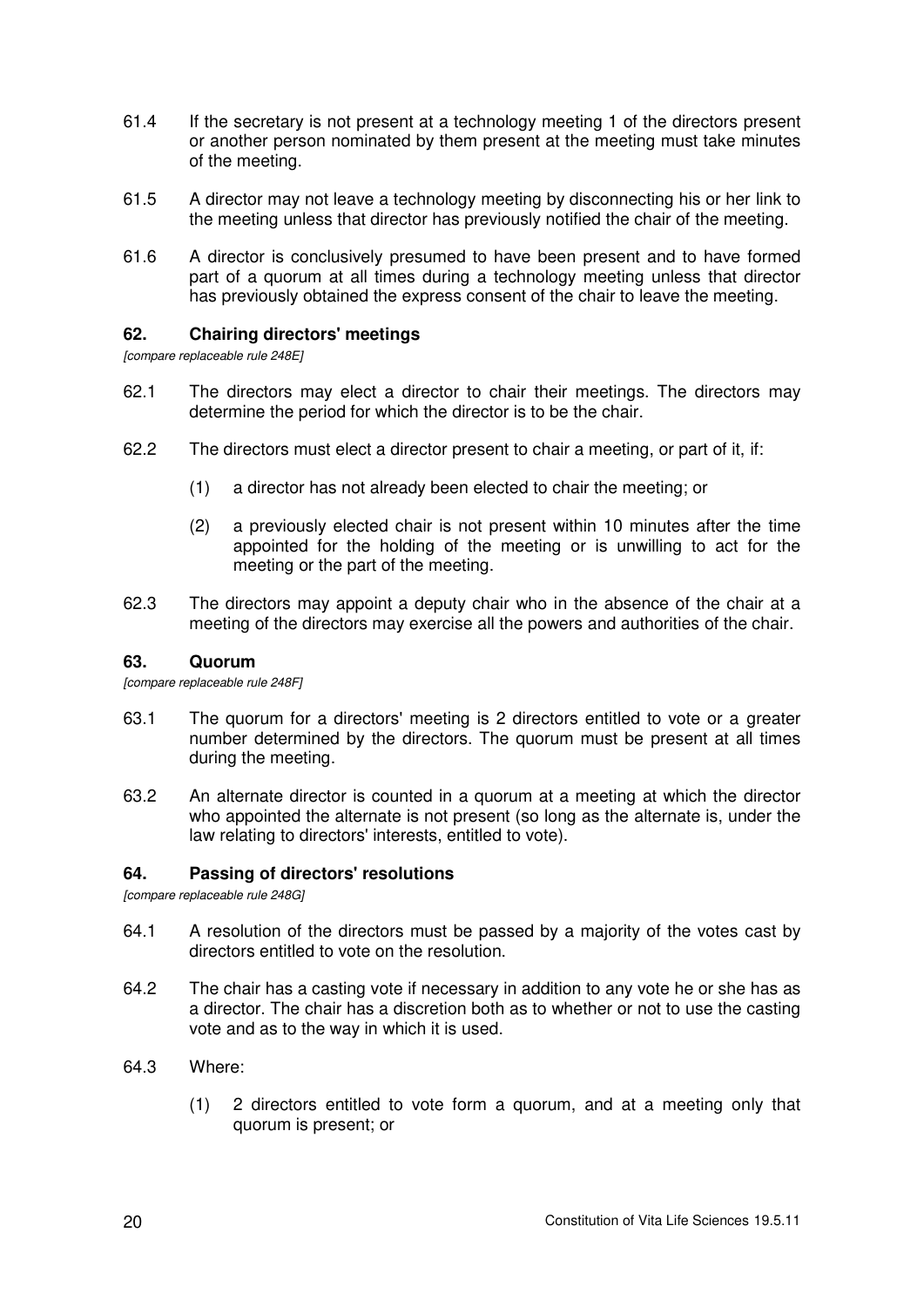61.4 If the secretary is not present at a technology meeting 1 of the directors present or another person nominated by them present at the meeting must take minutes of the meeting.

61.5 A director may not leave a technology meeting by disconnecting his or her link to the meeting unless that director has previously notified the chair of the meeting.

61.6 A director is conclusively presumed to have been present and to have formed part of a quorum at all times during a technology meeting unless that director has previously obtained the express consent of the chair to leave the meeting.

### 62. Chairing directors' meetings

*[compare replaceable rule 248E]*

62.1 The directors may elect a director to chair their meetings. The directors may determine the period for which the director is to be the chair.

62.2 The directors must elect a director present to chair a meeting, or part of it, if:

(1) a director has not already been elected to chair the meeting; or

(2) a previously elected chair is not present within 10 minutes after the time appointed for the holding of the meeting or is unwilling to act for the meeting or the part of the meeting.

62.3 The directors may appoint a deputy chair who in the absence of the chair at a meeting of the directors may exercise all the powers and authorities of the chair.

### 63. Quorum

*[compare replaceable rule 248F]*

63.1 The quorum for a directors' meeting is 2 directors entitled to vote or a greater number determined by the directors. The quorum must be present at all times during the meeting.

63.2 An alternate director is counted in a quorum at a meeting at which the director who appointed the alternate is not present (so long as the alternate is, under the law relating to directors' interests, entitled to vote).

### 64. Passing of directors' resolutions

*[compare replaceable rule 248G]*

64.1 A resolution of the directors must be passed by a majority of the votes cast by directors entitled to vote on the resolution.

64.2 The chair has a casting vote if necessary in addition to any vote he or she has as a director. The chair has a discretion both as to whether or not to use the casting vote and as to the way in which it is used.

64.3 Where:

(1) 2 directors entitled to vote form a quorum, and at a meeting only that quorum is present; or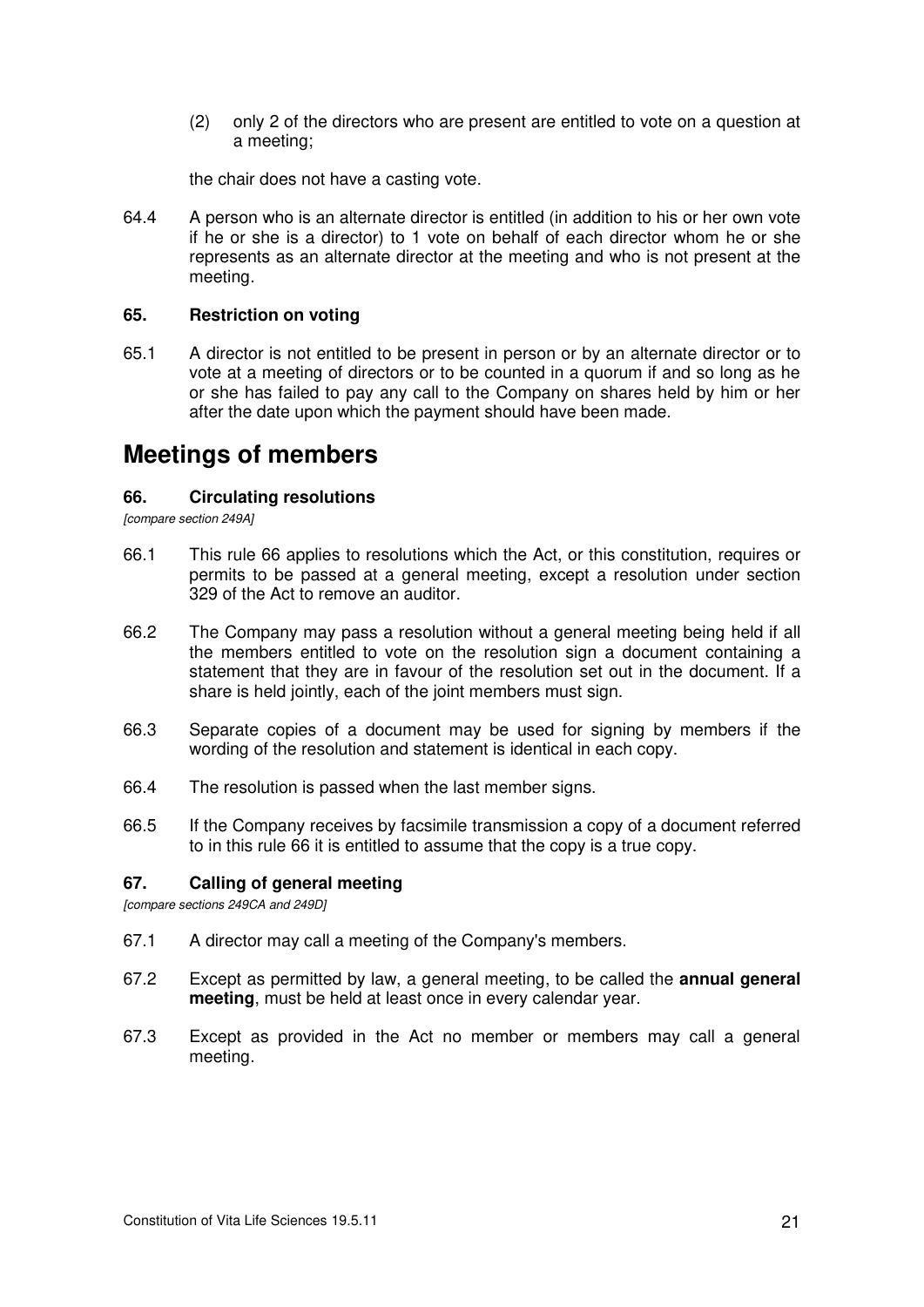(2) only 2 of the directors who are present are entitled to vote on a question at a meeting;

the chair does not have a casting vote.

64.4 A person who is an alternate director is entitled (in addition to his or her own vote if he or she is a director) to 1 vote on behalf of each director whom he or she represents as an alternate director at the meeting and who is not present at the meeting.

### 65. Restriction on voting

65.1 A director is not entitled to be present in person or by an alternate director or to vote at a meeting of directors or to be counted in a quorum if and so long as he or she has failed to pay any call to the Company on shares held by him or her after the date upon which the payment should have been made.

## Meetings of members

### 66. Circulating resolutions

*[compare section 249A]*

66.1 This rule 66 applies to resolutions which the Act, or this constitution, requires or permits to be passed at a general meeting, except a resolution under section 329 of the Act to remove an auditor.

66.2 The Company may pass a resolution without a general meeting being held if all the members entitled to vote on the resolution sign a document containing a statement that they are in favour of the resolution set out in the document. If a share is held jointly, each of the joint members must sign.

66.3 Separate copies of a document may be used for signing by members if the wording of the resolution and statement is identical in each copy.

66.4 The resolution is passed when the last member signs.

66.5 If the Company receives by facsimile transmission a copy of a document referred to in this rule 66 it is entitled to assume that the copy is a true copy.

### 67. Calling of general meeting

*[compare sections 249CA and 249D]*

67.1 A director may call a meeting of the Company's members.

67.2 Except as permitted by law, a general meeting, to be called the **annual general meeting**, must be held at least once in every calendar year.

67.3 Except as provided in the Act no member or members may call a general meeting.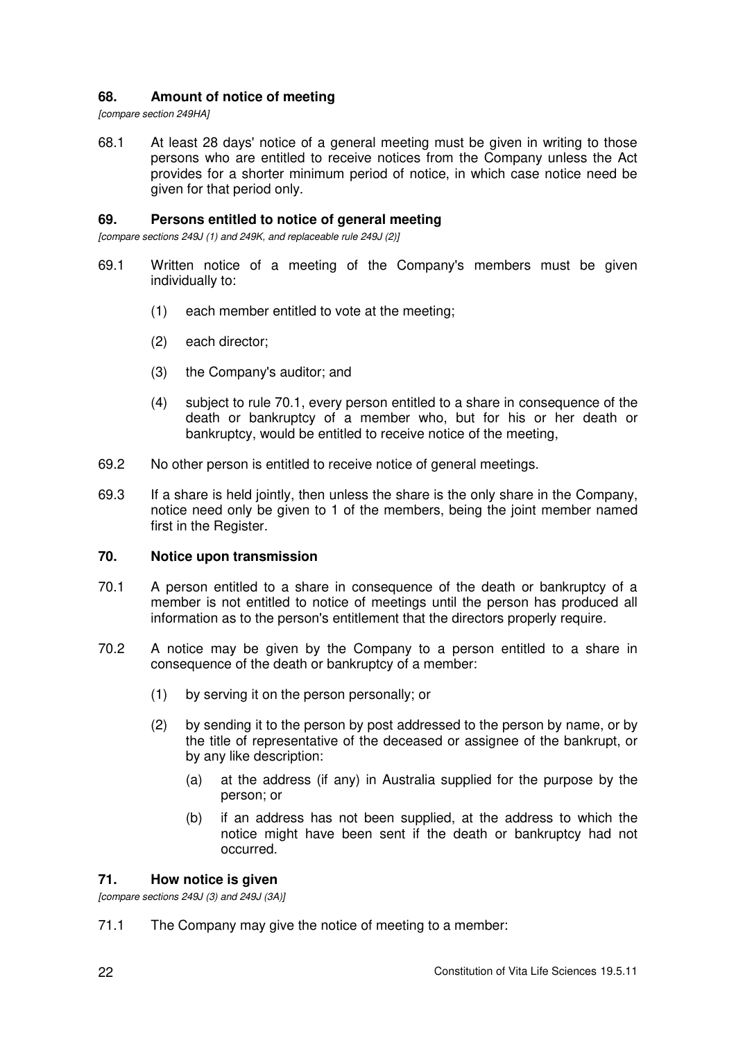## 68. Amount of notice of meeting

*[compare section 249HA]*

68.1 At least 28 days' notice of a general meeting must be given in writing to those persons who are entitled to receive notices from the Company unless the Act provides for a shorter minimum period of notice, in which case notice need be given for that period only.

## 69. Persons entitled to notice of general meeting

*[compare sections 249J (1) and 249K, and replaceable rule 249J (2)]*

69.1 Written notice of a meeting of the Company's members must be given individually to:

(1) each member entitled to vote at the meeting;

(2) each director;

(3) the Company's auditor; and

(4) subject to rule 70.1, every person entitled to a share in consequence of the death or bankruptcy of a member who, but for his or her death or bankruptcy, would be entitled to receive notice of the meeting,

69.2 No other person is entitled to receive notice of general meetings.

69.3 If a share is held jointly, then unless the share is the only share in the Company, notice need only be given to 1 of the members, being the joint member named first in the Register.

## 70. Notice upon transmission

70.1 A person entitled to a share in consequence of the death or bankruptcy of a member is not entitled to notice of meetings until the person has produced all information as to the person's entitlement that the directors properly require.

70.2 A notice may be given by the Company to a person entitled to a share in consequence of the death or bankruptcy of a member:

(1) by serving it on the person personally; or

(2) by sending it to the person by post addressed to the person by name, or by the title of representative of the deceased or assignee of the bankrupt, or by any like description:

(a) at the address (if any) in Australia supplied for the purpose by the person; or

(b) if an address has not been supplied, at the address to which the notice might have been sent if the death or bankruptcy had not occurred.

## 71. How notice is given

*[compare sections 249J (3) and 249J (3A)]*

71.1 The Company may give the notice of meeting to a member: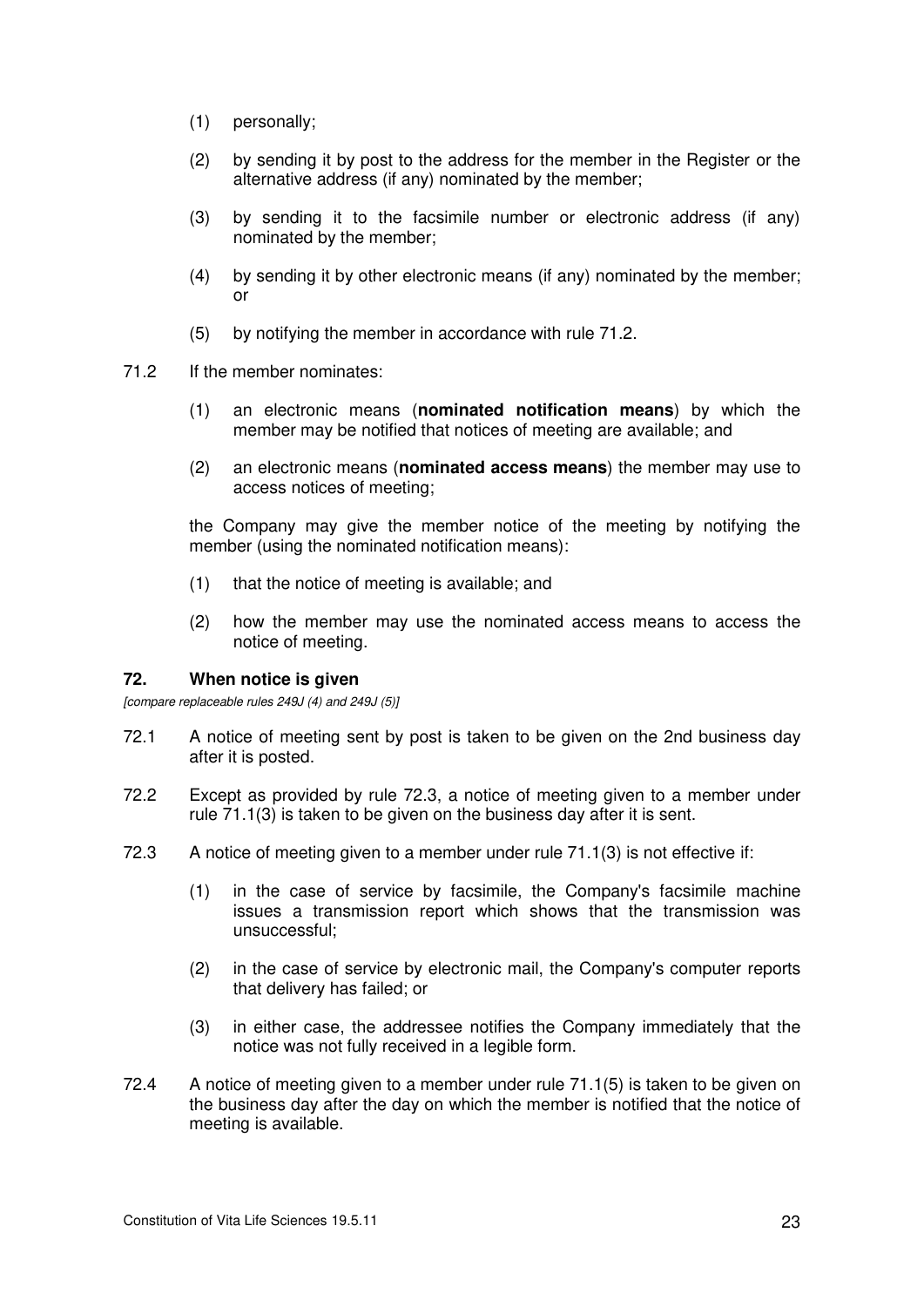(1) personally;

(2) by sending it by post to the address for the member in the Register or the alternative address (if any) nominated by the member;

(3) by sending it to the facsimile number or electronic address (if any) nominated by the member;

(4) by sending it by other electronic means (if any) nominated by the member; or

(5) by notifying the member in accordance with rule 71.2.

71.2 If the member nominates:

(1) an electronic means (**nominated notification means**) by which the member may be notified that notices of meeting are available; and

(2) an electronic means (**nominated access means**) the member may use to access notices of meeting;

the Company may give the member notice of the meeting by notifying the member (using the nominated notification means):

(1) that the notice of meeting is available; and

(2) how the member may use the nominated access means to access the notice of meeting.

## 72. When notice is given

*[compare replaceable rules 249J (4) and 249J (5)]*

72.1 A notice of meeting sent by post is taken to be given on the 2nd business day after it is posted.

72.2 Except as provided by rule 72.3, a notice of meeting given to a member under rule 71.1(3) is taken to be given on the business day after it is sent.

72.3 A notice of meeting given to a member under rule 71.1(3) is not effective if:

(1) in the case of service by facsimile, the Company's facsimile machine issues a transmission report which shows that the transmission was unsuccessful;

(2) in the case of service by electronic mail, the Company's computer reports that delivery has failed; or

(3) in either case, the addressee notifies the Company immediately that the notice was not fully received in a legible form.

72.4 A notice of meeting given to a member under rule 71.1(5) is taken to be given on the business day after the day on which the member is notified that the notice of meeting is available.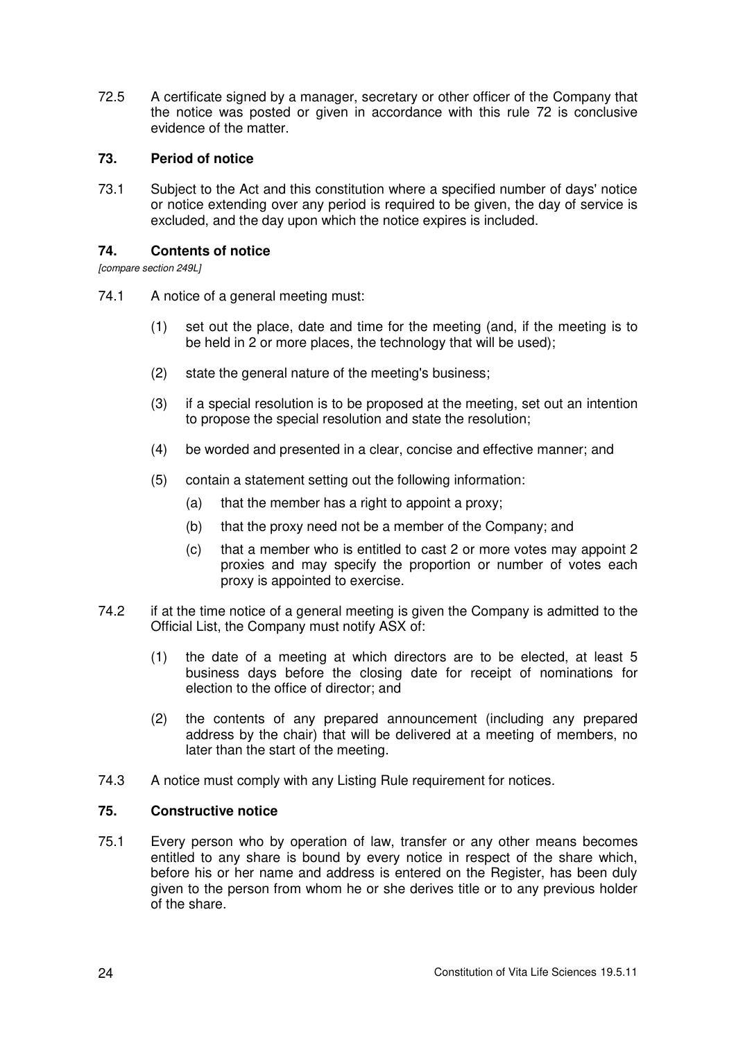72.5 A certificate signed by a manager, secretary or other officer of the Company that the notice was posted or given in accordance with this rule 72 is conclusive evidence of the matter.

### 73. Period of notice

73.1 Subject to the Act and this constitution where a specified number of days' notice or notice extending over any period is required to be given, the day of service is excluded, and the day upon which the notice expires is included.

### 74. Contents of notice

*[compare section 249L]*

74.1 A notice of a general meeting must:

(1) set out the place, date and time for the meeting (and, if the meeting is to be held in 2 or more places, the technology that will be used);

(2) state the general nature of the meeting's business;

(3) if a special resolution is to be proposed at the meeting, set out an intention to propose the special resolution and state the resolution;

(4) be worded and presented in a clear, concise and effective manner; and

(5) contain a statement setting out the following information:

(a) that the member has a right to appoint a proxy;

(b) that the proxy need not be a member of the Company; and

(c) that a member who is entitled to cast 2 or more votes may appoint 2 proxies and may specify the proportion or number of votes each proxy is appointed to exercise.

74.2 if at the time notice of a general meeting is given the Company is admitted to the Official List, the Company must notify ASX of:

(1) the date of a meeting at which directors are to be elected, at least 5 business days before the closing date for receipt of nominations for election to the office of director; and

(2) the contents of any prepared announcement (including any prepared address by the chair) that will be delivered at a meeting of members, no later than the start of the meeting.

74.3 A notice must comply with any Listing Rule requirement for notices.

### 75. Constructive notice

75.1 Every person who by operation of law, transfer or any other means becomes entitled to any share is bound by every notice in respect of the share which, before his or her name and address is entered on the Register, has been duly given to the person from whom he or she derives title or to any previous holder of the share.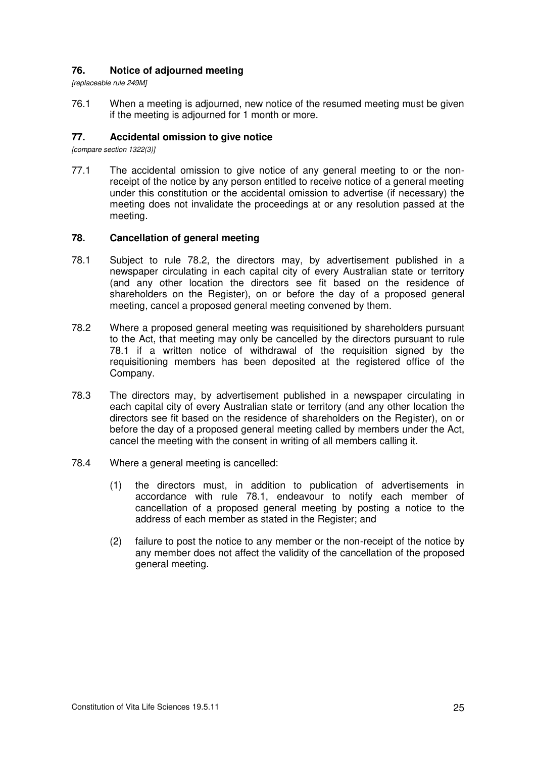### 76. Notice of adjourned meeting

*[replaceable rule 249M]*

76.1 When a meeting is adjourned, new notice of the resumed meeting must be given if the meeting is adjourned for 1 month or more.

### 77. Accidental omission to give notice

*[compare section 1322(3)]*

77.1 The accidental omission to give notice of any general meeting to or the non-receipt of the notice by any person entitled to receive notice of a general meeting under this constitution or the accidental omission to advertise (if necessary) the meeting does not invalidate the proceedings at or any resolution passed at the meeting.

### 78. Cancellation of general meeting

78.1 Subject to rule 78.2, the directors may, by advertisement published in a newspaper circulating in each capital city of every Australian state or territory (and any other location the directors see fit based on the residence of shareholders on the Register), on or before the day of a proposed general meeting, cancel a proposed general meeting convened by them.

78.2 Where a proposed general meeting was requisitioned by shareholders pursuant to the Act, that meeting may only be cancelled by the directors pursuant to rule 78.1 if a written notice of withdrawal of the requisition signed by the requisitioning members has been deposited at the registered office of the Company.

78.3 The directors may, by advertisement published in a newspaper circulating in each capital city of every Australian state or territory (and any other location the directors see fit based on the residence of shareholders on the Register), on or before the day of a proposed general meeting called by members under the Act, cancel the meeting with the consent in writing of all members calling it.

78.4 Where a general meeting is cancelled:

(1) the directors must, in addition to publication of advertisements in accordance with rule 78.1, endeavour to notify each member of cancellation of a proposed general meeting by posting a notice to the address of each member as stated in the Register; and

(2) failure to post the notice to any member or the non-receipt of the notice by any member does not affect the validity of the cancellation of the proposed general meeting.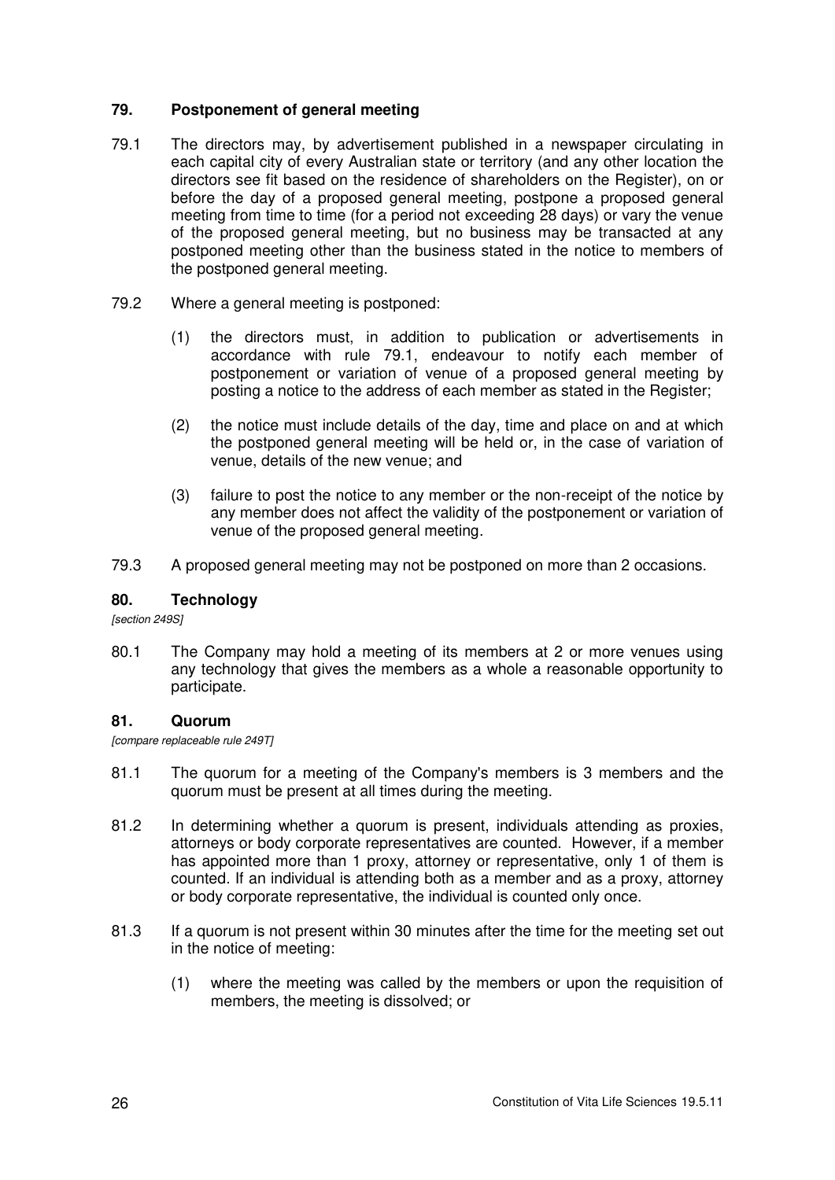### 79. Postponement of general meeting

79.1 The directors may, by advertisement published in a newspaper circulating in each capital city of every Australian state or territory (and any other location the directors see fit based on the residence of shareholders on the Register), on or before the day of a proposed general meeting, postpone a proposed general meeting from time to time (for a period not exceeding 28 days) or vary the venue of the proposed general meeting, but no business may be transacted at any postponed meeting other than the business stated in the notice to members of the postponed general meeting.

79.2 Where a general meeting is postponed:

(1) the directors must, in addition to publication or advertisements in accordance with rule 79.1, endeavour to notify each member of postponement or variation of venue of a proposed general meeting by posting a notice to the address of each member as stated in the Register;

(2) the notice must include details of the day, time and place on and at which the postponed general meeting will be held or, in the case of variation of venue, details of the new venue; and

(3) failure to post the notice to any member or the non-receipt of the notice by any member does not affect the validity of the postponement or variation of venue of the proposed general meeting.

79.3 A proposed general meeting may not be postponed on more than 2 occasions.

### 80. Technology

*[section 249S]*

80.1 The Company may hold a meeting of its members at 2 or more venues using any technology that gives the members as a whole a reasonable opportunity to participate.

### 81. Quorum

*[compare replaceable rule 249T]*

81.1 The quorum for a meeting of the Company's members is 3 members and the quorum must be present at all times during the meeting.

81.2 In determining whether a quorum is present, individuals attending as proxies, attorneys or body corporate representatives are counted. However, if a member has appointed more than 1 proxy, attorney or representative, only 1 of them is counted. If an individual is attending both as a member and as a proxy, attorney or body corporate representative, the individual is counted only once.

81.3 If a quorum is not present within 30 minutes after the time for the meeting set out in the notice of meeting:

(1) where the meeting was called by the members or upon the requisition of members, the meeting is dissolved; or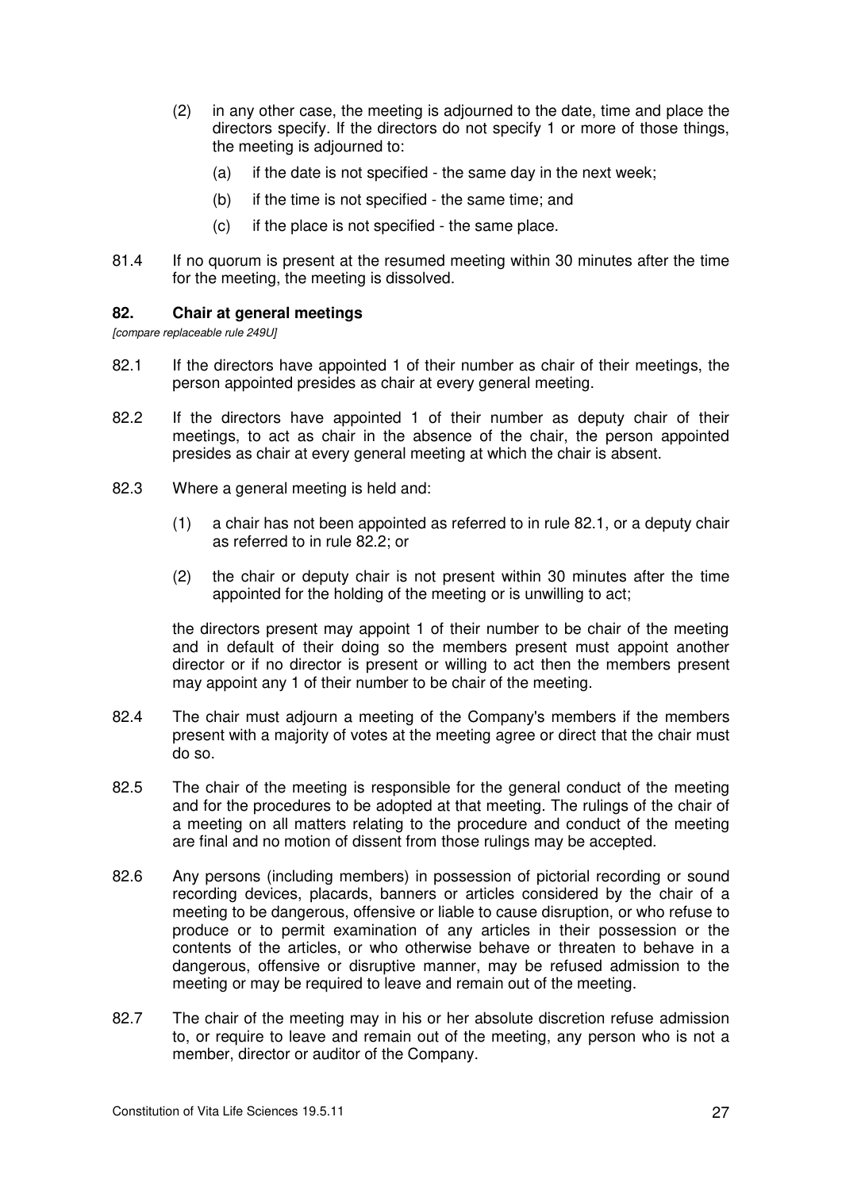(2) in any other case, the meeting is adjourned to the date, time and place the directors specify. If the directors do not specify 1 or more of those things, the meeting is adjourned to:

(a) if the date is not specified - the same day in the next week;

(b) if the time is not specified - the same time; and

(c) if the place is not specified - the same place.

81.4 If no quorum is present at the resumed meeting within 30 minutes after the time for the meeting, the meeting is dissolved.

### 82. Chair at general meetings

*[compare replaceable rule 249U]*

82.1 If the directors have appointed 1 of their number as chair of their meetings, the person appointed presides as chair at every general meeting.

82.2 If the directors have appointed 1 of their number as deputy chair of their meetings, to act as chair in the absence of the chair, the person appointed presides as chair at every general meeting at which the chair is absent.

82.3 Where a general meeting is held and:

(1) a chair has not been appointed as referred to in rule 82.1, or a deputy chair as referred to in rule 82.2; or

(2) the chair or deputy chair is not present within 30 minutes after the time appointed for the holding of the meeting or is unwilling to act;

the directors present may appoint 1 of their number to be chair of the meeting and in default of their doing so the members present must appoint another director or if no director is present or willing to act then the members present may appoint any 1 of their number to be chair of the meeting.

82.4 The chair must adjourn a meeting of the Company's members if the members present with a majority of votes at the meeting agree or direct that the chair must do so.

82.5 The chair of the meeting is responsible for the general conduct of the meeting and for the procedures to be adopted at that meeting. The rulings of the chair of a meeting on all matters relating to the procedure and conduct of the meeting are final and no motion of dissent from those rulings may be accepted.

82.6 Any persons (including members) in possession of pictorial recording or sound recording devices, placards, banners or articles considered by the chair of a meeting to be dangerous, offensive or liable to cause disruption, or who refuse to produce or to permit examination of any articles in their possession or the contents of the articles, or who otherwise behave or threaten to behave in a dangerous, offensive or disruptive manner, may be refused admission to the meeting or may be required to leave and remain out of the meeting.

82.7 The chair of the meeting may in his or her absolute discretion refuse admission to, or require to leave and remain out of the meeting, any person who is not a member, director or auditor of the Company.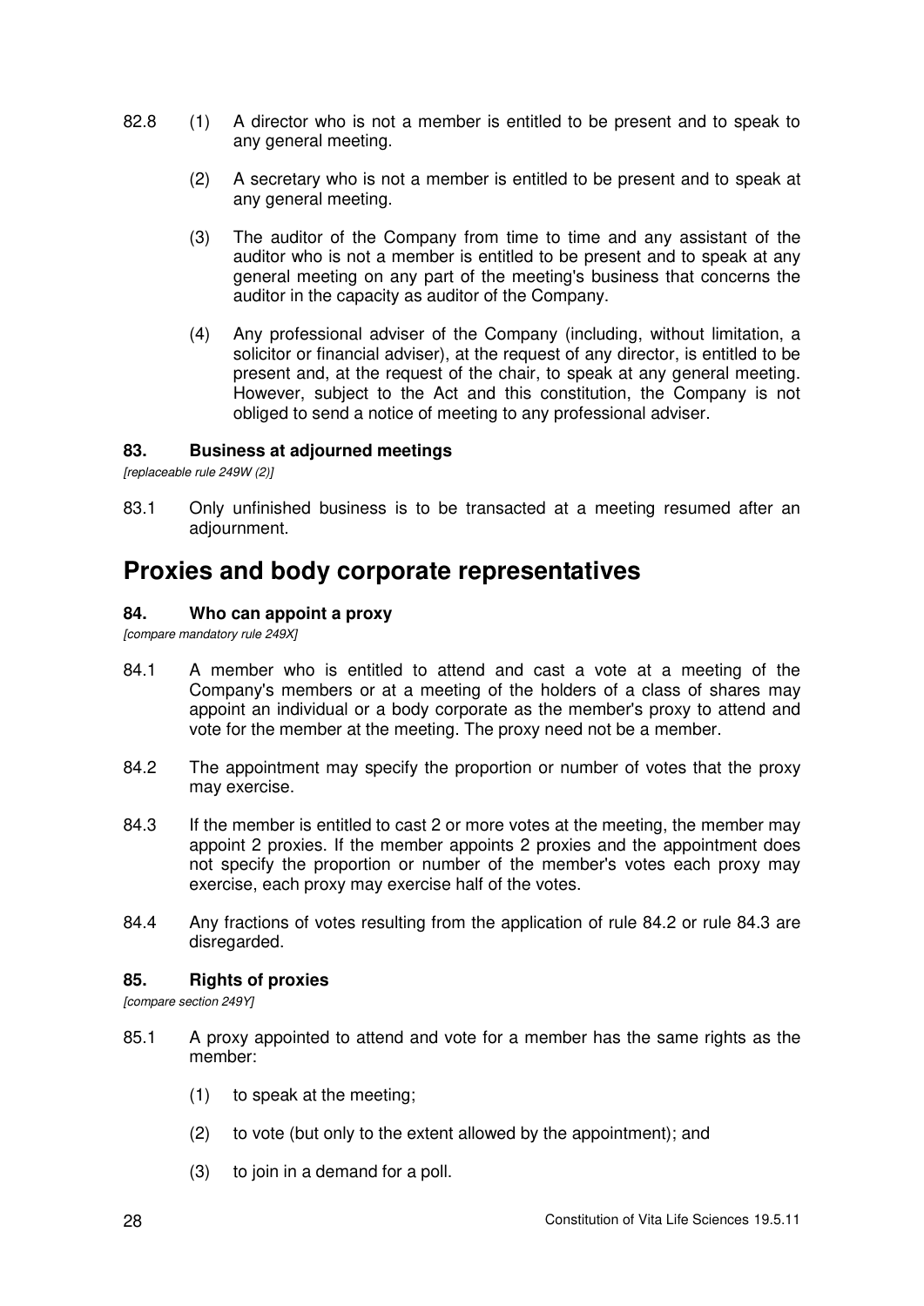82.8 (1) A director who is not a member is entitled to be present and to speak to any general meeting.

(2) A secretary who is not a member is entitled to be present and to speak at any general meeting.

(3) The auditor of the Company from time to time and any assistant of the auditor who is not a member is entitled to be present and to speak at any general meeting on any part of the meeting's business that concerns the auditor in the capacity as auditor of the Company.

(4) Any professional adviser of the Company (including, without limitation, a solicitor or financial adviser), at the request of any director, is entitled to be present and, at the request of the chair, to speak at any general meeting. However, subject to the Act and this constitution, the Company is not obliged to send a notice of meeting to any professional adviser.

### 83. Business at adjourned meetings

*[replaceable rule 249W (2)]*

83.1 Only unfinished business is to be transacted at a meeting resumed after an adjournment.

## Proxies and body corporate representatives

### 84. Who can appoint a proxy

*[compare mandatory rule 249X]*

84.1 A member who is entitled to attend and cast a vote at a meeting of the Company's members or at a meeting of the holders of a class of shares may appoint an individual or a body corporate as the member's proxy to attend and vote for the member at the meeting. The proxy need not be a member.

84.2 The appointment may specify the proportion or number of votes that the proxy may exercise.

84.3 If the member is entitled to cast 2 or more votes at the meeting, the member may appoint 2 proxies. If the member appoints 2 proxies and the appointment does not specify the proportion or number of the member's votes each proxy may exercise, each proxy may exercise half of the votes.

84.4 Any fractions of votes resulting from the application of rule 84.2 or rule 84.3 are disregarded.

### 85. Rights of proxies

*[compare section 249Y]*

85.1 A proxy appointed to attend and vote for a member has the same rights as the member:

(1) to speak at the meeting;

(2) to vote (but only to the extent allowed by the appointment); and

(3) to join in a demand for a poll.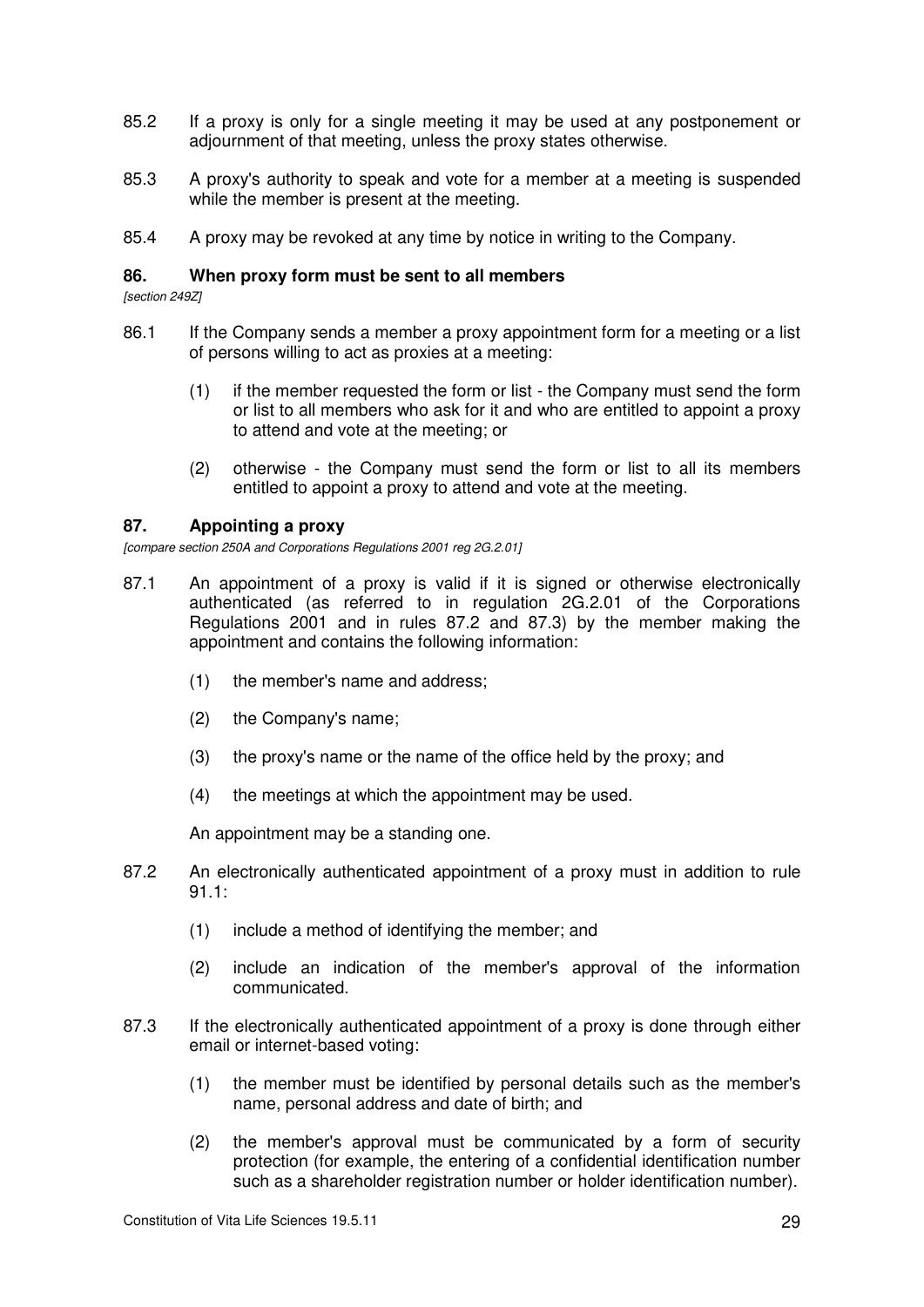85.2 If a proxy is only for a single meeting it may be used at any postponement or adjournment of that meeting, unless the proxy states otherwise.

85.3 A proxy's authority to speak and vote for a member at a meeting is suspended while the member is present at the meeting.

85.4 A proxy may be revoked at any time by notice in writing to the Company.

### 86. When proxy form must be sent to all members

*[section 249Z]*

86.1 If the Company sends a member a proxy appointment form for a meeting or a list of persons willing to act as proxies at a meeting:

(1) if the member requested the form or list - the Company must send the form or list to all members who ask for it and who are entitled to appoint a proxy to attend and vote at the meeting; or

(2) otherwise - the Company must send the form or list to all its members entitled to appoint a proxy to attend and vote at the meeting.

### 87. Appointing a proxy

*[compare section 250A and Corporations Regulations 2001 reg 2G.2.01]*

87.1 An appointment of a proxy is valid if it is signed or otherwise electronically authenticated (as referred to in regulation 2G.2.01 of the Corporations Regulations 2001 and in rules 87.2 and 87.3) by the member making the appointment and contains the following information:

(1) the member's name and address;

(2) the Company's name;

(3) the proxy's name or the name of the office held by the proxy; and

(4) the meetings at which the appointment may be used.

An appointment may be a standing one.

87.2 An electronically authenticated appointment of a proxy must in addition to rule 91.1:

(1) include a method of identifying the member; and

(2) include an indication of the member's approval of the information communicated.

87.3 If the electronically authenticated appointment of a proxy is done through either email or internet-based voting:

(1) the member must be identified by personal details such as the member's name, personal address and date of birth; and

(2) the member's approval must be communicated by a form of security protection (for example, the entering of a confidential identification number such as a shareholder registration number or holder identification number).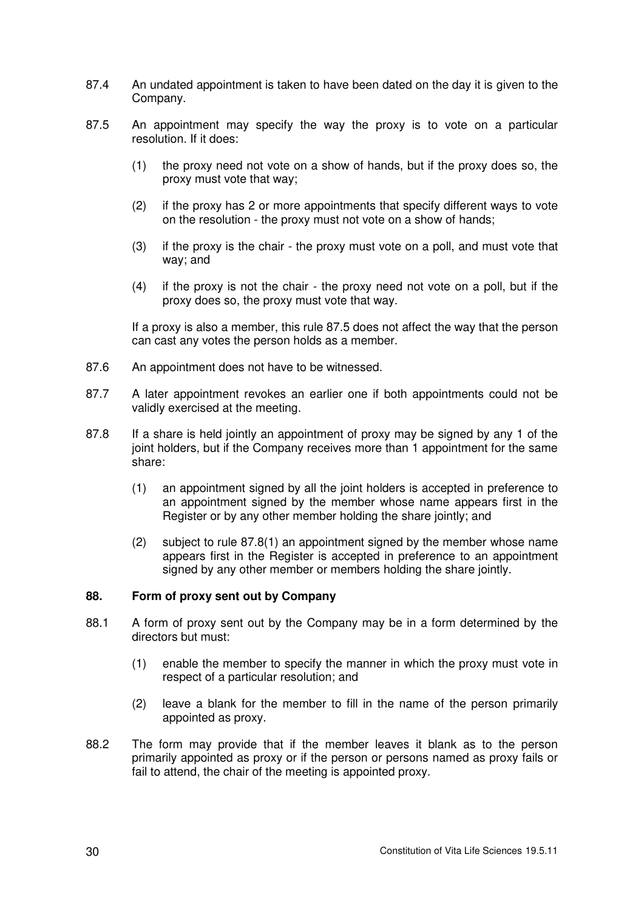87.4 An undated appointment is taken to have been dated on the day it is given to the Company.

87.5 An appointment may specify the way the proxy is to vote on a particular resolution. If it does:

(1) the proxy need not vote on a show of hands, but if the proxy does so, the proxy must vote that way;

(2) if the proxy has 2 or more appointments that specify different ways to vote on the resolution - the proxy must not vote on a show of hands;

(3) if the proxy is the chair - the proxy must vote on a poll, and must vote that way; and

(4) if the proxy is not the chair - the proxy need not vote on a poll, but if the proxy does so, the proxy must vote that way.

If a proxy is also a member, this rule 87.5 does not affect the way that the person can cast any votes the person holds as a member.

87.6 An appointment does not have to be witnessed.

87.7 A later appointment revokes an earlier one if both appointments could not be validly exercised at the meeting.

87.8 If a share is held jointly an appointment of proxy may be signed by any 1 of the joint holders, but if the Company receives more than 1 appointment for the same share:

(1) an appointment signed by all the joint holders is accepted in preference to an appointment signed by the member whose name appears first in the Register or by any other member holding the share jointly; and

(2) subject to rule 87.8(1) an appointment signed by the member whose name appears first in the Register is accepted in preference to an appointment signed by any other member or members holding the share jointly.

### 88. Form of proxy sent out by Company

88.1 A form of proxy sent out by the Company may be in a form determined by the directors but must:

(1) enable the member to specify the manner in which the proxy must vote in respect of a particular resolution; and

(2) leave a blank for the member to fill in the name of the person primarily appointed as proxy.

88.2 The form may provide that if the member leaves it blank as to the person primarily appointed as proxy or if the person or persons named as proxy fails or fail to attend, the chair of the meeting is appointed proxy.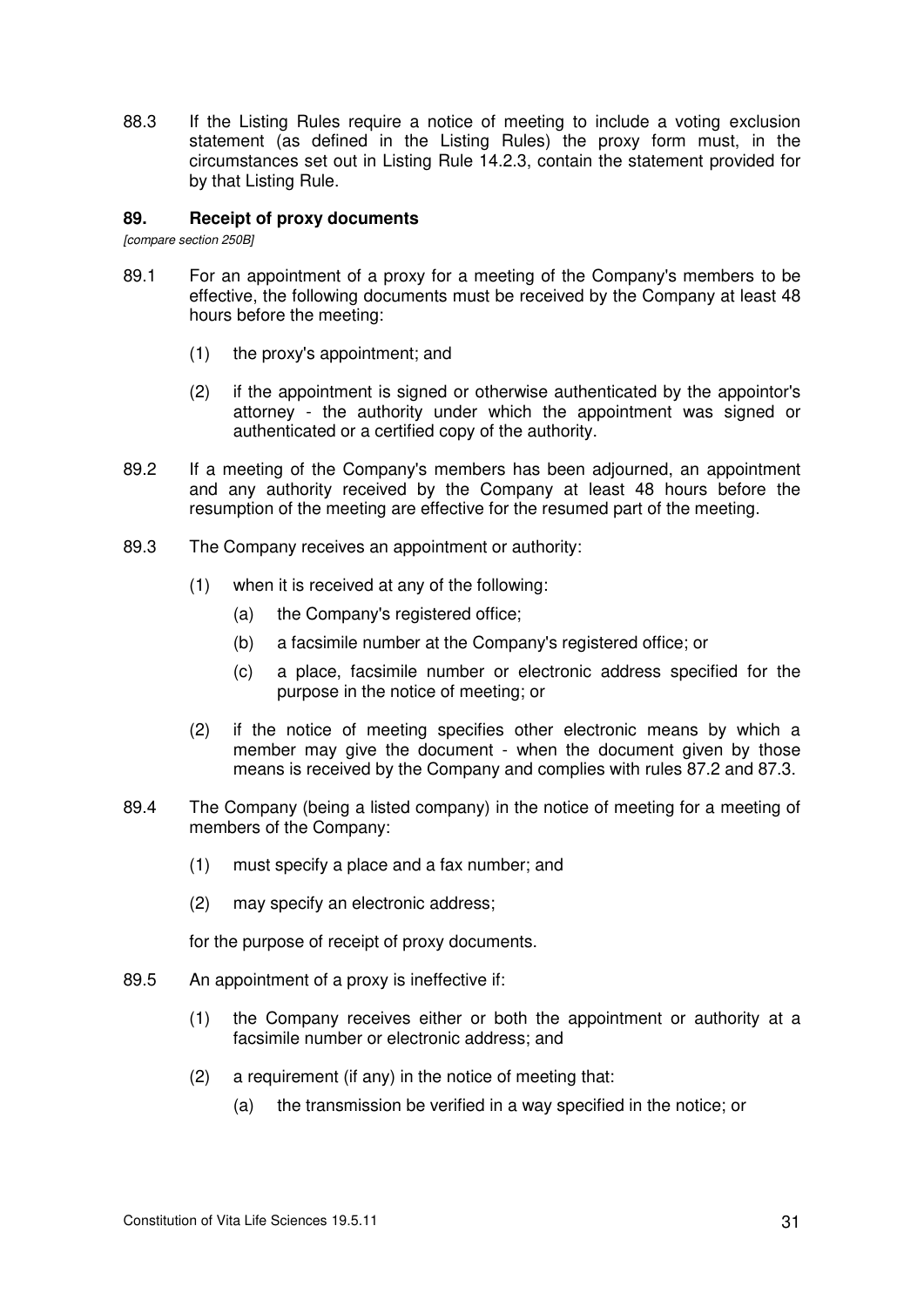88.3 If the Listing Rules require a notice of meeting to include a voting exclusion statement (as defined in the Listing Rules) the proxy form must, in the circumstances set out in Listing Rule 14.2.3, contain the statement provided for by that Listing Rule.

### 89. Receipt of proxy documents

*[compare section 250B]*

89.1 For an appointment of a proxy for a meeting of the Company's members to be effective, the following documents must be received by the Company at least 48 hours before the meeting:

- (1) the proxy's appointment; and
- (2) if the appointment is signed or otherwise authenticated by the appointor's attorney - the authority under which the appointment was signed or authenticated or a certified copy of the authority.

89.2 If a meeting of the Company's members has been adjourned, an appointment and any authority received by the Company at least 48 hours before the resumption of the meeting are effective for the resumed part of the meeting.

89.3 The Company receives an appointment or authority:

- (1) when it is received at any of the following:
  - (a) the Company's registered office;
  - (b) a facsimile number at the Company's registered office; or
  - (c) a place, facsimile number or electronic address specified for the purpose in the notice of meeting; or
- (2) if the notice of meeting specifies other electronic means by which a member may give the document - when the document given by those means is received by the Company and complies with rules 87.2 and 87.3.

89.4 The Company (being a listed company) in the notice of meeting for a meeting of members of the Company:

- (1) must specify a place and a fax number; and
- (2) may specify an electronic address;

for the purpose of receipt of proxy documents.

89.5 An appointment of a proxy is ineffective if:

- (1) the Company receives either or both the appointment or authority at a facsimile number or electronic address; and
- (2) a requirement (if any) in the notice of meeting that:
  - (a) the transmission be verified in a way specified in the notice; or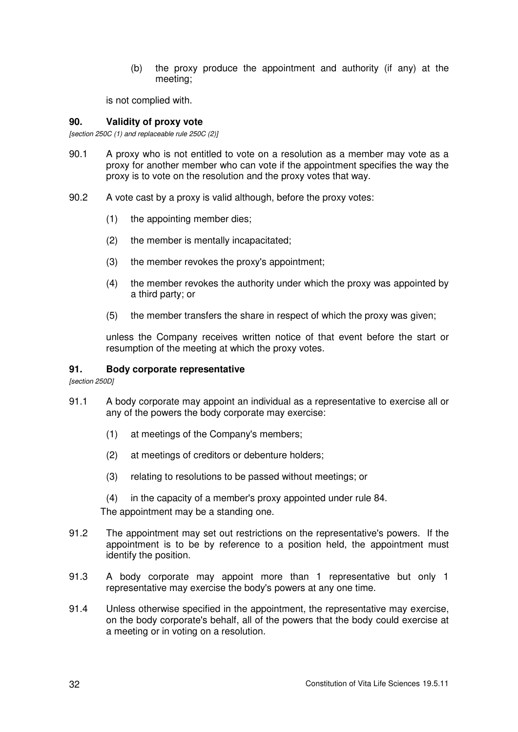(b) the proxy produce the appointment and authority (if any) at the meeting;

is not complied with.

### 90. Validity of proxy vote

*[section 250C (1) and replaceable rule 250C (2)]*

90.1 A proxy who is not entitled to vote on a resolution as a member may vote as a proxy for another member who can vote if the appointment specifies the way the proxy is to vote on the resolution and the proxy votes that way.

90.2 A vote cast by a proxy is valid although, before the proxy votes:

(1) the appointing member dies;

(2) the member is mentally incapacitated;

(3) the member revokes the proxy's appointment;

(4) the member revokes the authority under which the proxy was appointed by a third party; or

(5) the member transfers the share in respect of which the proxy was given;

unless the Company receives written notice of that event before the start or resumption of the meeting at which the proxy votes.

### 91. Body corporate representative

*[section 250D]*

91.1 A body corporate may appoint an individual as a representative to exercise all or any of the powers the body corporate may exercise:

(1) at meetings of the Company's members;

(2) at meetings of creditors or debenture holders;

(3) relating to resolutions to be passed without meetings; or

(4) in the capacity of a member's proxy appointed under rule 84.

The appointment may be a standing one.

91.2 The appointment may set out restrictions on the representative's powers. If the appointment is to be by reference to a position held, the appointment must identify the position.

91.3 A body corporate may appoint more than 1 representative but only 1 representative may exercise the body's powers at any one time.

91.4 Unless otherwise specified in the appointment, the representative may exercise, on the body corporate's behalf, all of the powers that the body could exercise at a meeting or in voting on a resolution.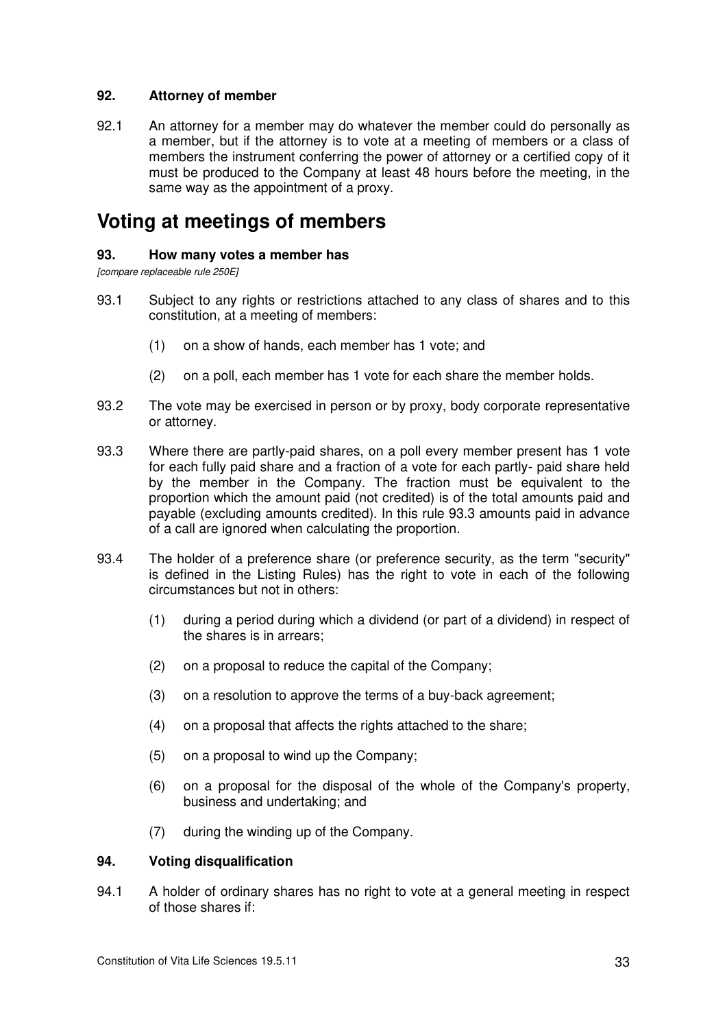### 92. Attorney of member

92.1 An attorney for a member may do whatever the member could do personally as a member, but if the attorney is to vote at a meeting of members or a class of members the instrument conferring the power of attorney or a certified copy of it must be produced to the Company at least 48 hours before the meeting, in the same way as the appointment of a proxy.

## Voting at meetings of members

### 93. How many votes a member has

*[compare replaceable rule 250E]*

93.1 Subject to any rights or restrictions attached to any class of shares and to this constitution, at a meeting of members:

(1) on a show of hands, each member has 1 vote; and

(2) on a poll, each member has 1 vote for each share the member holds.

93.2 The vote may be exercised in person or by proxy, body corporate representative or attorney.

93.3 Where there are partly-paid shares, on a poll every member present has 1 vote for each fully paid share and a fraction of a vote for each partly- paid share held by the member in the Company. The fraction must be equivalent to the proportion which the amount paid (not credited) is of the total amounts paid and payable (excluding amounts credited). In this rule 93.3 amounts paid in advance of a call are ignored when calculating the proportion.

93.4 The holder of a preference share (or preference security, as the term "security" is defined in the Listing Rules) has the right to vote in each of the following circumstances but not in others:

(1) during a period during which a dividend (or part of a dividend) in respect of the shares is in arrears;

(2) on a proposal to reduce the capital of the Company;

(3) on a resolution to approve the terms of a buy-back agreement;

(4) on a proposal that affects the rights attached to the share;

(5) on a proposal to wind up the Company;

(6) on a proposal for the disposal of the whole of the Company's property, business and undertaking; and

(7) during the winding up of the Company.

### 94. Voting disqualification

94.1 A holder of ordinary shares has no right to vote at a general meeting in respect of those shares if: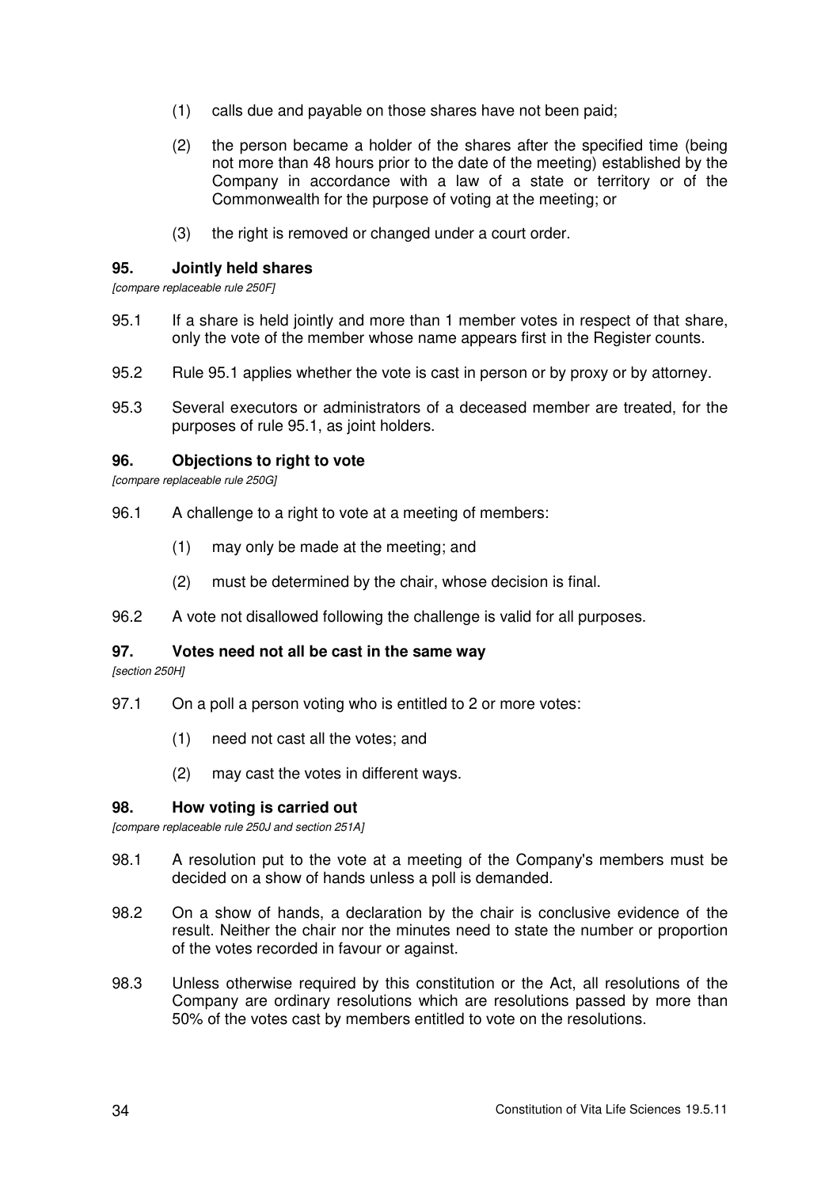(1) calls due and payable on those shares have not been paid;

(2) the person became a holder of the shares after the specified time (being not more than 48 hours prior to the date of the meeting) established by the Company in accordance with a law of a state or territory or of the Commonwealth for the purpose of voting at the meeting; or

(3) the right is removed or changed under a court order.

### 95. Jointly held shares

*[compare replaceable rule 250F]*

95.1 If a share is held jointly and more than 1 member votes in respect of that share, only the vote of the member whose name appears first in the Register counts.

95.2 Rule 95.1 applies whether the vote is cast in person or by proxy or by attorney.

95.3 Several executors or administrators of a deceased member are treated, for the purposes of rule 95.1, as joint holders.

### 96. Objections to right to vote

*[compare replaceable rule 250G]*

96.1 A challenge to a right to vote at a meeting of members:

(1) may only be made at the meeting; and

(2) must be determined by the chair, whose decision is final.

96.2 A vote not disallowed following the challenge is valid for all purposes.

### 97. Votes need not all be cast in the same way

*[section 250H]*

97.1 On a poll a person voting who is entitled to 2 or more votes:

(1) need not cast all the votes; and

(2) may cast the votes in different ways.

### 98. How voting is carried out

*[compare replaceable rule 250J and section 251A]*

98.1 A resolution put to the vote at a meeting of the Company's members must be decided on a show of hands unless a poll is demanded.

98.2 On a show of hands, a declaration by the chair is conclusive evidence of the result. Neither the chair nor the minutes need to state the number or proportion of the votes recorded in favour or against.

98.3 Unless otherwise required by this constitution or the Act, all resolutions of the Company are ordinary resolutions which are resolutions passed by more than 50% of the votes cast by members entitled to vote on the resolutions.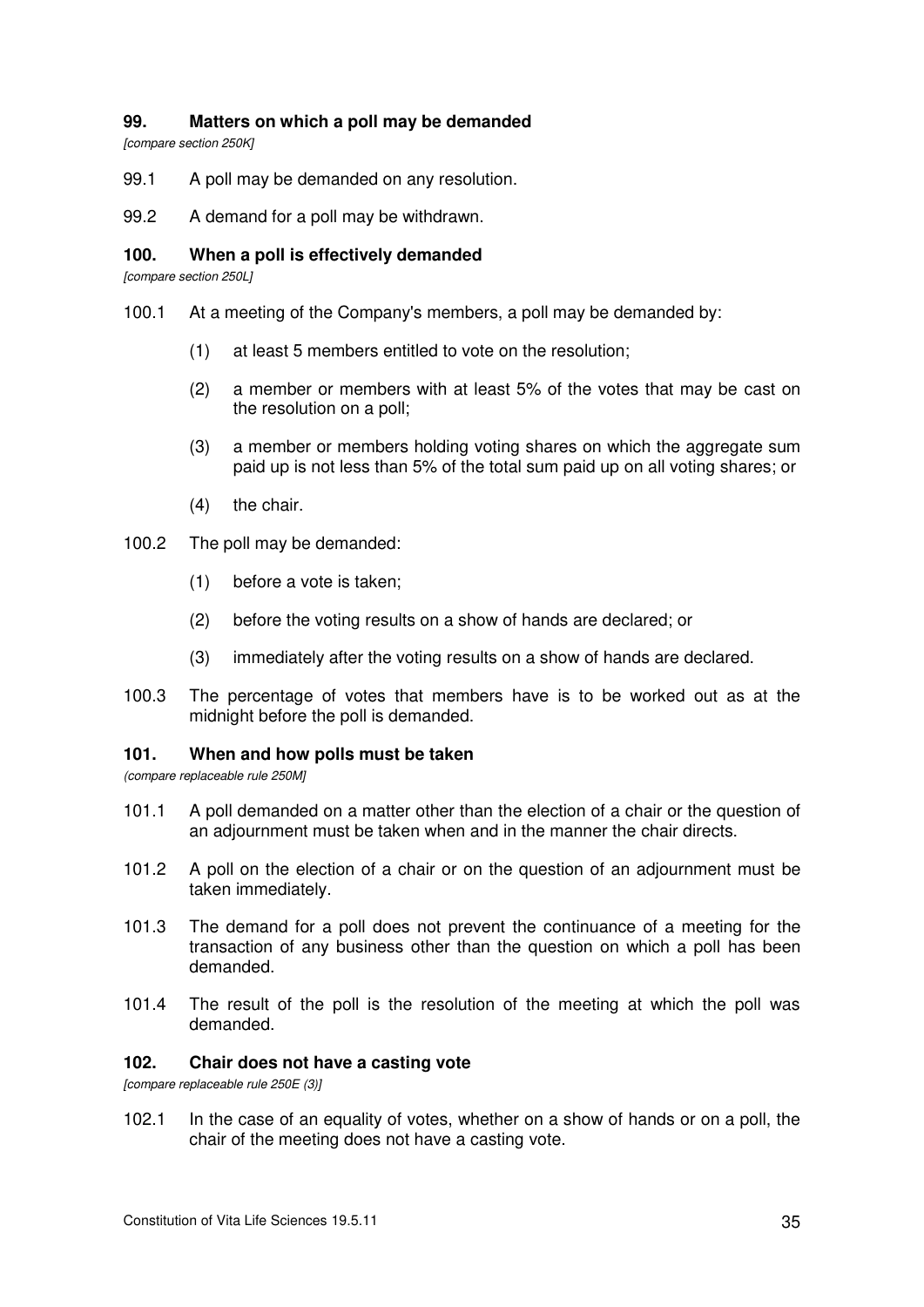### 99. Matters on which a poll may be demanded

*[compare section 250K]*

99.1 A poll may be demanded on any resolution.

99.2 A demand for a poll may be withdrawn.

### 100. When a poll is effectively demanded

*[compare section 250L]*

100.1 At a meeting of the Company's members, a poll may be demanded by:

(1) at least 5 members entitled to vote on the resolution;

(2) a member or members with at least 5% of the votes that may be cast on the resolution on a poll;

(3) a member or members holding voting shares on which the aggregate sum paid up is not less than 5% of the total sum paid up on all voting shares; or

(4) the chair.

100.2 The poll may be demanded:

(1) before a vote is taken;

(2) before the voting results on a show of hands are declared; or

(3) immediately after the voting results on a show of hands are declared.

100.3 The percentage of votes that members have is to be worked out as at the midnight before the poll is demanded.

### 101. When and how polls must be taken

*(compare replaceable rule 250M]*

101.1 A poll demanded on a matter other than the election of a chair or the question of an adjournment must be taken when and in the manner the chair directs.

101.2 A poll on the election of a chair or on the question of an adjournment must be taken immediately.

101.3 The demand for a poll does not prevent the continuance of a meeting for the transaction of any business other than the question on which a poll has been demanded.

101.4 The result of the poll is the resolution of the meeting at which the poll was demanded.

### 102. Chair does not have a casting vote

*[compare replaceable rule 250E (3)]*

102.1 In the case of an equality of votes, whether on a show of hands or on a poll, the chair of the meeting does not have a casting vote.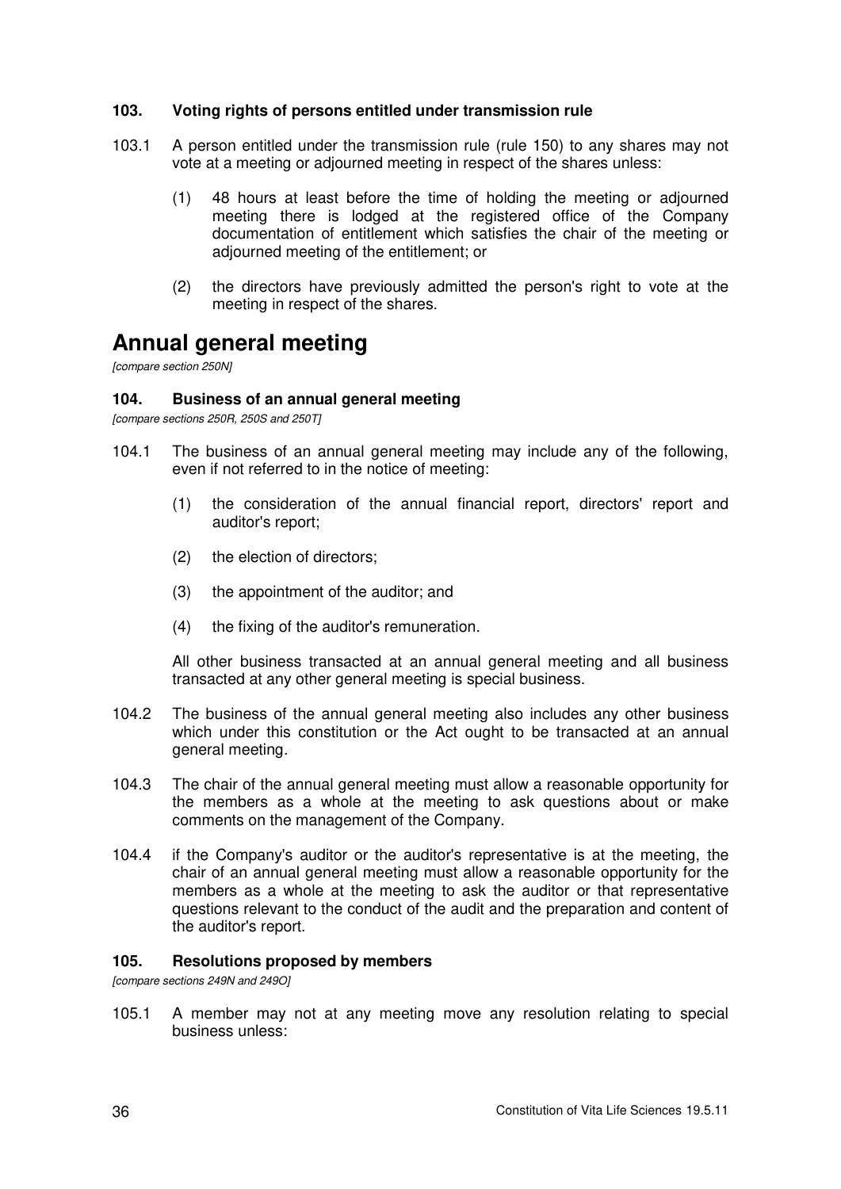### 103. Voting rights of persons entitled under transmission rule

103.1 A person entitled under the transmission rule (rule 150) to any shares may not vote at a meeting or adjourned meeting in respect of the shares unless:

(1) 48 hours at least before the time of holding the meeting or adjourned meeting there is lodged at the registered office of the Company documentation of entitlement which satisfies the chair of the meeting or adjourned meeting of the entitlement; or

(2) the directors have previously admitted the person's right to vote at the meeting in respect of the shares.

## Annual general meeting

*[compare section 250N]*

### 104. Business of an annual general meeting

*[compare sections 250R, 250S and 250T]*

104.1 The business of an annual general meeting may include any of the following, even if not referred to in the notice of meeting:

(1) the consideration of the annual financial report, directors' report and auditor's report;

(2) the election of directors;

(3) the appointment of the auditor; and

(4) the fixing of the auditor's remuneration.

All other business transacted at an annual general meeting and all business transacted at any other general meeting is special business.

104.2 The business of the annual general meeting also includes any other business which under this constitution or the Act ought to be transacted at an annual general meeting.

104.3 The chair of the annual general meeting must allow a reasonable opportunity for the members as a whole at the meeting to ask questions about or make comments on the management of the Company.

104.4 if the Company's auditor or the auditor's representative is at the meeting, the chair of an annual general meeting must allow a reasonable opportunity for the members as a whole at the meeting to ask the auditor or that representative questions relevant to the conduct of the audit and the preparation and content of the auditor's report.

### 105. Resolutions proposed by members

*[compare sections 249N and 249O]*

105.1 A member may not at any meeting move any resolution relating to special business unless: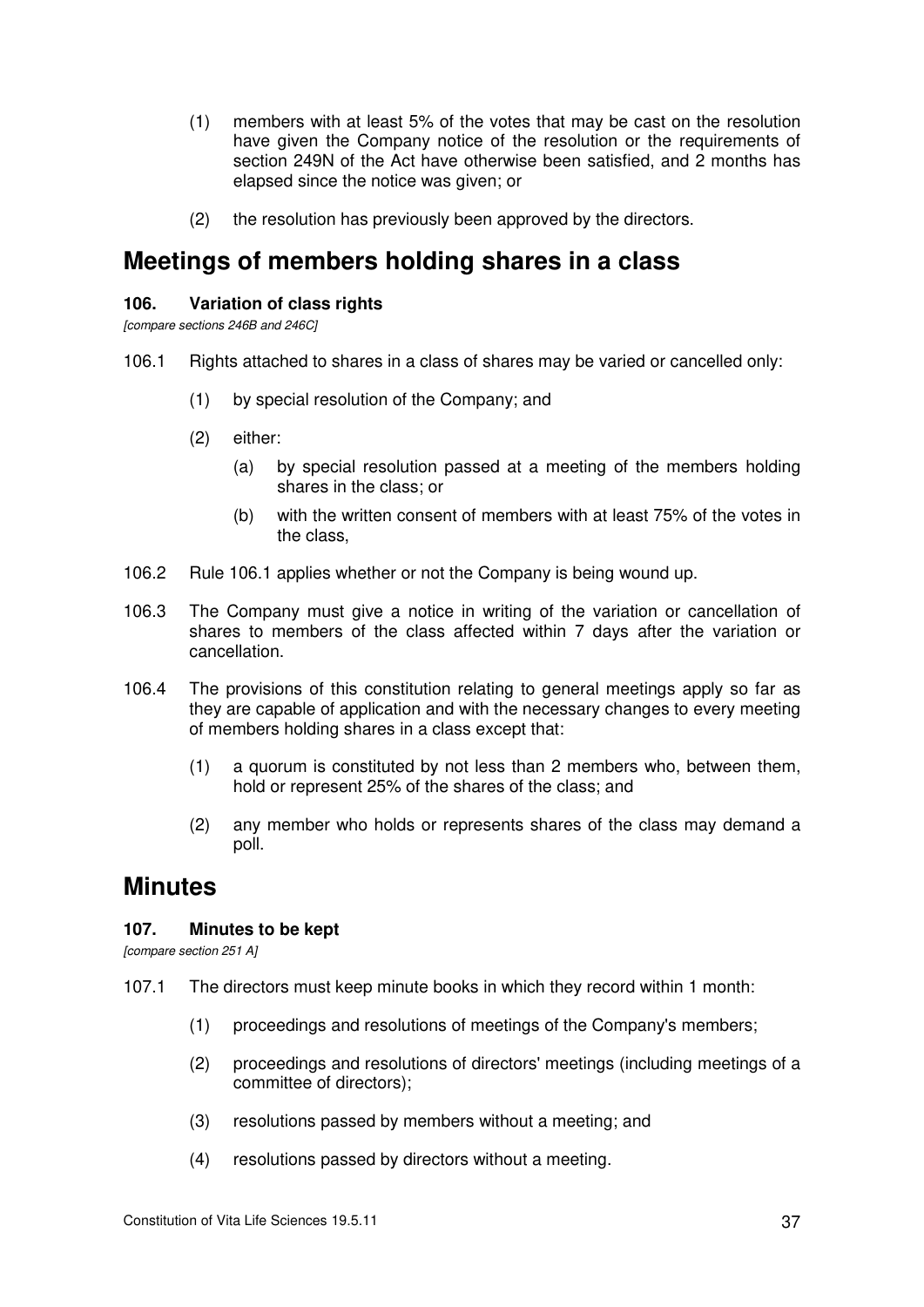(1) members with at least 5% of the votes that may be cast on the resolution have given the Company notice of the resolution or the requirements of section 249N of the Act have otherwise been satisfied, and 2 months has elapsed since the notice was given; or

(2) the resolution has previously been approved by the directors.

# Meetings of members holding shares in a class

### 106. Variation of class rights

*[compare sections 246B and 246C]*

106.1 Rights attached to shares in a class of shares may be varied or cancelled only:

(1) by special resolution of the Company; and

(2) either:

(a) by special resolution passed at a meeting of the members holding shares in the class; or

(b) with the written consent of members with at least 75% of the votes in the class,

106.2 Rule 106.1 applies whether or not the Company is being wound up.

106.3 The Company must give a notice in writing of the variation or cancellation of shares to members of the class affected within 7 days after the variation or cancellation.

106.4 The provisions of this constitution relating to general meetings apply so far as they are capable of application and with the necessary changes to every meeting of members holding shares in a class except that:

(1) a quorum is constituted by not less than 2 members who, between them, hold or represent 25% of the shares of the class; and

(2) any member who holds or represents shares of the class may demand a poll.

# Minutes

### 107. Minutes to be kept

*[compare section 251 A]*

107.1 The directors must keep minute books in which they record within 1 month:

(1) proceedings and resolutions of meetings of the Company's members;

(2) proceedings and resolutions of directors' meetings (including meetings of a committee of directors);

(3) resolutions passed by members without a meeting; and

(4) resolutions passed by directors without a meeting.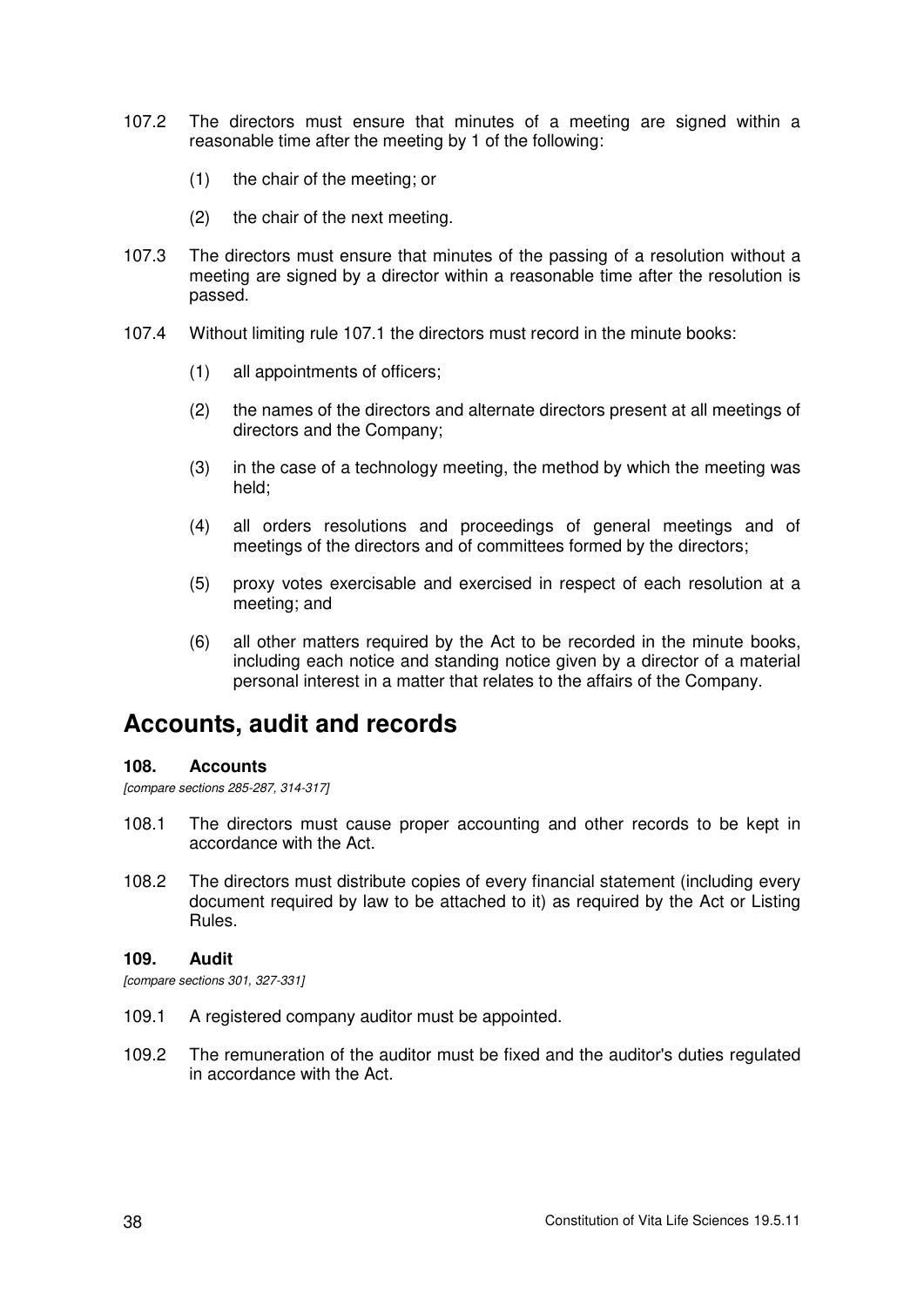107.2 The directors must ensure that minutes of a meeting are signed within a reasonable time after the meeting by 1 of the following:

(1) the chair of the meeting; or

(2) the chair of the next meeting.

107.3 The directors must ensure that minutes of the passing of a resolution without a meeting are signed by a director within a reasonable time after the resolution is passed.

107.4 Without limiting rule 107.1 the directors must record in the minute books:

(1) all appointments of officers;

(2) the names of the directors and alternate directors present at all meetings of directors and the Company;

(3) in the case of a technology meeting, the method by which the meeting was held;

(4) all orders resolutions and proceedings of general meetings and of meetings of the directors and of committees formed by the directors;

(5) proxy votes exercisable and exercised in respect of each resolution at a meeting; and

(6) all other matters required by the Act to be recorded in the minute books, including each notice and standing notice given by a director of a material personal interest in a matter that relates to the affairs of the Company.

# Accounts, audit and records

### 108. Accounts

*[compare sections 285-287, 314-317]*

108.1 The directors must cause proper accounting and other records to be kept in accordance with the Act.

108.2 The directors must distribute copies of every financial statement (including every document required by law to be attached to it) as required by the Act or Listing Rules.

### 109. Audit

*[compare sections 301, 327-331]*

109.1 A registered company auditor must be appointed.

109.2 The remuneration of the auditor must be fixed and the auditor's duties regulated in accordance with the Act.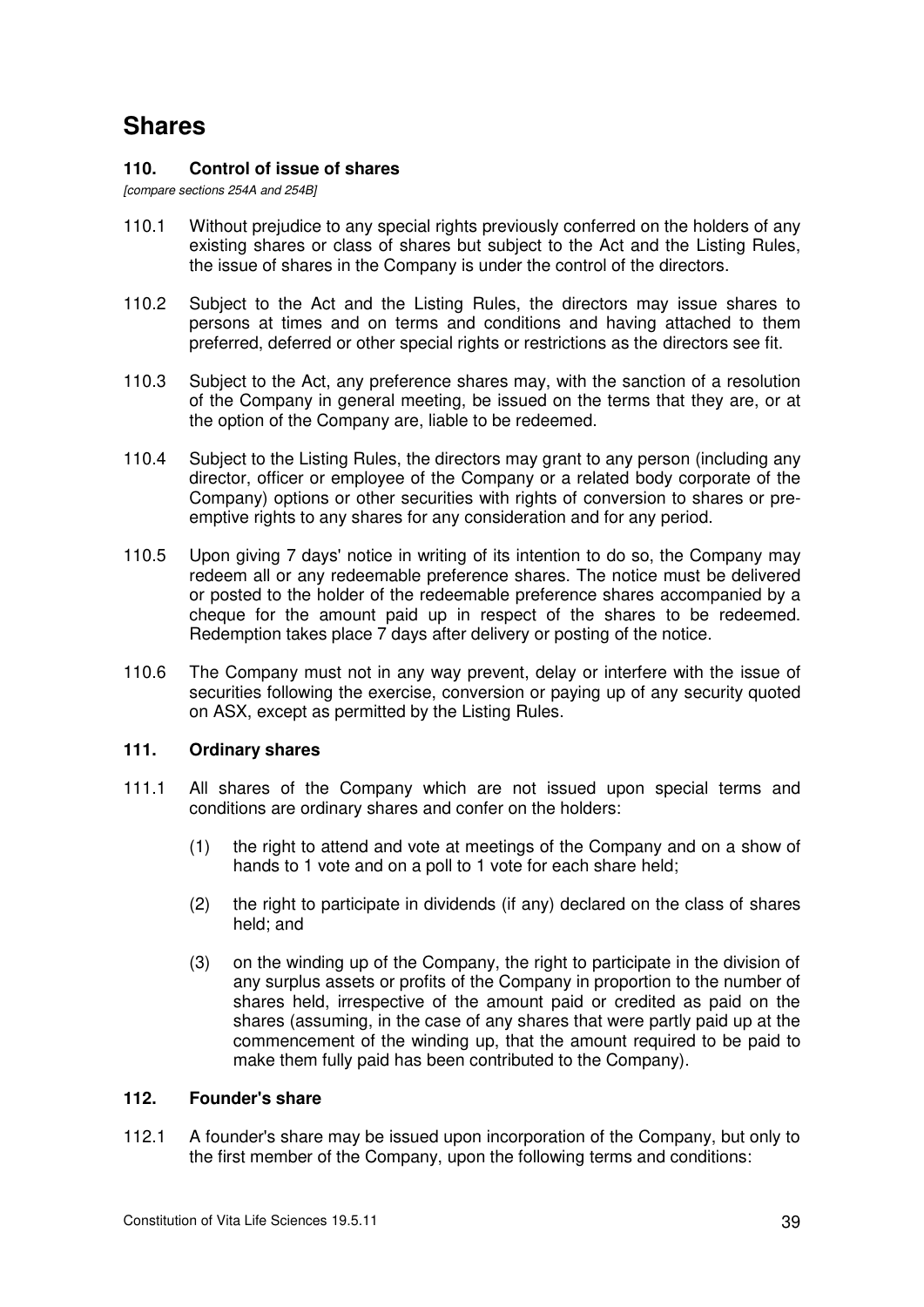# Shares

### 110. Control of issue of shares

*[compare sections 254A and 254B]*

110.1 Without prejudice to any special rights previously conferred on the holders of any existing shares or class of shares but subject to the Act and the Listing Rules, the issue of shares in the Company is under the control of the directors.

110.2 Subject to the Act and the Listing Rules, the directors may issue shares to persons at times and on terms and conditions and having attached to them preferred, deferred or other special rights or restrictions as the directors see fit.

110.3 Subject to the Act, any preference shares may, with the sanction of a resolution of the Company in general meeting, be issued on the terms that they are, or at the option of the Company are, liable to be redeemed.

110.4 Subject to the Listing Rules, the directors may grant to any person (including any director, officer or employee of the Company or a related body corporate of the Company) options or other securities with rights of conversion to shares or pre-emptive rights to any shares for any consideration and for any period.

110.5 Upon giving 7 days' notice in writing of its intention to do so, the Company may redeem all or any redeemable preference shares. The notice must be delivered or posted to the holder of the redeemable preference shares accompanied by a cheque for the amount paid up in respect of the shares to be redeemed. Redemption takes place 7 days after delivery or posting of the notice.

110.6 The Company must not in any way prevent, delay or interfere with the issue of securities following the exercise, conversion or paying up of any security quoted on ASX, except as permitted by the Listing Rules.

### 111. Ordinary shares

111.1 All shares of the Company which are not issued upon special terms and conditions are ordinary shares and confer on the holders:

(1) the right to attend and vote at meetings of the Company and on a show of hands to 1 vote and on a poll to 1 vote for each share held;

(2) the right to participate in dividends (if any) declared on the class of shares held; and

(3) on the winding up of the Company, the right to participate in the division of any surplus assets or profits of the Company in proportion to the number of shares held, irrespective of the amount paid or credited as paid on the shares (assuming, in the case of any shares that were partly paid up at the commencement of the winding up, that the amount required to be paid to make them fully paid has been contributed to the Company).

### 112. Founder's share

112.1 A founder's share may be issued upon incorporation of the Company, but only to the first member of the Company, upon the following terms and conditions: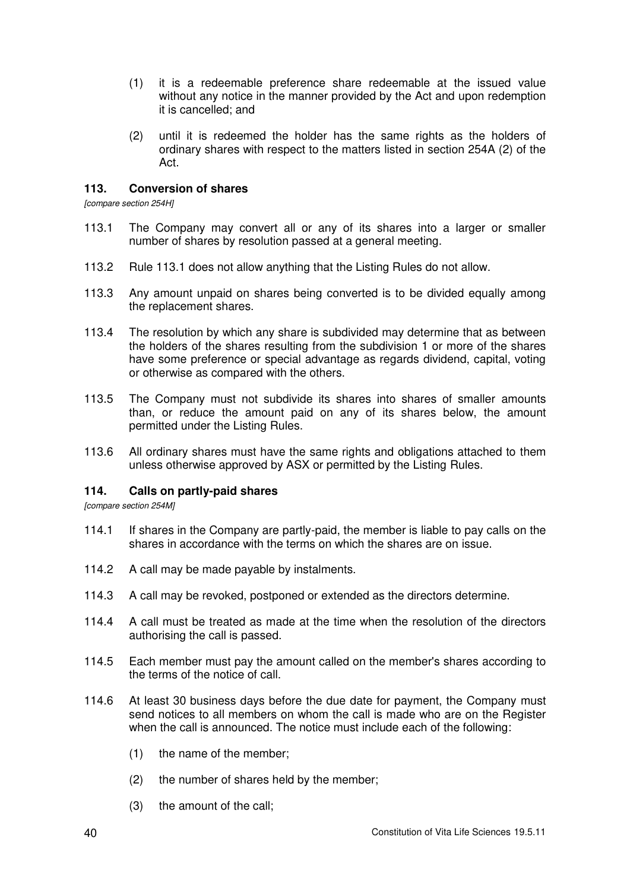(1) it is a redeemable preference share redeemable at the issued value without any notice in the manner provided by the Act and upon redemption it is cancelled; and

(2) until it is redeemed the holder has the same rights as the holders of ordinary shares with respect to the matters listed in section 254A (2) of the Act.

### 113. Conversion of shares

*[compare section 254H]*

113.1 The Company may convert all or any of its shares into a larger or smaller number of shares by resolution passed at a general meeting.

113.2 Rule 113.1 does not allow anything that the Listing Rules do not allow.

113.3 Any amount unpaid on shares being converted is to be divided equally among the replacement shares.

113.4 The resolution by which any share is subdivided may determine that as between the holders of the shares resulting from the subdivision 1 or more of the shares have some preference or special advantage as regards dividend, capital, voting or otherwise as compared with the others.

113.5 The Company must not subdivide its shares into shares of smaller amounts than, or reduce the amount paid on any of its shares below, the amount permitted under the Listing Rules.

113.6 All ordinary shares must have the same rights and obligations attached to them unless otherwise approved by ASX or permitted by the Listing Rules.

### 114. Calls on partly-paid shares

*[compare section 254M]*

114.1 If shares in the Company are partly-paid, the member is liable to pay calls on the shares in accordance with the terms on which the shares are on issue.

114.2 A call may be made payable by instalments.

114.3 A call may be revoked, postponed or extended as the directors determine.

114.4 A call must be treated as made at the time when the resolution of the directors authorising the call is passed.

114.5 Each member must pay the amount called on the member's shares according to the terms of the notice of call.

114.6 At least 30 business days before the due date for payment, the Company must send notices to all members on whom the call is made who are on the Register when the call is announced. The notice must include each of the following:

(1) the name of the member;

(2) the number of shares held by the member;

(3) the amount of the call;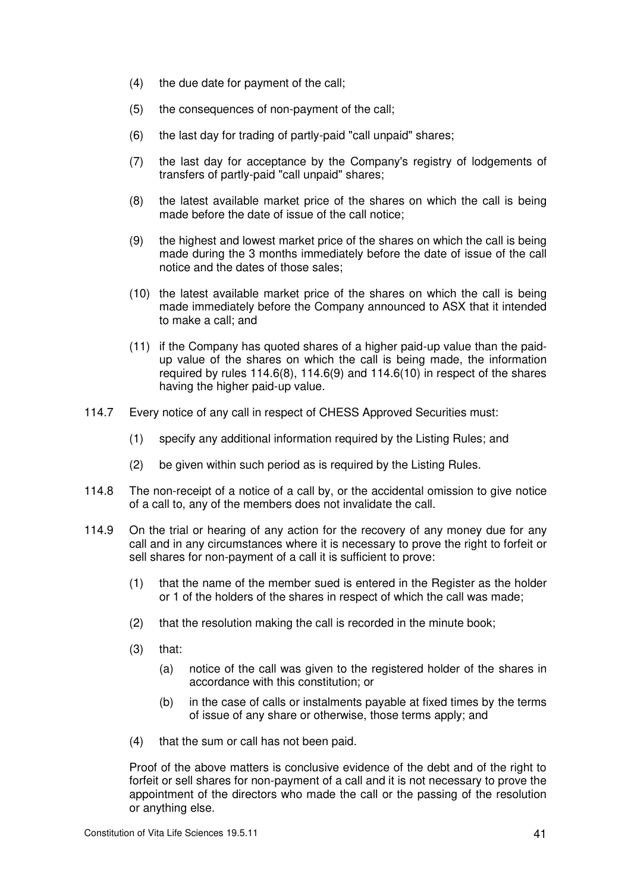(4) the due date for payment of the call;

(5) the consequences of non-payment of the call;

(6) the last day for trading of partly-paid "call unpaid" shares;

(7) the last day for acceptance by the Company's registry of lodgements of transfers of partly-paid "call unpaid" shares;

(8) the latest available market price of the shares on which the call is being made before the date of issue of the call notice;

(9) the highest and lowest market price of the shares on which the call is being made during the 3 months immediately before the date of issue of the call notice and the dates of those sales;

(10) the latest available market price of the shares on which the call is being made immediately before the Company announced to ASX that it intended to make a call; and

(11) if the Company has quoted shares of a higher paid-up value than the paid-up value of the shares on which the call is being made, the information required by rules 114.6(8), 114.6(9) and 114.6(10) in respect of the shares having the higher paid-up value.

114.7 Every notice of any call in respect of CHESS Approved Securities must:

(1) specify any additional information required by the Listing Rules; and

(2) be given within such period as is required by the Listing Rules.

114.8 The non-receipt of a notice of a call by, or the accidental omission to give notice of a call to, any of the members does not invalidate the call.

114.9 On the trial or hearing of any action for the recovery of any money due for any call and in any circumstances where it is necessary to prove the right to forfeit or sell shares for non-payment of a call it is sufficient to prove:

(1) that the name of the member sued is entered in the Register as the holder or 1 of the holders of the shares in respect of which the call was made;

(2) that the resolution making the call is recorded in the minute book;

(3) that:

(a) notice of the call was given to the registered holder of the shares in accordance with this constitution; or

(b) in the case of calls or instalments payable at fixed times by the terms of issue of any share or otherwise, those terms apply; and

(4) that the sum or call has not been paid.

Proof of the above matters is conclusive evidence of the debt and of the right to forfeit or sell shares for non-payment of a call and it is not necessary to prove the appointment of the directors who made the call or the passing of the resolution or anything else.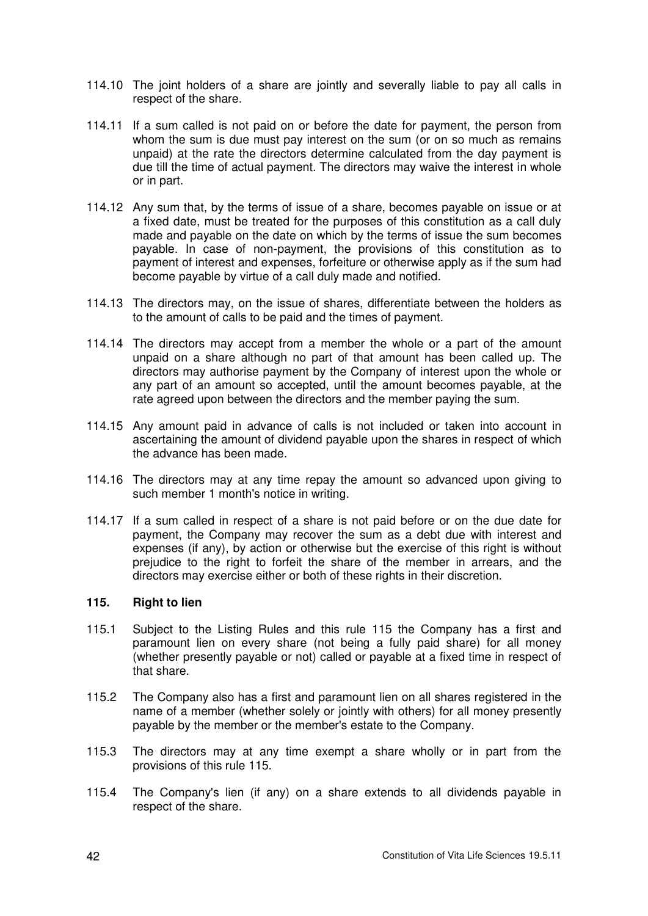114.10 The joint holders of a share are jointly and severally liable to pay all calls in respect of the share.

114.11 If a sum called is not paid on or before the date for payment, the person from whom the sum is due must pay interest on the sum (or on so much as remains unpaid) at the rate the directors determine calculated from the day payment is due till the time of actual payment. The directors may waive the interest in whole or in part.

114.12 Any sum that, by the terms of issue of a share, becomes payable on issue or at a fixed date, must be treated for the purposes of this constitution as a call duly made and payable on the date on which by the terms of issue the sum becomes payable. In case of non-payment, the provisions of this constitution as to payment of interest and expenses, forfeiture or otherwise apply as if the sum had become payable by virtue of a call duly made and notified.

114.13 The directors may, on the issue of shares, differentiate between the holders as to the amount of calls to be paid and the times of payment.

114.14 The directors may accept from a member the whole or a part of the amount unpaid on a share although no part of that amount has been called up. The directors may authorise payment by the Company of interest upon the whole or any part of an amount so accepted, until the amount becomes payable, at the rate agreed upon between the directors and the member paying the sum.

114.15 Any amount paid in advance of calls is not included or taken into account in ascertaining the amount of dividend payable upon the shares in respect of which the advance has been made.

114.16 The directors may at any time repay the amount so advanced upon giving to such member 1 month's notice in writing.

114.17 If a sum called in respect of a share is not paid before or on the due date for payment, the Company may recover the sum as a debt due with interest and expenses (if any), by action or otherwise but the exercise of this right is without prejudice to the right to forfeit the share of the member in arrears, and the directors may exercise either or both of these rights in their discretion.

### 115. Right to lien

115.1 Subject to the Listing Rules and this rule 115 the Company has a first and paramount lien on every share (not being a fully paid share) for all money (whether presently payable or not) called or payable at a fixed time in respect of that share.

115.2 The Company also has a first and paramount lien on all shares registered in the name of a member (whether solely or jointly with others) for all money presently payable by the member or the member's estate to the Company.

115.3 The directors may at any time exempt a share wholly or in part from the provisions of this rule 115.

115.4 The Company's lien (if any) on a share extends to all dividends payable in respect of the share.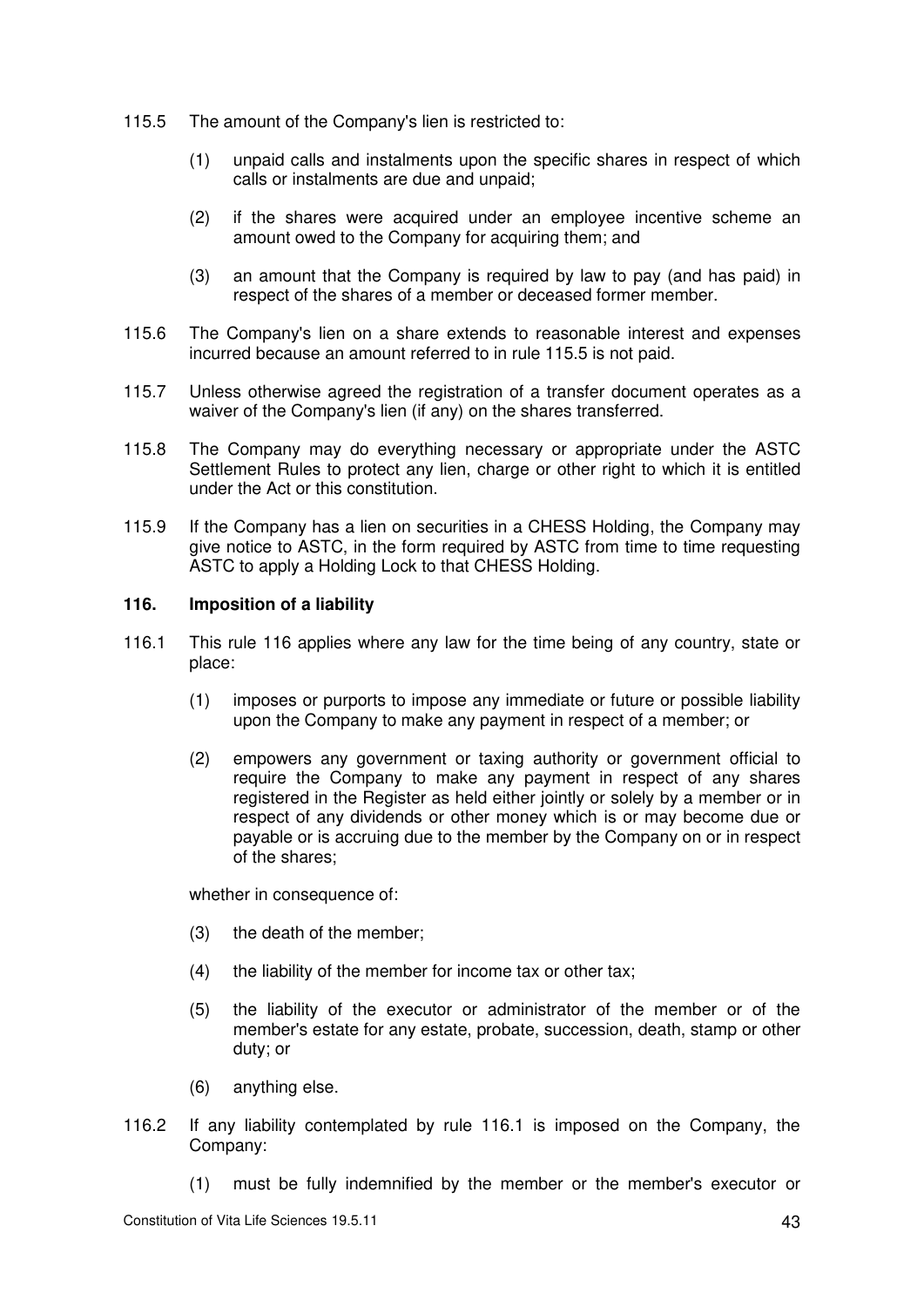115.5 The amount of the Company's lien is restricted to:

(1) unpaid calls and instalments upon the specific shares in respect of which calls or instalments are due and unpaid;

(2) if the shares were acquired under an employee incentive scheme an amount owed to the Company for acquiring them; and

(3) an amount that the Company is required by law to pay (and has paid) in respect of the shares of a member or deceased former member.

115.6 The Company's lien on a share extends to reasonable interest and expenses incurred because an amount referred to in rule 115.5 is not paid.

115.7 Unless otherwise agreed the registration of a transfer document operates as a waiver of the Company's lien (if any) on the shares transferred.

115.8 The Company may do everything necessary or appropriate under the ASTC Settlement Rules to protect any lien, charge or other right to which it is entitled under the Act or this constitution.

115.9 If the Company has a lien on securities in a CHESS Holding, the Company may give notice to ASTC, in the form required by ASTC from time to time requesting ASTC to apply a Holding Lock to that CHESS Holding.

### 116. Imposition of a liability

116.1 This rule 116 applies where any law for the time being of any country, state or place:

(1) imposes or purports to impose any immediate or future or possible liability upon the Company to make any payment in respect of a member; or

(2) empowers any government or taxing authority or government official to require the Company to make any payment in respect of any shares registered in the Register as held either jointly or solely by a member or in respect of any dividends or other money which is or may become due or payable or is accruing due to the member by the Company on or in respect of the shares;

whether in consequence of:

(3) the death of the member;

(4) the liability of the member for income tax or other tax;

(5) the liability of the executor or administrator of the member or of the member's estate for any estate, probate, succession, death, stamp or other duty; or

(6) anything else.

116.2 If any liability contemplated by rule 116.1 is imposed on the Company, the Company:

(1) must be fully indemnified by the member or the member's executor or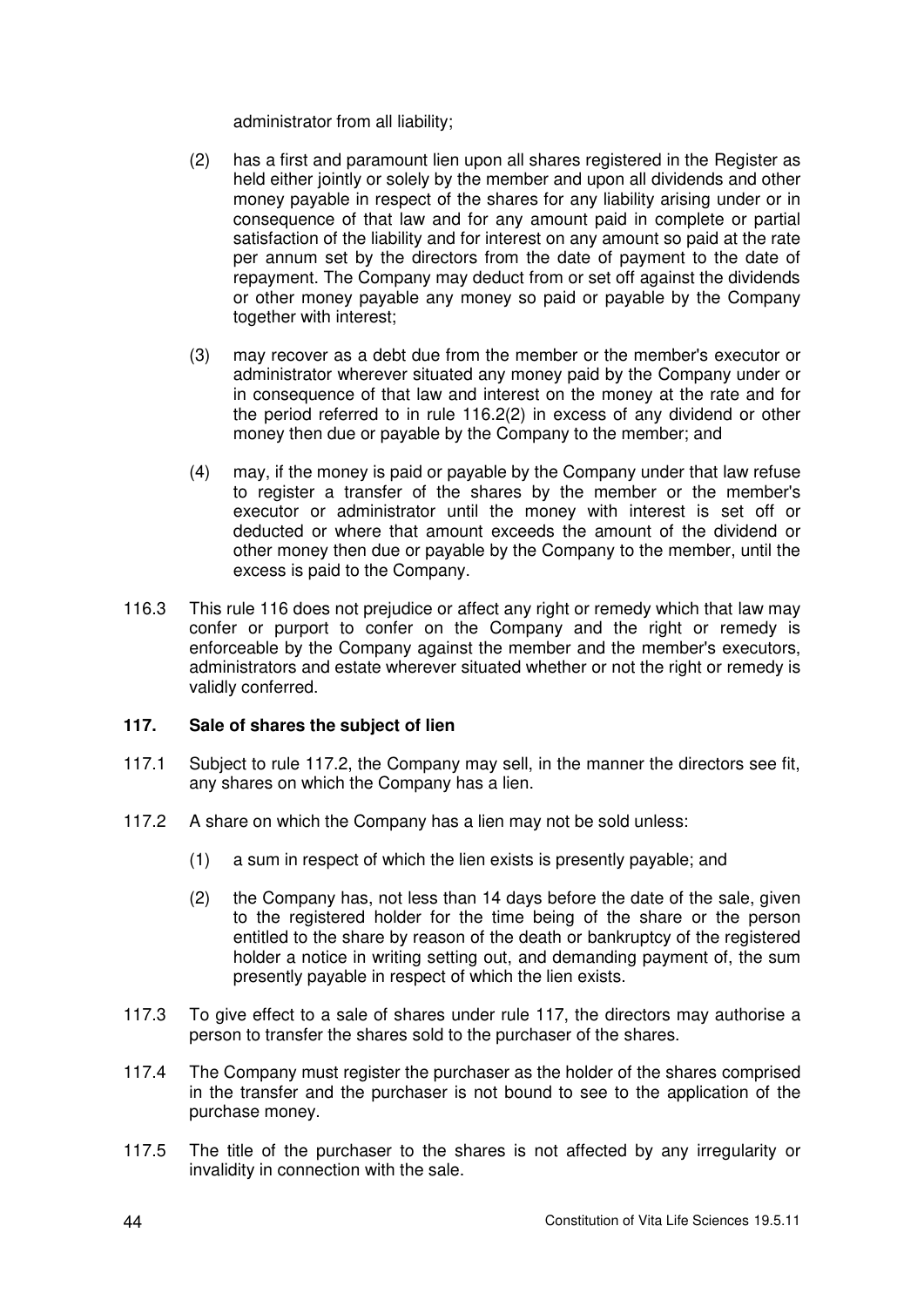administrator from all liability;

(2) has a first and paramount lien upon all shares registered in the Register as held either jointly or solely by the member and upon all dividends and other money payable in respect of the shares for any liability arising under or in consequence of that law and for any amount paid in complete or partial satisfaction of the liability and for interest on any amount so paid at the rate per annum set by the directors from the date of payment to the date of repayment. The Company may deduct from or set off against the dividends or other money payable any money so paid or payable by the Company together with interest;

(3) may recover as a debt due from the member or the member's executor or administrator wherever situated any money paid by the Company under or in consequence of that law and interest on the money at the rate and for the period referred to in rule 116.2(2) in excess of any dividend or other money then due or payable by the Company to the member; and

(4) may, if the money is paid or payable by the Company under that law refuse to register a transfer of the shares by the member or the member's executor or administrator until the money with interest is set off or deducted or where that amount exceeds the amount of the dividend or other money then due or payable by the Company to the member, until the excess is paid to the Company.

116.3 This rule 116 does not prejudice or affect any right or remedy which that law may confer or purport to confer on the Company and the right or remedy is enforceable by the Company against the member and the member's executors, administrators and estate wherever situated whether or not the right or remedy is validly conferred.

### 117. Sale of shares the subject of lien

117.1 Subject to rule 117.2, the Company may sell, in the manner the directors see fit, any shares on which the Company has a lien.

117.2 A share on which the Company has a lien may not be sold unless:

(1) a sum in respect of which the lien exists is presently payable; and

(2) the Company has, not less than 14 days before the date of the sale, given to the registered holder for the time being of the share or the person entitled to the share by reason of the death or bankruptcy of the registered holder a notice in writing setting out, and demanding payment of, the sum presently payable in respect of which the lien exists.

117.3 To give effect to a sale of shares under rule 117, the directors may authorise a person to transfer the shares sold to the purchaser of the shares.

117.4 The Company must register the purchaser as the holder of the shares comprised in the transfer and the purchaser is not bound to see to the application of the purchase money.

117.5 The title of the purchaser to the shares is not affected by any irregularity or invalidity in connection with the sale.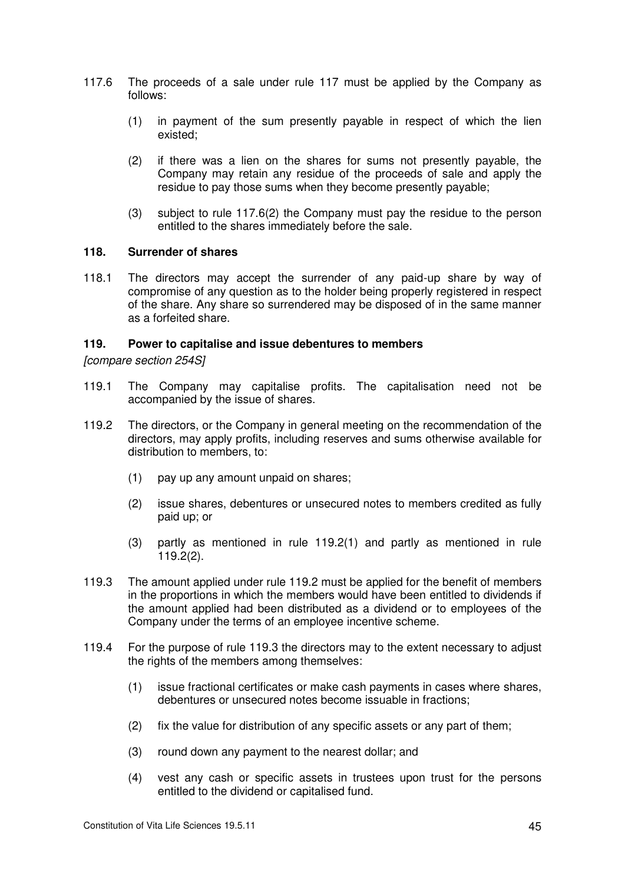117.6 The proceeds of a sale under rule 117 must be applied by the Company as follows:

(1) in payment of the sum presently payable in respect of which the lien existed;

(2) if there was a lien on the shares for sums not presently payable, the Company may retain any residue of the proceeds of sale and apply the residue to pay those sums when they become presently payable;

(3) subject to rule 117.6(2) the Company must pay the residue to the person entitled to the shares immediately before the sale.

### 118. Surrender of shares

118.1 The directors may accept the surrender of any paid-up share by way of compromise of any question as to the holder being properly registered in respect of the share. Any share so surrendered may be disposed of in the same manner as a forfeited share.

### 119. Power to capitalise and issue debentures to members

*[compare section 254S]*

119.1 The Company may capitalise profits. The capitalisation need not be accompanied by the issue of shares.

119.2 The directors, or the Company in general meeting on the recommendation of the directors, may apply profits, including reserves and sums otherwise available for distribution to members, to:

(1) pay up any amount unpaid on shares;

(2) issue shares, debentures or unsecured notes to members credited as fully paid up; or

(3) partly as mentioned in rule 119.2(1) and partly as mentioned in rule 119.2(2).

119.3 The amount applied under rule 119.2 must be applied for the benefit of members in the proportions in which the members would have been entitled to dividends if the amount applied had been distributed as a dividend or to employees of the Company under the terms of an employee incentive scheme.

119.4 For the purpose of rule 119.3 the directors may to the extent necessary to adjust the rights of the members among themselves:

(1) issue fractional certificates or make cash payments in cases where shares, debentures or unsecured notes become issuable in fractions;

(2) fix the value for distribution of any specific assets or any part of them;

(3) round down any payment to the nearest dollar; and

(4) vest any cash or specific assets in trustees upon trust for the persons entitled to the dividend or capitalised fund.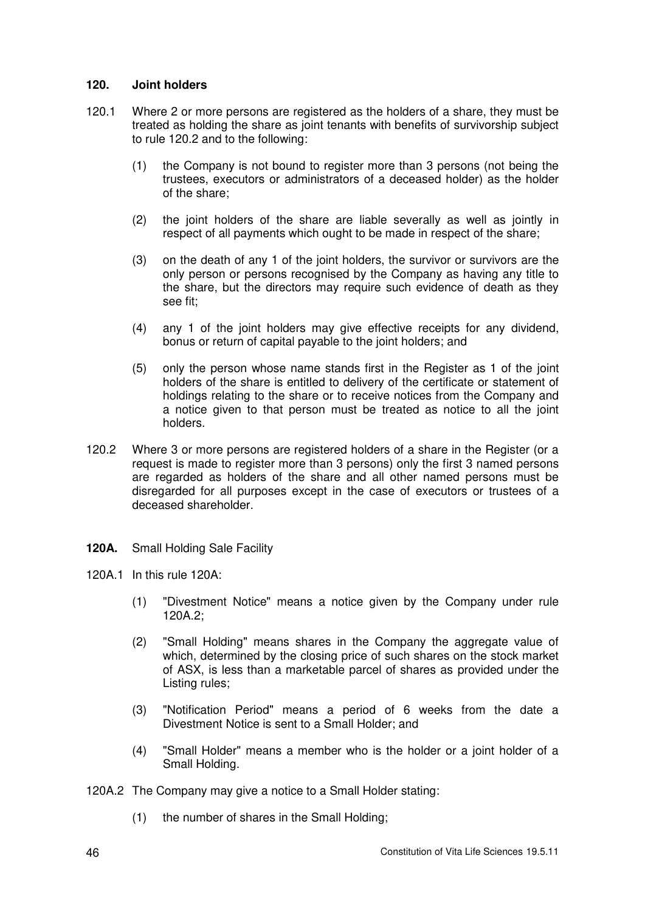### 120. Joint holders

120.1 Where 2 or more persons are registered as the holders of a share, they must be treated as holding the share as joint tenants with benefits of survivorship subject to rule 120.2 and to the following:

(1) the Company is not bound to register more than 3 persons (not being the trustees, executors or administrators of a deceased holder) as the holder of the share;

(2) the joint holders of the share are liable severally as well as jointly in respect of all payments which ought to be made in respect of the share;

(3) on the death of any 1 of the joint holders, the survivor or survivors are the only person or persons recognised by the Company as having any title to the share, but the directors may require such evidence of death as they see fit;

(4) any 1 of the joint holders may give effective receipts for any dividend, bonus or return of capital payable to the joint holders; and

(5) only the person whose name stands first in the Register as 1 of the joint holders of the share is entitled to delivery of the certificate or statement of holdings relating to the share or to receive notices from the Company and a notice given to that person must be treated as notice to all the joint holders.

120.2 Where 3 or more persons are registered holders of a share in the Register (or a request is made to register more than 3 persons) only the first 3 named persons are regarded as holders of the share and all other named persons must be disregarded for all purposes except in the case of executors or trustees of a deceased shareholder.

**120A.** Small Holding Sale Facility

120A.1 In this rule 120A:

(1) "Divestment Notice" means a notice given by the Company under rule 120A.2;

(2) "Small Holding" means shares in the Company the aggregate value of which, determined by the closing price of such shares on the stock market of ASX, is less than a marketable parcel of shares as provided under the Listing rules;

(3) "Notification Period" means a period of 6 weeks from the date a Divestment Notice is sent to a Small Holder; and

(4) "Small Holder" means a member who is the holder or a joint holder of a Small Holding.

120A.2 The Company may give a notice to a Small Holder stating:

(1) the number of shares in the Small Holding;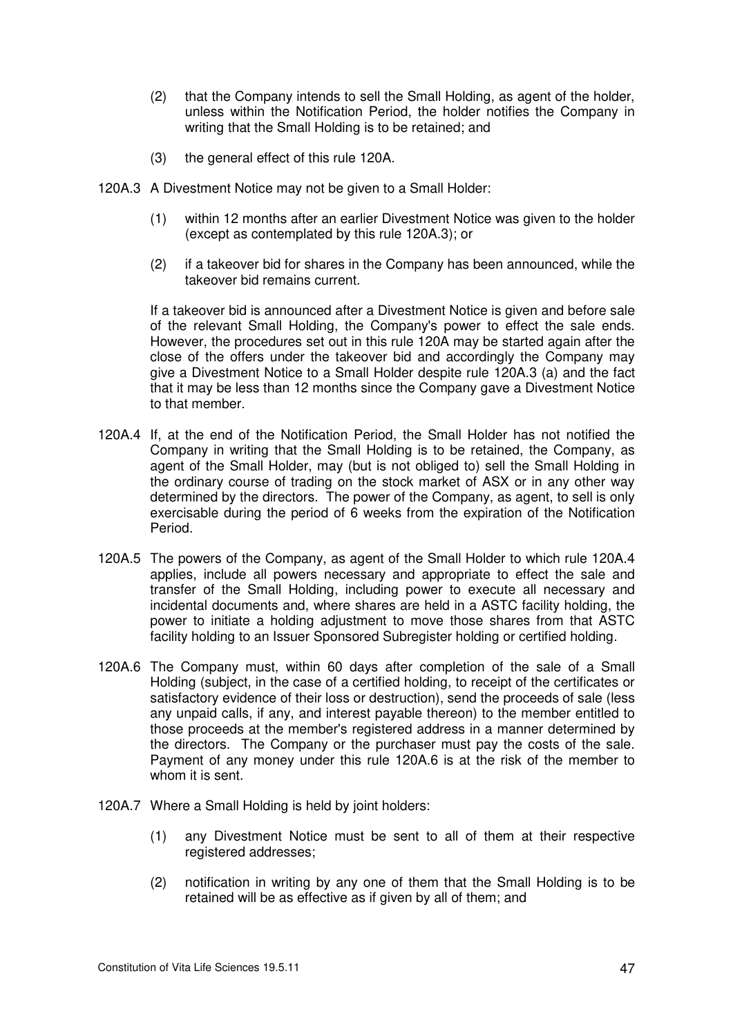(2) that the Company intends to sell the Small Holding, as agent of the holder, unless within the Notification Period, the holder notifies the Company in writing that the Small Holding is to be retained; and

(3) the general effect of this rule 120A.

120A.3 A Divestment Notice may not be given to a Small Holder:

(1) within 12 months after an earlier Divestment Notice was given to the holder (except as contemplated by this rule 120A.3); or

(2) if a takeover bid for shares in the Company has been announced, while the takeover bid remains current.

If a takeover bid is announced after a Divestment Notice is given and before sale of the relevant Small Holding, the Company's power to effect the sale ends. However, the procedures set out in this rule 120A may be started again after the close of the offers under the takeover bid and accordingly the Company may give a Divestment Notice to a Small Holder despite rule 120A.3 (a) and the fact that it may be less than 12 months since the Company gave a Divestment Notice to that member.

120A.4 If, at the end of the Notification Period, the Small Holder has not notified the Company in writing that the Small Holding is to be retained, the Company, as agent of the Small Holder, may (but is not obliged to) sell the Small Holding in the ordinary course of trading on the stock market of ASX or in any other way determined by the directors. The power of the Company, as agent, to sell is only exercisable during the period of 6 weeks from the expiration of the Notification Period.

120A.5 The powers of the Company, as agent of the Small Holder to which rule 120A.4 applies, include all powers necessary and appropriate to effect the sale and transfer of the Small Holding, including power to execute all necessary and incidental documents and, where shares are held in a ASTC facility holding, the power to initiate a holding adjustment to move those shares from that ASTC facility holding to an Issuer Sponsored Subregister holding or certified holding.

120A.6 The Company must, within 60 days after completion of the sale of a Small Holding (subject, in the case of a certified holding, to receipt of the certificates or satisfactory evidence of their loss or destruction), send the proceeds of sale (less any unpaid calls, if any, and interest payable thereon) to the member entitled to those proceeds at the member's registered address in a manner determined by the directors. The Company or the purchaser must pay the costs of the sale. Payment of any money under this rule 120A.6 is at the risk of the member to whom it is sent.

120A.7 Where a Small Holding is held by joint holders:

(1) any Divestment Notice must be sent to all of them at their respective registered addresses;

(2) notification in writing by any one of them that the Small Holding is to be retained will be as effective as if given by all of them; and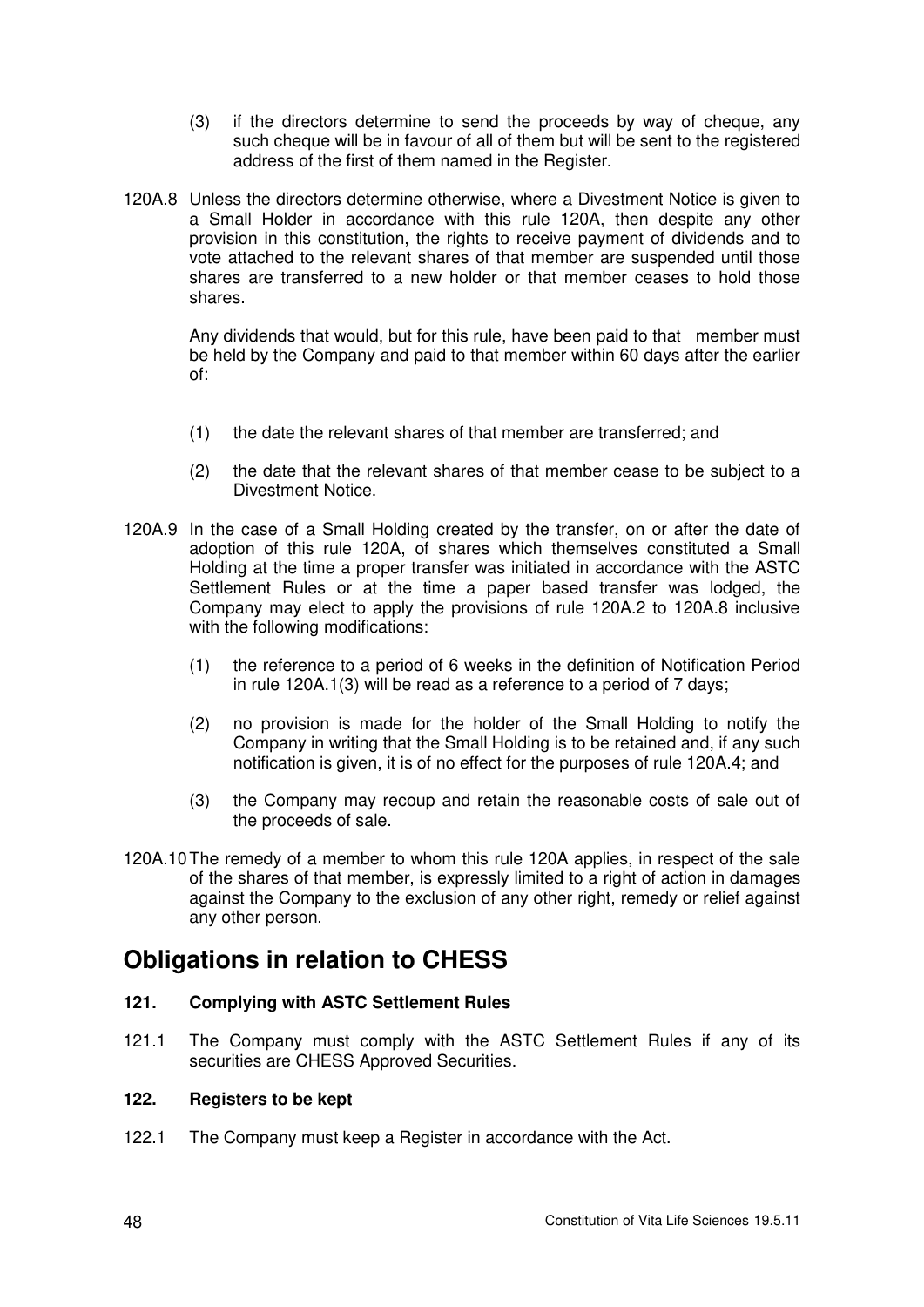(3) if the directors determine to send the proceeds by way of cheque, any such cheque will be in favour of all of them but will be sent to the registered address of the first of them named in the Register.

120A.8 Unless the directors determine otherwise, where a Divestment Notice is given to a Small Holder in accordance with this rule 120A, then despite any other provision in this constitution, the rights to receive payment of dividends and to vote attached to the relevant shares of that member are suspended until those shares are transferred to a new holder or that member ceases to hold those shares.

Any dividends that would, but for this rule, have been paid to that member must be held by the Company and paid to that member within 60 days after the earlier of:

(1) the date the relevant shares of that member are transferred; and

(2) the date that the relevant shares of that member cease to be subject to a Divestment Notice.

120A.9 In the case of a Small Holding created by the transfer, on or after the date of adoption of this rule 120A, of shares which themselves constituted a Small Holding at the time a proper transfer was initiated in accordance with the ASTC Settlement Rules or at the time a paper based transfer was lodged, the Company may elect to apply the provisions of rule 120A.2 to 120A.8 inclusive with the following modifications:

(1) the reference to a period of 6 weeks in the definition of Notification Period in rule 120A.1(3) will be read as a reference to a period of 7 days;

(2) no provision is made for the holder of the Small Holding to notify the Company in writing that the Small Holding is to be retained and, if any such notification is given, it is of no effect for the purposes of rule 120A.4; and

(3) the Company may recoup and retain the reasonable costs of sale out of the proceeds of sale.

120A.10 The remedy of a member to whom this rule 120A applies, in respect of the sale of the shares of that member, is expressly limited to a right of action in damages against the Company to the exclusion of any other right, remedy or relief against any other person.

# Obligations in relation to CHESS

### 121. Complying with ASTC Settlement Rules

121.1 The Company must comply with the ASTC Settlement Rules if any of its securities are CHESS Approved Securities.

### 122. Registers to be kept

122.1 The Company must keep a Register in accordance with the Act.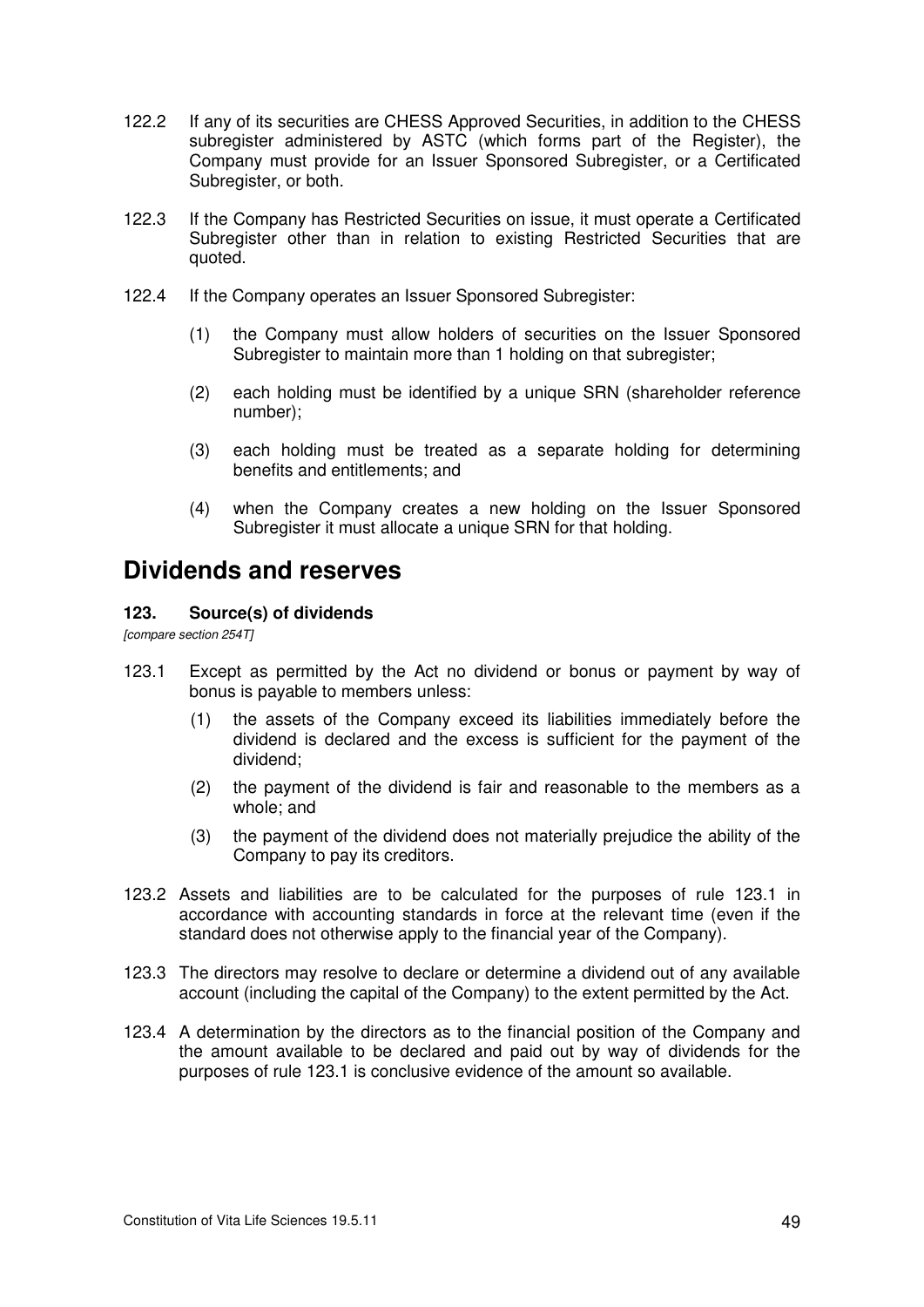122.2 If any of its securities are CHESS Approved Securities, in addition to the CHESS subregister administered by ASTC (which forms part of the Register), the Company must provide for an Issuer Sponsored Subregister, or a Certificated Subregister, or both.

122.3 If the Company has Restricted Securities on issue, it must operate a Certificated Subregister other than in relation to existing Restricted Securities that are quoted.

122.4 If the Company operates an Issuer Sponsored Subregister:

(1) the Company must allow holders of securities on the Issuer Sponsored Subregister to maintain more than 1 holding on that subregister;

(2) each holding must be identified by a unique SRN (shareholder reference number);

(3) each holding must be treated as a separate holding for determining benefits and entitlements; and

(4) when the Company creates a new holding on the Issuer Sponsored Subregister it must allocate a unique SRN for that holding.

# Dividends and reserves

### 123. Source(s) of dividends

*[compare section 254T]*

123.1 Except as permitted by the Act no dividend or bonus or payment by way of bonus is payable to members unless:

(1) the assets of the Company exceed its liabilities immediately before the dividend is declared and the excess is sufficient for the payment of the dividend;

(2) the payment of the dividend is fair and reasonable to the members as a whole; and

(3) the payment of the dividend does not materially prejudice the ability of the Company to pay its creditors.

123.2 Assets and liabilities are to be calculated for the purposes of rule 123.1 in accordance with accounting standards in force at the relevant time (even if the standard does not otherwise apply to the financial year of the Company).

123.3 The directors may resolve to declare or determine a dividend out of any available account (including the capital of the Company) to the extent permitted by the Act.

123.4 A determination by the directors as to the financial position of the Company and the amount available to be declared and paid out by way of dividends for the purposes of rule 123.1 is conclusive evidence of the amount so available.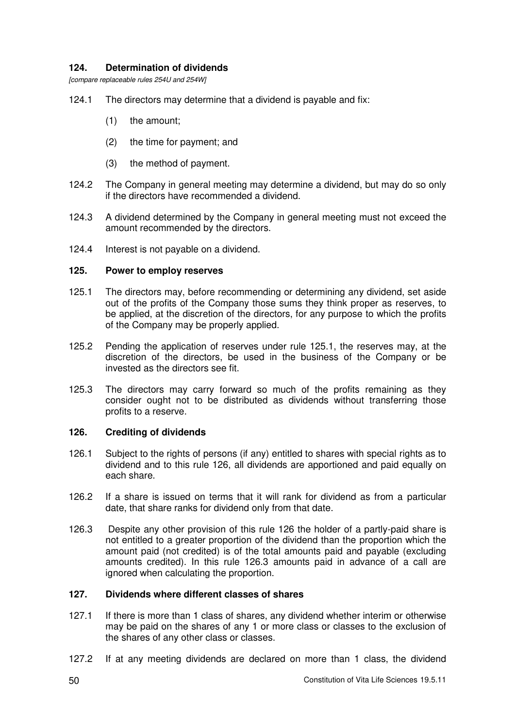### 124. Determination of dividends

*[compare replaceable rules 254U and 254W]*

124.1 The directors may determine that a dividend is payable and fix:

(1) the amount;

(2) the time for payment; and

(3) the method of payment.

124.2 The Company in general meeting may determine a dividend, but may do so only if the directors have recommended a dividend.

124.3 A dividend determined by the Company in general meeting must not exceed the amount recommended by the directors.

124.4 Interest is not payable on a dividend.

### 125. Power to employ reserves

125.1 The directors may, before recommending or determining any dividend, set aside out of the profits of the Company those sums they think proper as reserves, to be applied, at the discretion of the directors, for any purpose to which the profits of the Company may be properly applied.

125.2 Pending the application of reserves under rule 125.1, the reserves may, at the discretion of the directors, be used in the business of the Company or be invested as the directors see fit.

125.3 The directors may carry forward so much of the profits remaining as they consider ought not to be distributed as dividends without transferring those profits to a reserve.

### 126. Crediting of dividends

126.1 Subject to the rights of persons (if any) entitled to shares with special rights as to dividend and to this rule 126, all dividends are apportioned and paid equally on each share.

126.2 If a share is issued on terms that it will rank for dividend as from a particular date, that share ranks for dividend only from that date.

126.3 Despite any other provision of this rule 126 the holder of a partly-paid share is not entitled to a greater proportion of the dividend than the proportion which the amount paid (not credited) is of the total amounts paid and payable (excluding amounts credited). In this rule 126.3 amounts paid in advance of a call are ignored when calculating the proportion.

### 127. Dividends where different classes of shares

127.1 If there is more than 1 class of shares, any dividend whether interim or otherwise may be paid on the shares of any 1 or more class or classes to the exclusion of the shares of any other class or classes.

127.2 If at any meeting dividends are declared on more than 1 class, the dividend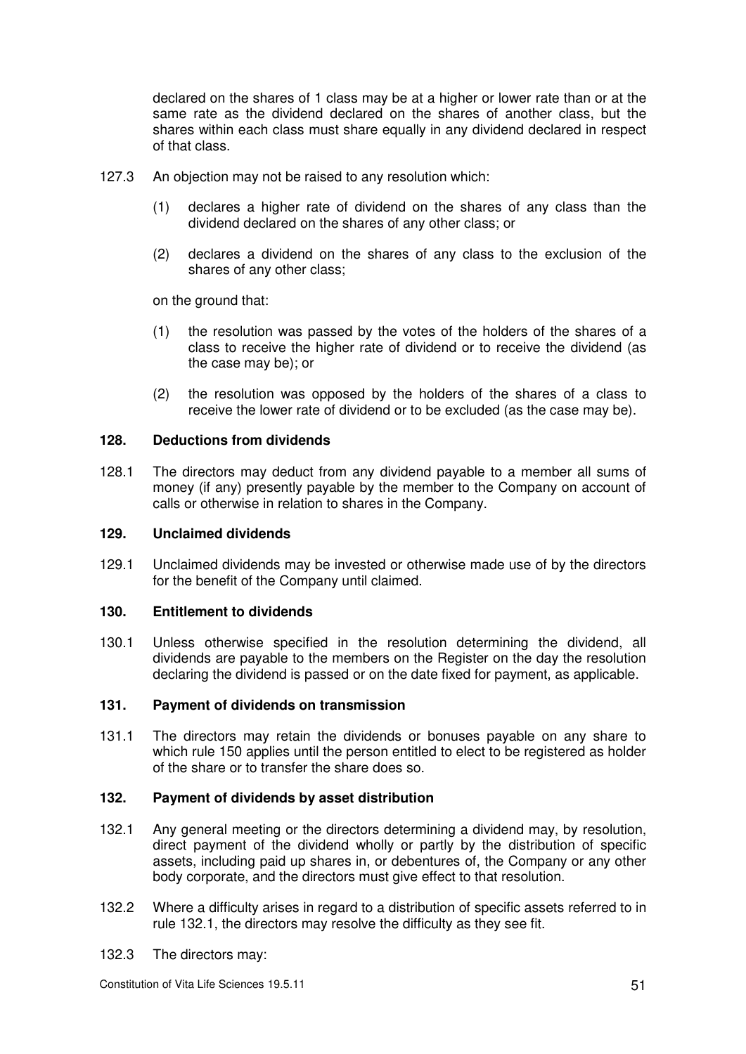declared on the shares of 1 class may be at a higher or lower rate than or at the same rate as the dividend declared on the shares of another class, but the shares within each class must share equally in any dividend declared in respect of that class.

127.3 An objection may not be raised to any resolution which:

(1) declares a higher rate of dividend on the shares of any class than the dividend declared on the shares of any other class; or

(2) declares a dividend on the shares of any class to the exclusion of the shares of any other class;

on the ground that:

(1) the resolution was passed by the votes of the holders of the shares of a class to receive the higher rate of dividend or to receive the dividend (as the case may be); or

(2) the resolution was opposed by the holders of the shares of a class to receive the lower rate of dividend or to be excluded (as the case may be).

### 128. Deductions from dividends

128.1 The directors may deduct from any dividend payable to a member all sums of money (if any) presently payable by the member to the Company on account of calls or otherwise in relation to shares in the Company.

### 129. Unclaimed dividends

129.1 Unclaimed dividends may be invested or otherwise made use of by the directors for the benefit of the Company until claimed.

### 130. Entitlement to dividends

130.1 Unless otherwise specified in the resolution determining the dividend, all dividends are payable to the members on the Register on the day the resolution declaring the dividend is passed or on the date fixed for payment, as applicable.

### 131. Payment of dividends on transmission

131.1 The directors may retain the dividends or bonuses payable on any share to which rule 150 applies until the person entitled to elect to be registered as holder of the share or to transfer the share does so.

### 132. Payment of dividends by asset distribution

132.1 Any general meeting or the directors determining a dividend may, by resolution, direct payment of the dividend wholly or partly by the distribution of specific assets, including paid up shares in, or debentures of, the Company or any other body corporate, and the directors must give effect to that resolution.

132.2 Where a difficulty arises in regard to a distribution of specific assets referred to in rule 132.1, the directors may resolve the difficulty as they see fit.

132.3 The directors may: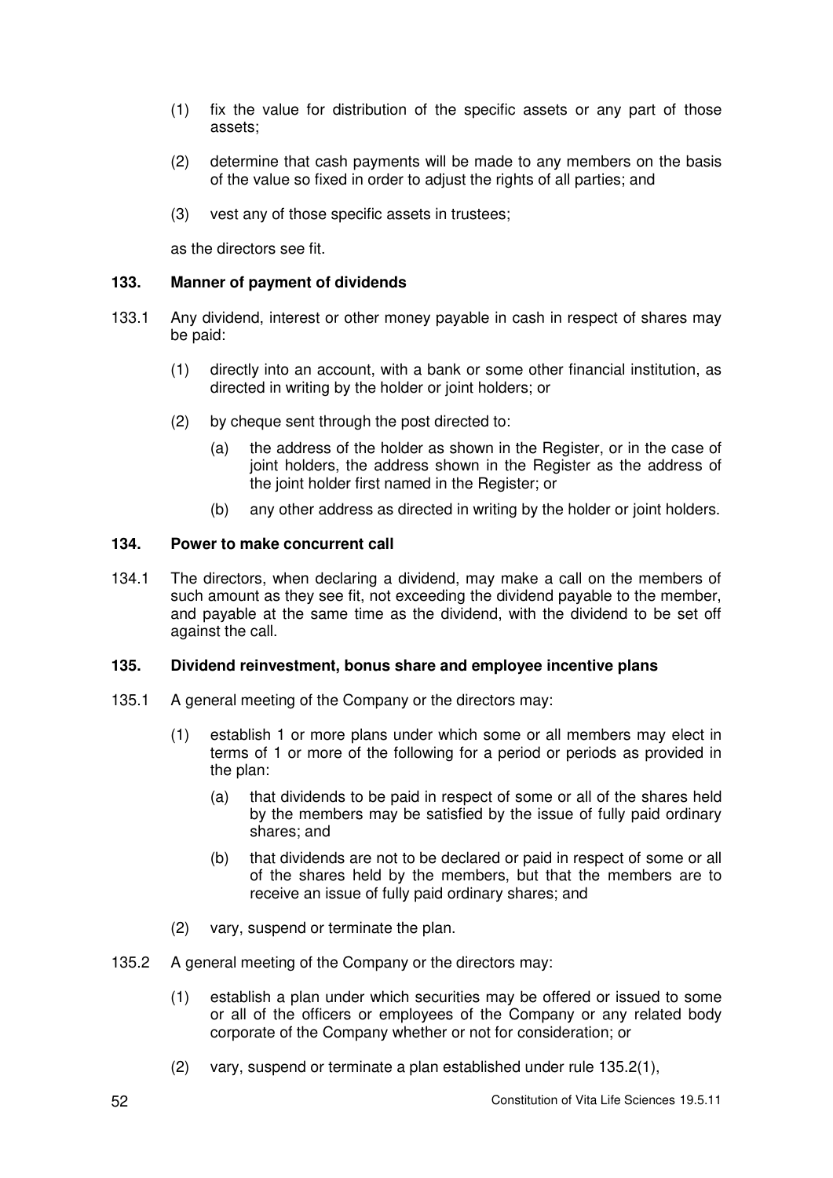(1) fix the value for distribution of the specific assets or any part of those assets;

(2) determine that cash payments will be made to any members on the basis of the value so fixed in order to adjust the rights of all parties; and

(3) vest any of those specific assets in trustees;

as the directors see fit.

### 133. Manner of payment of dividends

133.1 Any dividend, interest or other money payable in cash in respect of shares may be paid:

(1) directly into an account, with a bank or some other financial institution, as directed in writing by the holder or joint holders; or

(2) by cheque sent through the post directed to:

(a) the address of the holder as shown in the Register, or in the case of joint holders, the address shown in the Register as the address of the joint holder first named in the Register; or

(b) any other address as directed in writing by the holder or joint holders.

### 134. Power to make concurrent call

134.1 The directors, when declaring a dividend, may make a call on the members of such amount as they see fit, not exceeding the dividend payable to the member, and payable at the same time as the dividend, with the dividend to be set off against the call.

### 135. Dividend reinvestment, bonus share and employee incentive plans

135.1 A general meeting of the Company or the directors may:

(1) establish 1 or more plans under which some or all members may elect in terms of 1 or more of the following for a period or periods as provided in the plan:

(a) that dividends to be paid in respect of some or all of the shares held by the members may be satisfied by the issue of fully paid ordinary shares; and

(b) that dividends are not to be declared or paid in respect of some or all of the shares held by the members, but that the members are to receive an issue of fully paid ordinary shares; and

(2) vary, suspend or terminate the plan.

135.2 A general meeting of the Company or the directors may:

(1) establish a plan under which securities may be offered or issued to some or all of the officers or employees of the Company or any related body corporate of the Company whether or not for consideration; or

(2) vary, suspend or terminate a plan established under rule 135.2(1),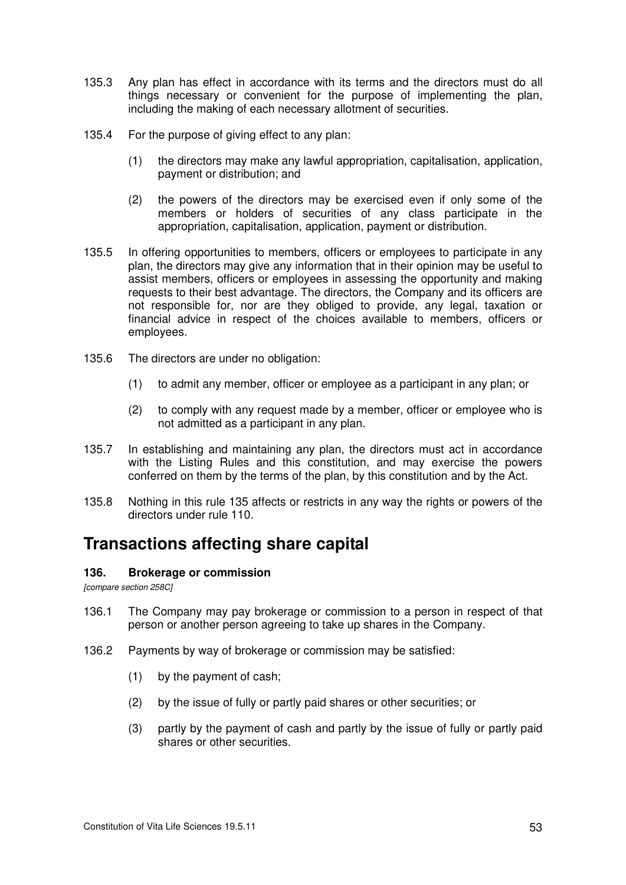135.3 Any plan has effect in accordance with its terms and the directors must do all things necessary or convenient for the purpose of implementing the plan, including the making of each necessary allotment of securities.

135.4 For the purpose of giving effect to any plan:

(1) the directors may make any lawful appropriation, capitalisation, application, payment or distribution; and

(2) the powers of the directors may be exercised even if only some of the members or holders of securities of any class participate in the appropriation, capitalisation, application, payment or distribution.

135.5 In offering opportunities to members, officers or employees to participate in any plan, the directors may give any information that in their opinion may be useful to assist members, officers or employees in assessing the opportunity and making requests to their best advantage. The directors, the Company and its officers are not responsible for, nor are they obliged to provide, any legal, taxation or financial advice in respect of the choices available to members, officers or employees.

135.6 The directors are under no obligation:

(1) to admit any member, officer or employee as a participant in any plan; or

(2) to comply with any request made by a member, officer or employee who is not admitted as a participant in any plan.

135.7 In establishing and maintaining any plan, the directors must act in accordance with the Listing Rules and this constitution, and may exercise the powers conferred on them by the terms of the plan, by this constitution and by the Act.

135.8 Nothing in this rule 135 affects or restricts in any way the rights or powers of the directors under rule 110.

## Transactions affecting share capital

### 136. Brokerage or commission

*[compare section 258C]*

136.1 The Company may pay brokerage or commission to a person in respect of that person or another person agreeing to take up shares in the Company.

136.2 Payments by way of brokerage or commission may be satisfied:

(1) by the payment of cash;

(2) by the issue of fully or partly paid shares or other securities; or

(3) partly by the payment of cash and partly by the issue of fully or partly paid shares or other securities.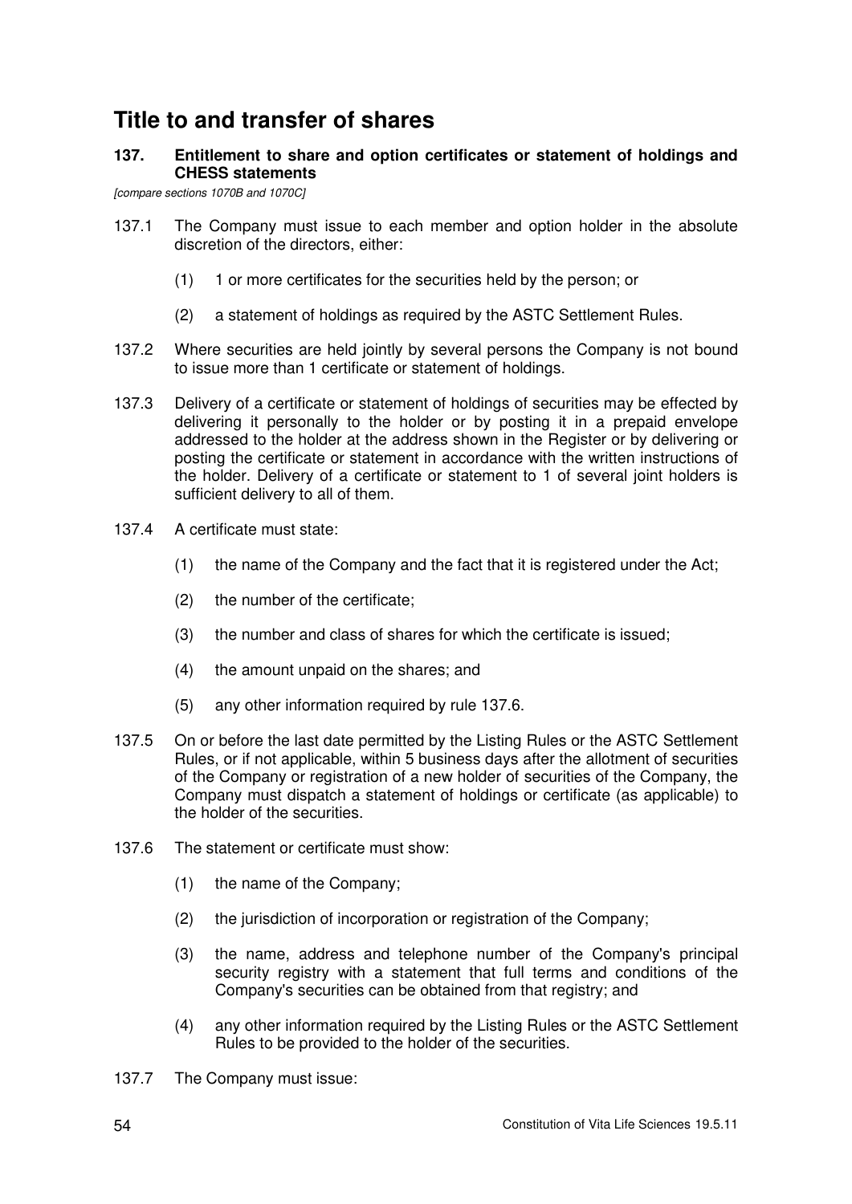# Title to and transfer of shares

### 137. Entitlement to share and option certificates or statement of holdings and CHESS statements

*[compare sections 1070B and 1070C]*

137.1 The Company must issue to each member and option holder in the absolute discretion of the directors, either:

(1) 1 or more certificates for the securities held by the person; or

(2) a statement of holdings as required by the ASTC Settlement Rules.

137.2 Where securities are held jointly by several persons the Company is not bound to issue more than 1 certificate or statement of holdings.

137.3 Delivery of a certificate or statement of holdings of securities may be effected by delivering it personally to the holder or by posting it in a prepaid envelope addressed to the holder at the address shown in the Register or by delivering or posting the certificate or statement in accordance with the written instructions of the holder. Delivery of a certificate or statement to 1 of several joint holders is sufficient delivery to all of them.

137.4 A certificate must state:

(1) the name of the Company and the fact that it is registered under the Act;

(2) the number of the certificate;

(3) the number and class of shares for which the certificate is issued;

(4) the amount unpaid on the shares; and

(5) any other information required by rule 137.6.

137.5 On or before the last date permitted by the Listing Rules or the ASTC Settlement Rules, or if not applicable, within 5 business days after the allotment of securities of the Company or registration of a new holder of securities of the Company, the Company must dispatch a statement of holdings or certificate (as applicable) to the holder of the securities.

137.6 The statement or certificate must show:

(1) the name of the Company;

(2) the jurisdiction of incorporation or registration of the Company;

(3) the name, address and telephone number of the Company's principal security registry with a statement that full terms and conditions of the Company's securities can be obtained from that registry; and

(4) any other information required by the Listing Rules or the ASTC Settlement Rules to be provided to the holder of the securities.

137.7 The Company must issue: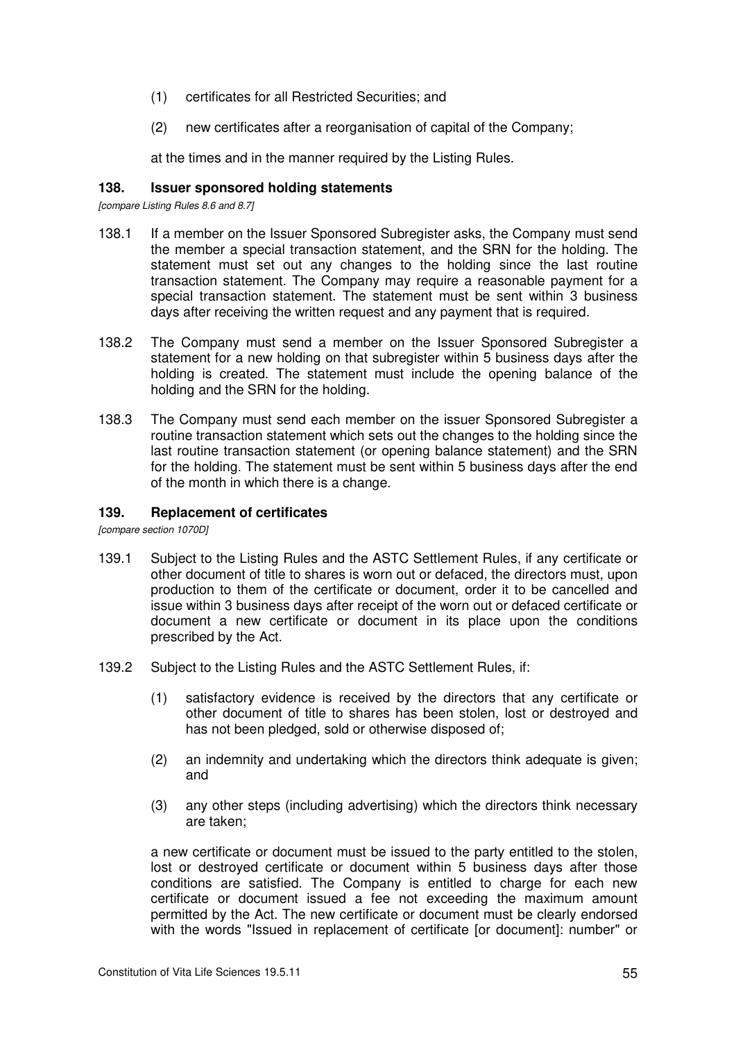(1) certificates for all Restricted Securities; and

(2) new certificates after a reorganisation of capital of the Company;

at the times and in the manner required by the Listing Rules.

### 138. Issuer sponsored holding statements

*[compare Listing Rules 8.6 and 8.7]*

138.1 If a member on the Issuer Sponsored Subregister asks, the Company must send the member a special transaction statement, and the SRN for the holding. The statement must set out any changes to the holding since the last routine transaction statement. The Company may require a reasonable payment for a special transaction statement. The statement must be sent within 3 business days after receiving the written request and any payment that is required.

138.2 The Company must send a member on the Issuer Sponsored Subregister a statement for a new holding on that subregister within 5 business days after the holding is created. The statement must include the opening balance of the holding and the SRN for the holding.

138.3 The Company must send each member on the issuer Sponsored Subregister a routine transaction statement which sets out the changes to the holding since the last routine transaction statement (or opening balance statement) and the SRN for the holding. The statement must be sent within 5 business days after the end of the month in which there is a change.

### 139. Replacement of certificates

*[compare section 1070D]*

139.1 Subject to the Listing Rules and the ASTC Settlement Rules, if any certificate or other document of title to shares is worn out or defaced, the directors must, upon production to them of the certificate or document, order it to be cancelled and issue within 3 business days after receipt of the worn out or defaced certificate or document a new certificate or document in its place upon the conditions prescribed by the Act.

139.2 Subject to the Listing Rules and the ASTC Settlement Rules, if:

(1) satisfactory evidence is received by the directors that any certificate or other document of title to shares has been stolen, lost or destroyed and has not been pledged, sold or otherwise disposed of;

(2) an indemnity and undertaking which the directors think adequate is given; and

(3) any other steps (including advertising) which the directors think necessary are taken;

a new certificate or document must be issued to the party entitled to the stolen, lost or destroyed certificate or document within 5 business days after those conditions are satisfied. The Company is entitled to charge for each new certificate or document issued a fee not exceeding the maximum amount permitted by the Act. The new certificate or document must be clearly endorsed with the words "Issued in replacement of certificate [or document]: number" or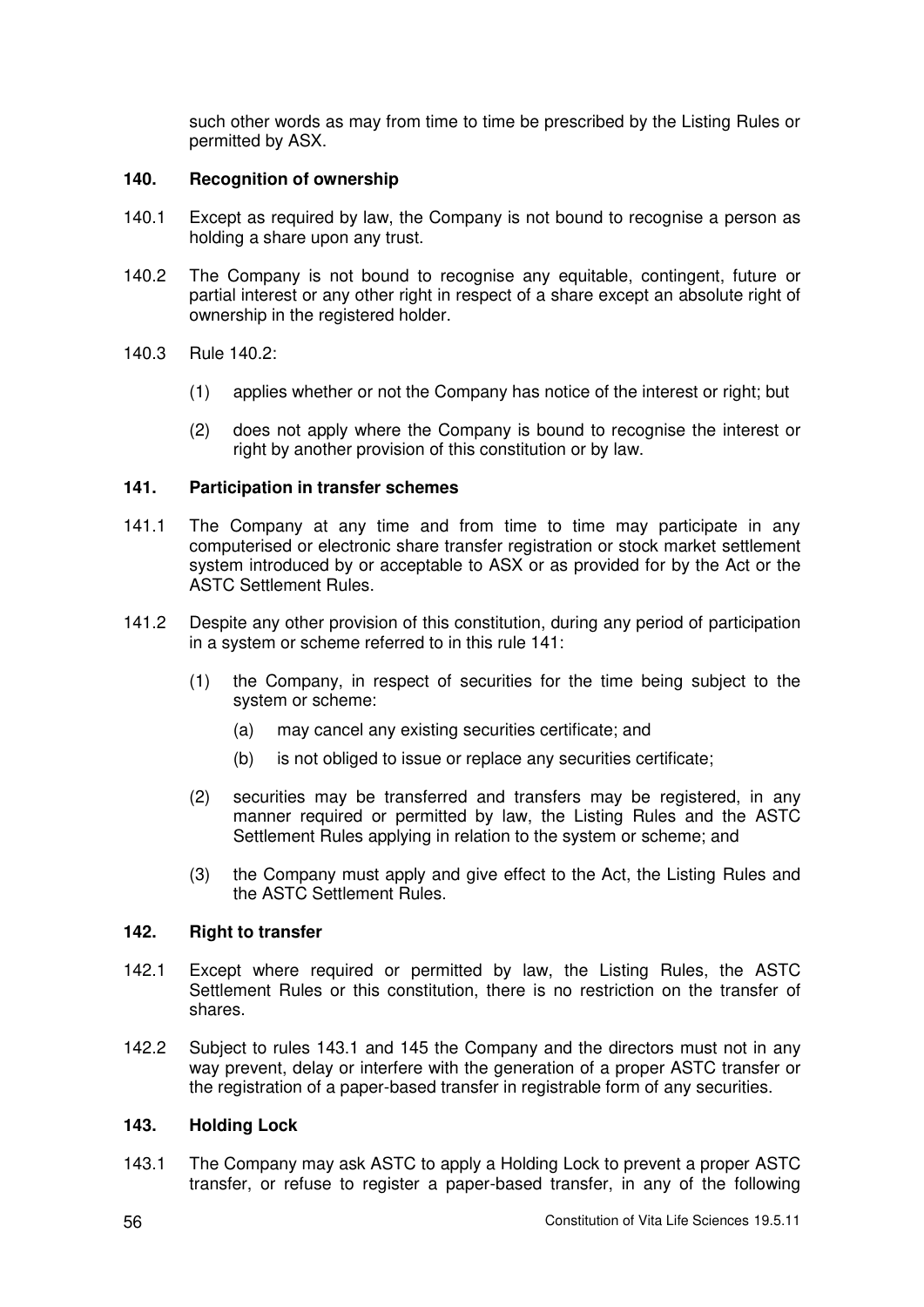such other words as may from time to time be prescribed by the Listing Rules or permitted by ASX.

### 140. Recognition of ownership

140.1 Except as required by law, the Company is not bound to recognise a person as holding a share upon any trust.

140.2 The Company is not bound to recognise any equitable, contingent, future or partial interest or any other right in respect of a share except an absolute right of ownership in the registered holder.

140.3 Rule 140.2:

(1) applies whether or not the Company has notice of the interest or right; but

(2) does not apply where the Company is bound to recognise the interest or right by another provision of this constitution or by law.

### 141. Participation in transfer schemes

141.1 The Company at any time and from time to time may participate in any computerised or electronic share transfer registration or stock market settlement system introduced by or acceptable to ASX or as provided for by the Act or the ASTC Settlement Rules.

141.2 Despite any other provision of this constitution, during any period of participation in a system or scheme referred to in this rule 141:

(1) the Company, in respect of securities for the time being subject to the system or scheme:

(a) may cancel any existing securities certificate; and

(b) is not obliged to issue or replace any securities certificate;

(2) securities may be transferred and transfers may be registered, in any manner required or permitted by law, the Listing Rules and the ASTC Settlement Rules applying in relation to the system or scheme; and

(3) the Company must apply and give effect to the Act, the Listing Rules and the ASTC Settlement Rules.

### 142. Right to transfer

142.1 Except where required or permitted by law, the Listing Rules, the ASTC Settlement Rules or this constitution, there is no restriction on the transfer of shares.

142.2 Subject to rules 143.1 and 145 the Company and the directors must not in any way prevent, delay or interfere with the generation of a proper ASTC transfer or the registration of a paper-based transfer in registrable form of any securities.

### 143. Holding Lock

143.1 The Company may ask ASTC to apply a Holding Lock to prevent a proper ASTC transfer, or refuse to register a paper-based transfer, in any of the following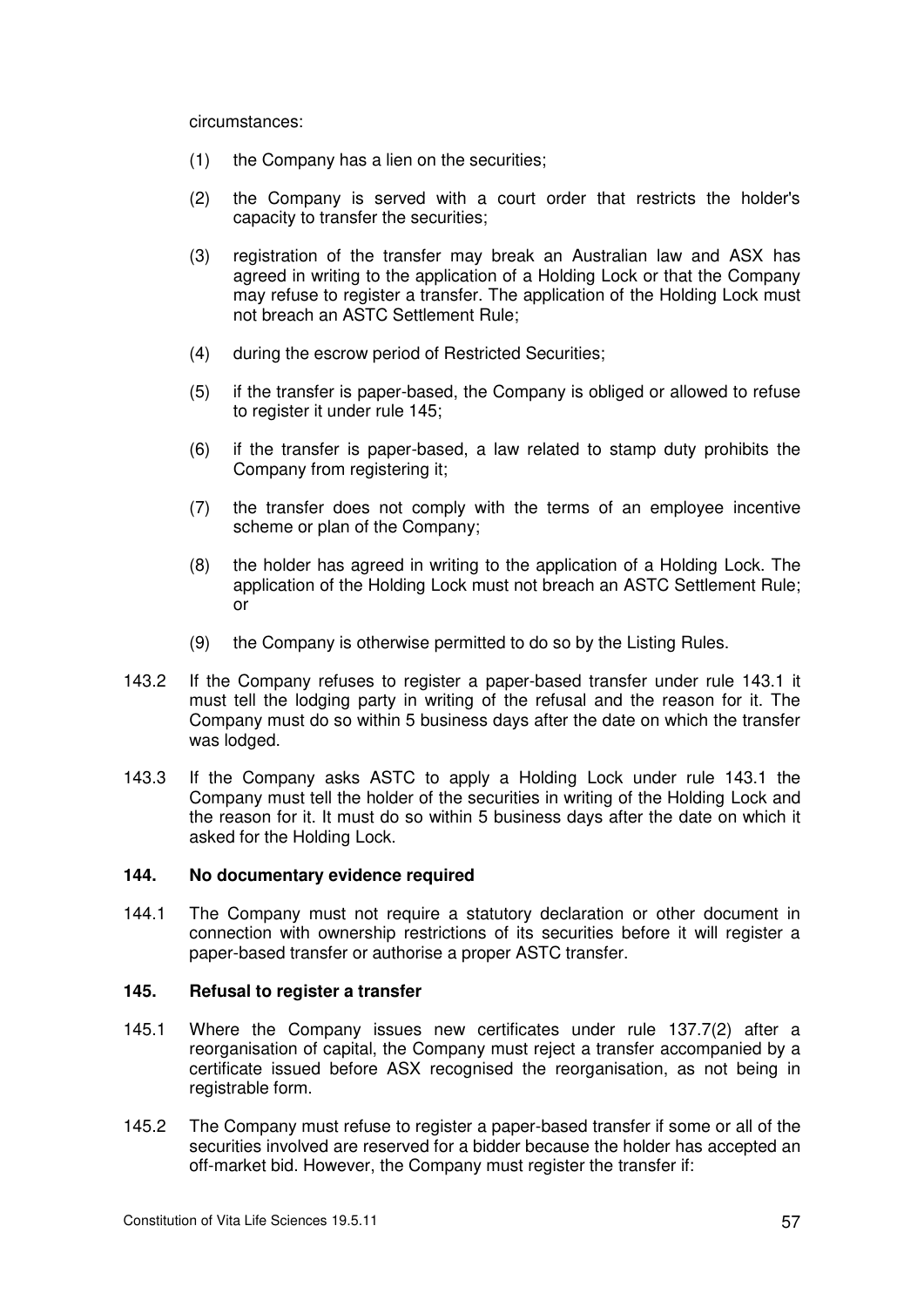circumstances:

(1) the Company has a lien on the securities;

(2) the Company is served with a court order that restricts the holder's capacity to transfer the securities;

(3) registration of the transfer may break an Australian law and ASX has agreed in writing to the application of a Holding Lock or that the Company may refuse to register a transfer. The application of the Holding Lock must not breach an ASTC Settlement Rule;

(4) during the escrow period of Restricted Securities;

(5) if the transfer is paper-based, the Company is obliged or allowed to refuse to register it under rule 145;

(6) if the transfer is paper-based, a law related to stamp duty prohibits the Company from registering it;

(7) the transfer does not comply with the terms of an employee incentive scheme or plan of the Company;

(8) the holder has agreed in writing to the application of a Holding Lock. The application of the Holding Lock must not breach an ASTC Settlement Rule; or

(9) the Company is otherwise permitted to do so by the Listing Rules.

143.2 If the Company refuses to register a paper-based transfer under rule 143.1 it must tell the lodging party in writing of the refusal and the reason for it. The Company must do so within 5 business days after the date on which the transfer was lodged.

143.3 If the Company asks ASTC to apply a Holding Lock under rule 143.1 the Company must tell the holder of the securities in writing of the Holding Lock and the reason for it. It must do so within 5 business days after the date on which it asked for the Holding Lock.

### 144. No documentary evidence required

144.1 The Company must not require a statutory declaration or other document in connection with ownership restrictions of its securities before it will register a paper-based transfer or authorise a proper ASTC transfer.

### 145. Refusal to register a transfer

145.1 Where the Company issues new certificates under rule 137.7(2) after a reorganisation of capital, the Company must reject a transfer accompanied by a certificate issued before ASX recognised the reorganisation, as not being in registrable form.

145.2 The Company must refuse to register a paper-based transfer if some or all of the securities involved are reserved for a bidder because the holder has accepted an off-market bid. However, the Company must register the transfer if: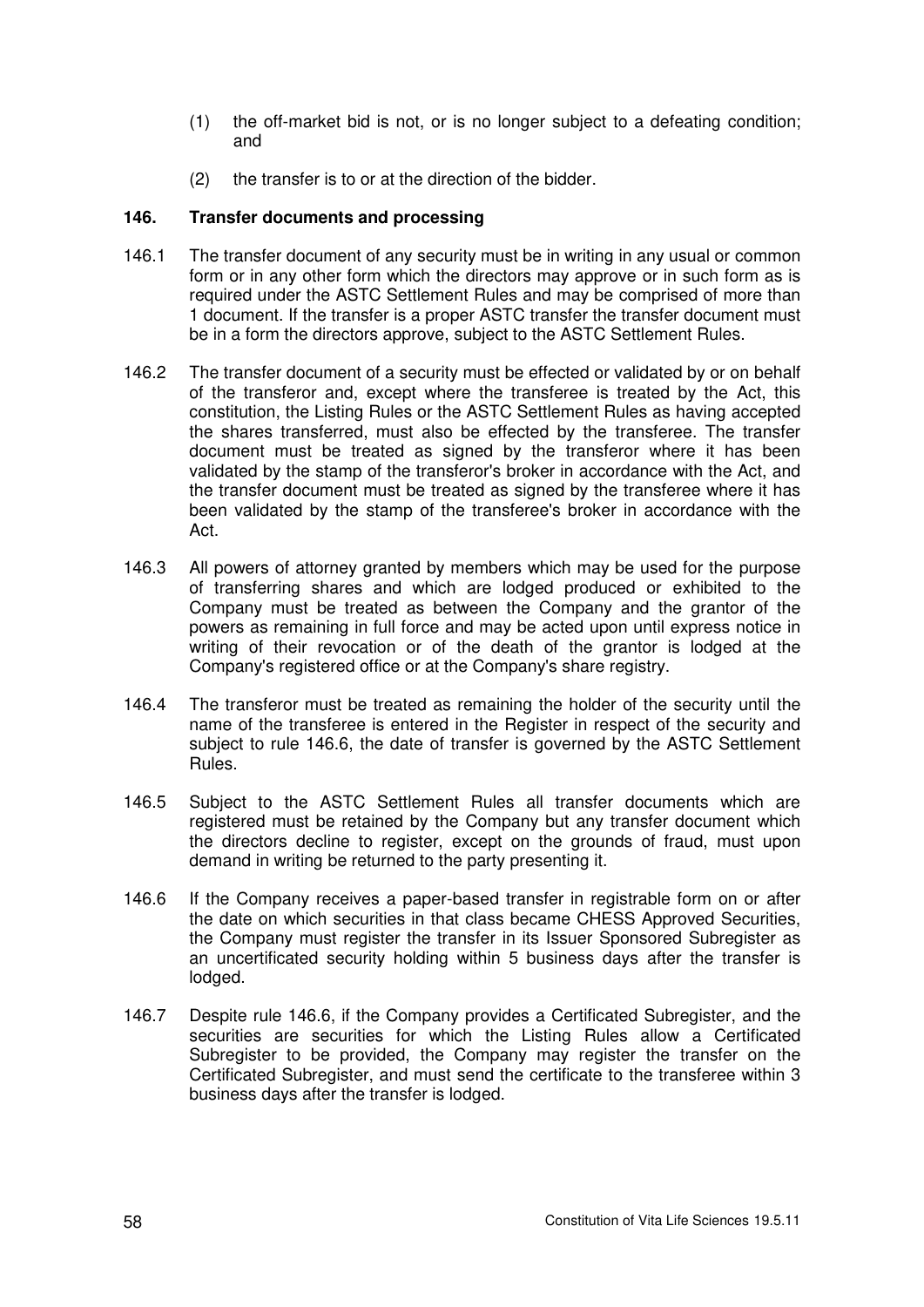(1) the off-market bid is not, or is no longer subject to a defeating condition; and

(2) the transfer is to or at the direction of the bidder.

### 146. Transfer documents and processing

146.1 The transfer document of any security must be in writing in any usual or common form or in any other form which the directors may approve or in such form as is required under the ASTC Settlement Rules and may be comprised of more than 1 document. If the transfer is a proper ASTC transfer the transfer document must be in a form the directors approve, subject to the ASTC Settlement Rules.

146.2 The transfer document of a security must be effected or validated by or on behalf of the transferor and, except where the transferee is treated by the Act, this constitution, the Listing Rules or the ASTC Settlement Rules as having accepted the shares transferred, must also be effected by the transferee. The transfer document must be treated as signed by the transferor where it has been validated by the stamp of the transferor's broker in accordance with the Act, and the transfer document must be treated as signed by the transferee where it has been validated by the stamp of the transferee's broker in accordance with the Act.

146.3 All powers of attorney granted by members which may be used for the purpose of transferring shares and which are lodged produced or exhibited to the Company must be treated as between the Company and the grantor of the powers as remaining in full force and may be acted upon until express notice in writing of their revocation or of the death of the grantor is lodged at the Company's registered office or at the Company's share registry.

146.4 The transferor must be treated as remaining the holder of the security until the name of the transferee is entered in the Register in respect of the security and subject to rule 146.6, the date of transfer is governed by the ASTC Settlement Rules.

146.5 Subject to the ASTC Settlement Rules all transfer documents which are registered must be retained by the Company but any transfer document which the directors decline to register, except on the grounds of fraud, must upon demand in writing be returned to the party presenting it.

146.6 If the Company receives a paper-based transfer in registrable form on or after the date on which securities in that class became CHESS Approved Securities, the Company must register the transfer in its Issuer Sponsored Subregister as an uncertificated security holding within 5 business days after the transfer is lodged.

146.7 Despite rule 146.6, if the Company provides a Certificated Subregister, and the securities are securities for which the Listing Rules allow a Certificated Subregister to be provided, the Company may register the transfer on the Certificated Subregister, and must send the certificate to the transferee within 3 business days after the transfer is lodged.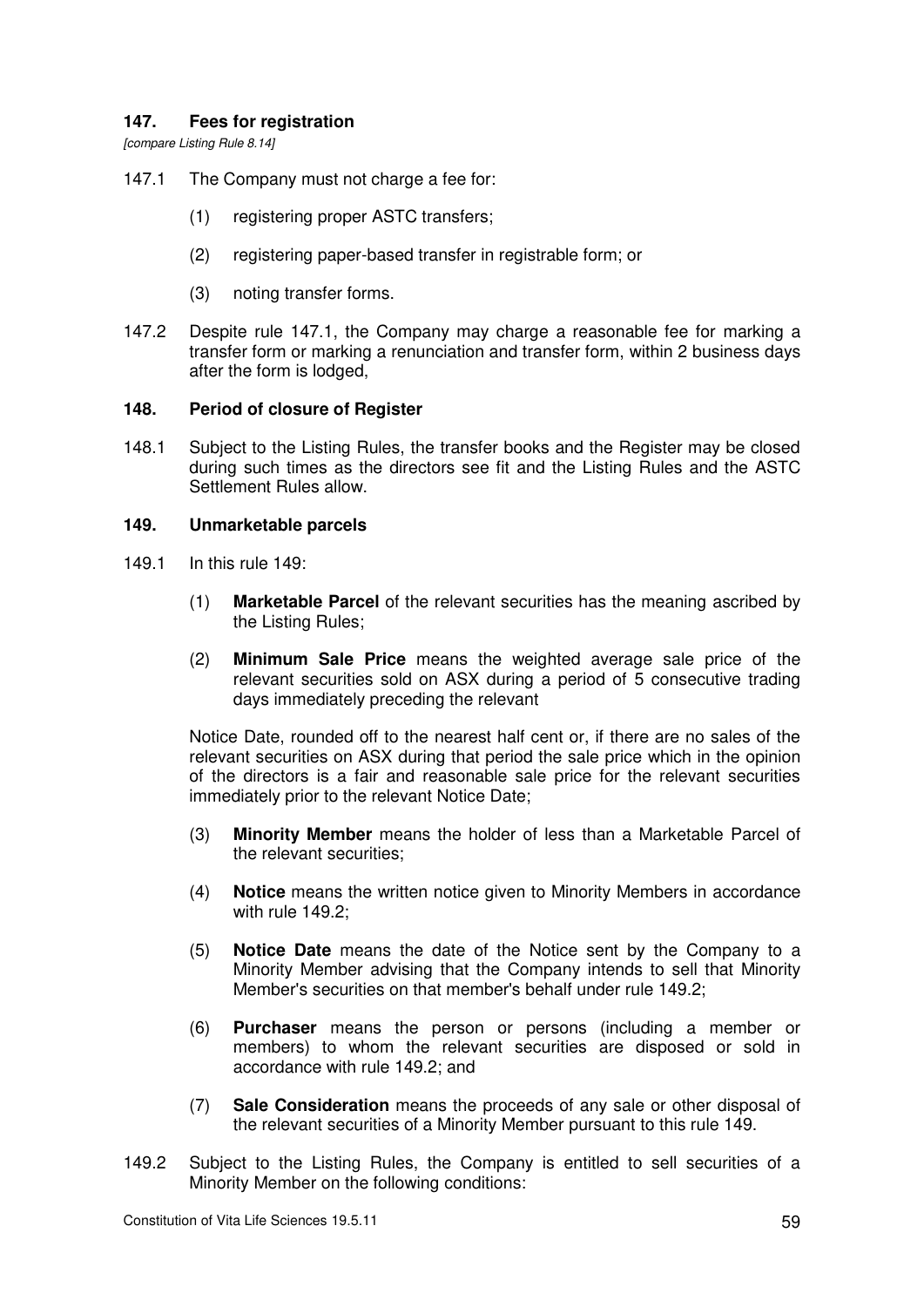### 147. Fees for registration

*[compare Listing Rule 8.14]*

147.1 The Company must not charge a fee for:

(1) registering proper ASTC transfers;

(2) registering paper-based transfer in registrable form; or

(3) noting transfer forms.

147.2 Despite rule 147.1, the Company may charge a reasonable fee for marking a transfer form or marking a renunciation and transfer form, within 2 business days after the form is lodged,

### 148. Period of closure of Register

148.1 Subject to the Listing Rules, the transfer books and the Register may be closed during such times as the directors see fit and the Listing Rules and the ASTC Settlement Rules allow.

### 149. Unmarketable parcels

149.1 In this rule 149:

(1) **Marketable Parcel** of the relevant securities has the meaning ascribed by the Listing Rules;

(2) **Minimum Sale Price** means the weighted average sale price of the relevant securities sold on ASX during a period of 5 consecutive trading days immediately preceding the relevant

Notice Date, rounded off to the nearest half cent or, if there are no sales of the relevant securities on ASX during that period the sale price which in the opinion of the directors is a fair and reasonable sale price for the relevant securities immediately prior to the relevant Notice Date;

(3) **Minority Member** means the holder of less than a Marketable Parcel of the relevant securities;

(4) **Notice** means the written notice given to Minority Members in accordance with rule 149.2;

(5) **Notice Date** means the date of the Notice sent by the Company to a Minority Member advising that the Company intends to sell that Minority Member's securities on that member's behalf under rule 149.2;

(6) **Purchaser** means the person or persons (including a member or members) to whom the relevant securities are disposed or sold in accordance with rule 149.2; and

(7) **Sale Consideration** means the proceeds of any sale or other disposal of the relevant securities of a Minority Member pursuant to this rule 149.

149.2 Subject to the Listing Rules, the Company is entitled to sell securities of a Minority Member on the following conditions: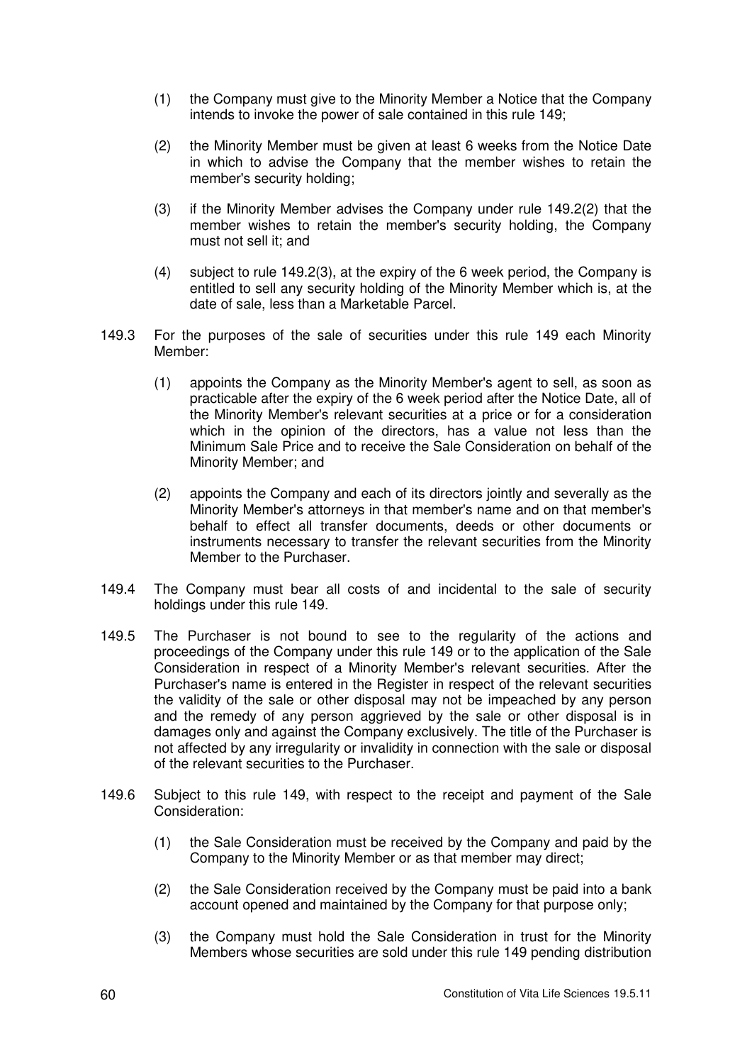(1) the Company must give to the Minority Member a Notice that the Company intends to invoke the power of sale contained in this rule 149;

(2) the Minority Member must be given at least 6 weeks from the Notice Date in which to advise the Company that the member wishes to retain the member's security holding;

(3) if the Minority Member advises the Company under rule 149.2(2) that the member wishes to retain the member's security holding, the Company must not sell it; and

(4) subject to rule 149.2(3), at the expiry of the 6 week period, the Company is entitled to sell any security holding of the Minority Member which is, at the date of sale, less than a Marketable Parcel.

149.3 For the purposes of the sale of securities under this rule 149 each Minority Member:

(1) appoints the Company as the Minority Member's agent to sell, as soon as practicable after the expiry of the 6 week period after the Notice Date, all of the Minority Member's relevant securities at a price or for a consideration which in the opinion of the directors, has a value not less than the Minimum Sale Price and to receive the Sale Consideration on behalf of the Minority Member; and

(2) appoints the Company and each of its directors jointly and severally as the Minority Member's attorneys in that member's name and on that member's behalf to effect all transfer documents, deeds or other documents or instruments necessary to transfer the relevant securities from the Minority Member to the Purchaser.

149.4 The Company must bear all costs of and incidental to the sale of security holdings under this rule 149.

149.5 The Purchaser is not bound to see to the regularity of the actions and proceedings of the Company under this rule 149 or to the application of the Sale Consideration in respect of a Minority Member's relevant securities. After the Purchaser's name is entered in the Register in respect of the relevant securities the validity of the sale or other disposal may not be impeached by any person and the remedy of any person aggrieved by the sale or other disposal is in damages only and against the Company exclusively. The title of the Purchaser is not affected by any irregularity or invalidity in connection with the sale or disposal of the relevant securities to the Purchaser.

149.6 Subject to this rule 149, with respect to the receipt and payment of the Sale Consideration:

(1) the Sale Consideration must be received by the Company and paid by the Company to the Minority Member or as that member may direct;

(2) the Sale Consideration received by the Company must be paid into a bank account opened and maintained by the Company for that purpose only;

(3) the Company must hold the Sale Consideration in trust for the Minority Members whose securities are sold under this rule 149 pending distribution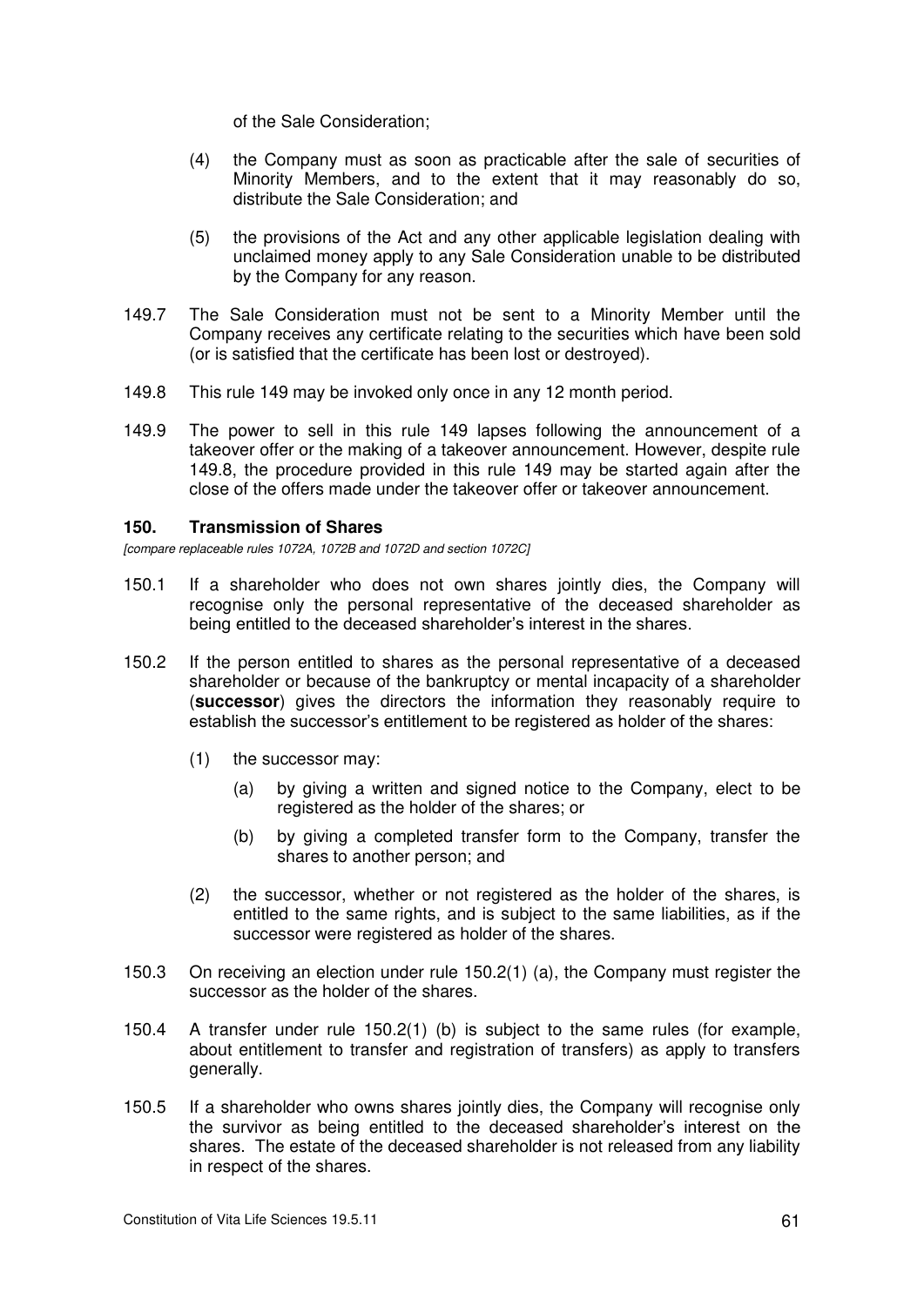of the Sale Consideration;

(4) the Company must as soon as practicable after the sale of securities of Minority Members, and to the extent that it may reasonably do so, distribute the Sale Consideration; and

(5) the provisions of the Act and any other applicable legislation dealing with unclaimed money apply to any Sale Consideration unable to be distributed by the Company for any reason.

149.7 The Sale Consideration must not be sent to a Minority Member until the Company receives any certificate relating to the securities which have been sold (or is satisfied that the certificate has been lost or destroyed).

149.8 This rule 149 may be invoked only once in any 12 month period.

149.9 The power to sell in this rule 149 lapses following the announcement of a takeover offer or the making of a takeover announcement. However, despite rule 149.8, the procedure provided in this rule 149 may be started again after the close of the offers made under the takeover offer or takeover announcement.

### 150. Transmission of Shares

*[compare replaceable rules 1072A, 1072B and 1072D and section 1072C]*

150.1 If a shareholder who does not own shares jointly dies, the Company will recognise only the personal representative of the deceased shareholder as being entitled to the deceased shareholder's interest in the shares.

150.2 If the person entitled to shares as the personal representative of a deceased shareholder or because of the bankruptcy or mental incapacity of a shareholder (**successor**) gives the directors the information they reasonably require to establish the successor's entitlement to be registered as holder of the shares:

(1) the successor may:

(a) by giving a written and signed notice to the Company, elect to be registered as the holder of the shares; or

(b) by giving a completed transfer form to the Company, transfer the shares to another person; and

(2) the successor, whether or not registered as the holder of the shares, is entitled to the same rights, and is subject to the same liabilities, as if the successor were registered as holder of the shares.

150.3 On receiving an election under rule 150.2(1) (a), the Company must register the successor as the holder of the shares.

150.4 A transfer under rule 150.2(1) (b) is subject to the same rules (for example, about entitlement to transfer and registration of transfers) as apply to transfers generally.

150.5 If a shareholder who owns shares jointly dies, the Company will recognise only the survivor as being entitled to the deceased shareholder's interest on the shares. The estate of the deceased shareholder is not released from any liability in respect of the shares.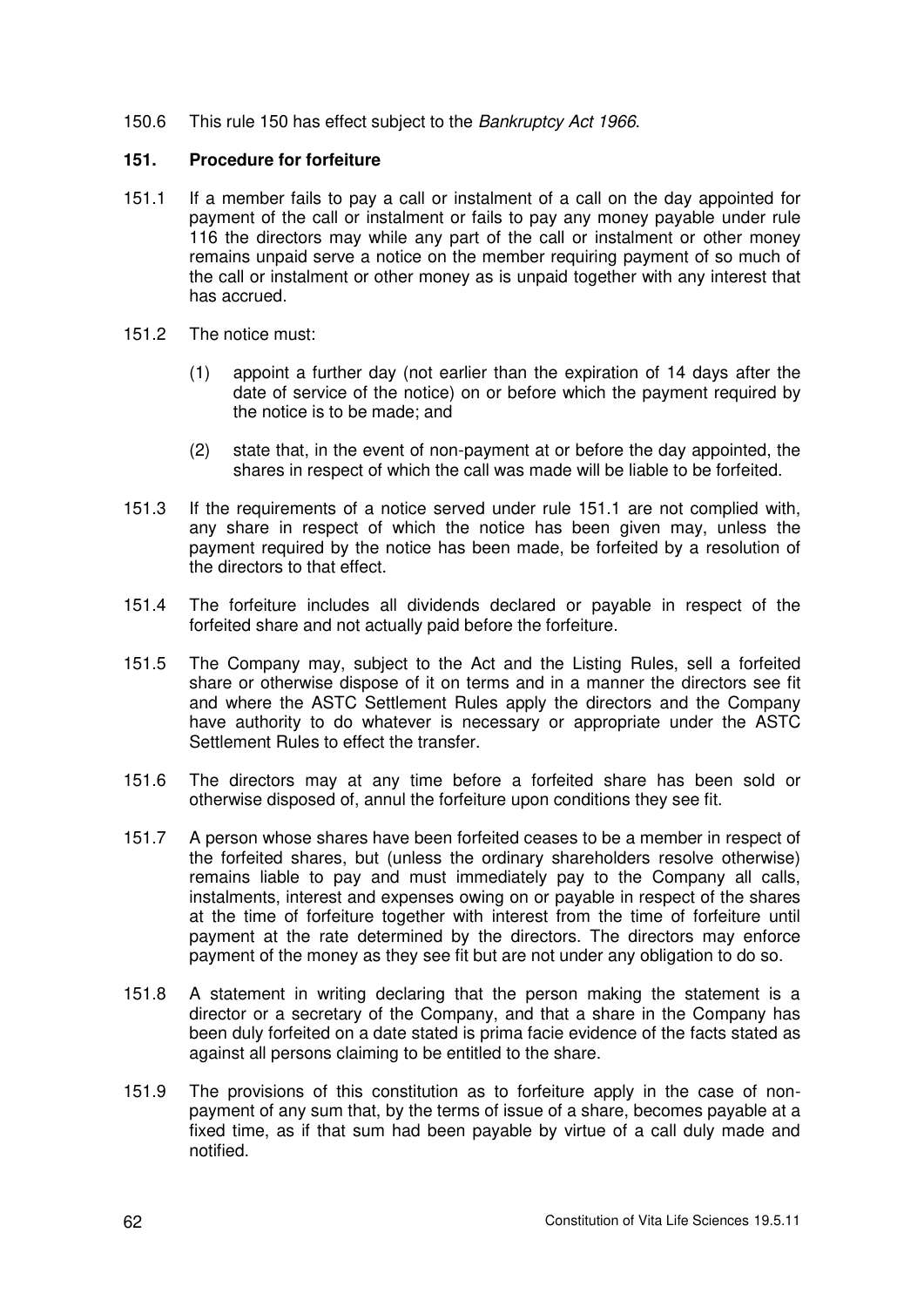150.6 This rule 150 has effect subject to the *Bankruptcy Act 1966*.

### 151. Procedure for forfeiture

151.1 If a member fails to pay a call or instalment of a call on the day appointed for payment of the call or instalment or fails to pay any money payable under rule 116 the directors may while any part of the call or instalment or other money remains unpaid serve a notice on the member requiring payment of so much of the call or instalment or other money as is unpaid together with any interest that has accrued.

151.2 The notice must:

(1) appoint a further day (not earlier than the expiration of 14 days after the date of service of the notice) on or before which the payment required by the notice is to be made; and

(2) state that, in the event of non-payment at or before the day appointed, the shares in respect of which the call was made will be liable to be forfeited.

151.3 If the requirements of a notice served under rule 151.1 are not complied with, any share in respect of which the notice has been given may, unless the payment required by the notice has been made, be forfeited by a resolution of the directors to that effect.

151.4 The forfeiture includes all dividends declared or payable in respect of the forfeited share and not actually paid before the forfeiture.

151.5 The Company may, subject to the Act and the Listing Rules, sell a forfeited share or otherwise dispose of it on terms and in a manner the directors see fit and where the ASTC Settlement Rules apply the directors and the Company have authority to do whatever is necessary or appropriate under the ASTC Settlement Rules to effect the transfer.

151.6 The directors may at any time before a forfeited share has been sold or otherwise disposed of, annul the forfeiture upon conditions they see fit.

151.7 A person whose shares have been forfeited ceases to be a member in respect of the forfeited shares, but (unless the ordinary shareholders resolve otherwise) remains liable to pay and must immediately pay to the Company all calls, instalments, interest and expenses owing on or payable in respect of the shares at the time of forfeiture together with interest from the time of forfeiture until payment at the rate determined by the directors. The directors may enforce payment of the money as they see fit but are not under any obligation to do so.

151.8 A statement in writing declaring that the person making the statement is a director or a secretary of the Company, and that a share in the Company has been duly forfeited on a date stated is prima facie evidence of the facts stated as against all persons claiming to be entitled to the share.

151.9 The provisions of this constitution as to forfeiture apply in the case of non-payment of any sum that, by the terms of issue of a share, becomes payable at a fixed time, as if that sum had been payable by virtue of a call duly made and notified.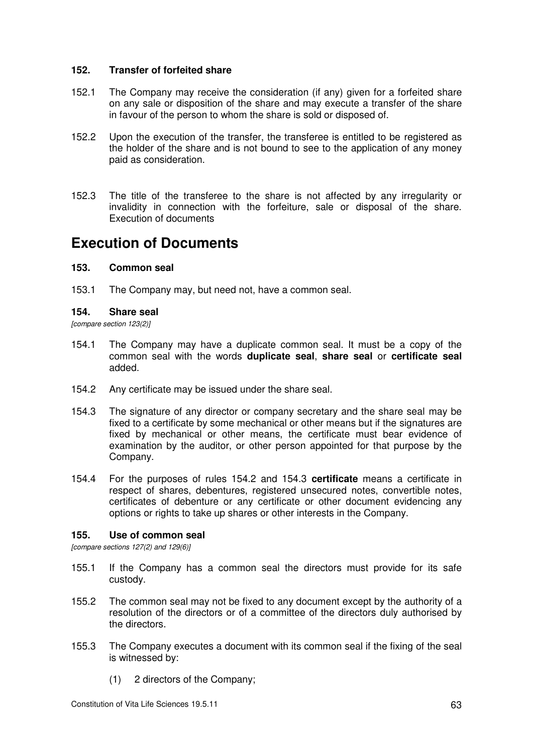### 152. Transfer of forfeited share

152.1 The Company may receive the consideration (if any) given for a forfeited share on any sale or disposition of the share and may execute a transfer of the share in favour of the person to whom the share is sold or disposed of.

152.2 Upon the execution of the transfer, the transferee is entitled to be registered as the holder of the share and is not bound to see to the application of any money paid as consideration.

152.3 The title of the transferee to the share is not affected by any irregularity or invalidity in connection with the forfeiture, sale or disposal of the share. Execution of documents

# Execution of Documents

### 153. Common seal

153.1 The Company may, but need not, have a common seal.

### 154. Share seal

*[compare section 123(2)]*

154.1 The Company may have a duplicate common seal. It must be a copy of the common seal with the words **duplicate seal**, **share seal** or **certificate seal** added.

154.2 Any certificate may be issued under the share seal.

154.3 The signature of any director or company secretary and the share seal may be fixed to a certificate by some mechanical or other means but if the signatures are fixed by mechanical or other means, the certificate must bear evidence of examination by the auditor, or other person appointed for that purpose by the Company.

154.4 For the purposes of rules 154.2 and 154.3 **certificate** means a certificate in respect of shares, debentures, registered unsecured notes, convertible notes, certificates of debenture or any certificate or other document evidencing any options or rights to take up shares or other interests in the Company.

### 155. Use of common seal

*[compare sections 127(2) and 129(6)]*

155.1 If the Company has a common seal the directors must provide for its safe custody.

155.2 The common seal may not be fixed to any document except by the authority of a resolution of the directors or of a committee of the directors duly authorised by the directors.

155.3 The Company executes a document with its common seal if the fixing of the seal is witnessed by:

(1) 2 directors of the Company;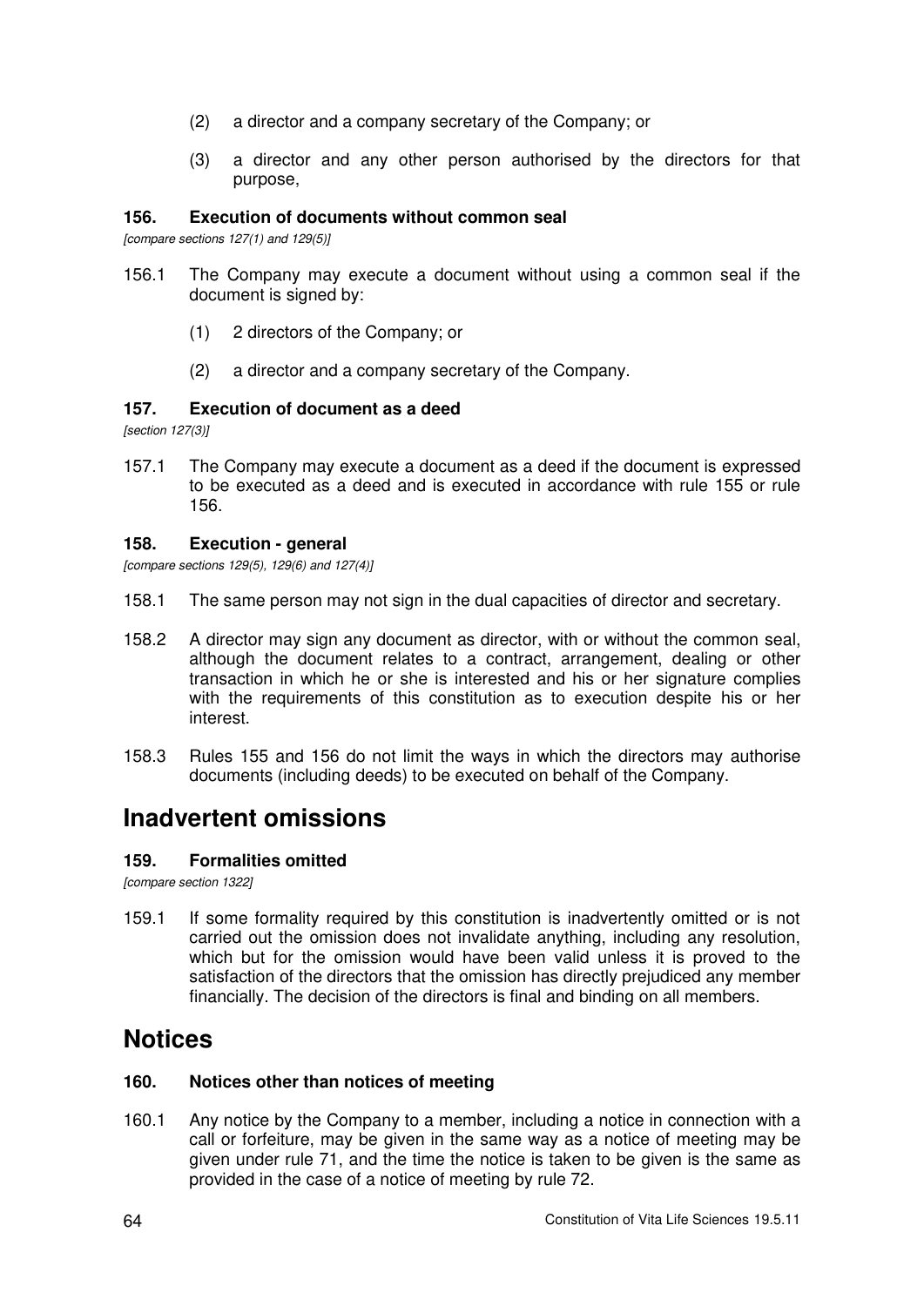(2) a director and a company secretary of the Company; or

(3) a director and any other person authorised by the directors for that purpose,

### 156. Execution of documents without common seal

*[compare sections 127(1) and 129(5)]*

156.1 The Company may execute a document without using a common seal if the document is signed by:

(1) 2 directors of the Company; or

(2) a director and a company secretary of the Company.

### 157. Execution of document as a deed

*[section 127(3)]*

157.1 The Company may execute a document as a deed if the document is expressed to be executed as a deed and is executed in accordance with rule 155 or rule 156.

### 158. Execution - general

*[compare sections 129(5), 129(6) and 127(4)]*

158.1 The same person may not sign in the dual capacities of director and secretary.

158.2 A director may sign any document as director, with or without the common seal, although the document relates to a contract, arrangement, dealing or other transaction in which he or she is interested and his or her signature complies with the requirements of this constitution as to execution despite his or her interest.

158.3 Rules 155 and 156 do not limit the ways in which the directors may authorise documents (including deeds) to be executed on behalf of the Company.

## Inadvertent omissions

### 159. Formalities omitted

*[compare section 1322]*

159.1 If some formality required by this constitution is inadvertently omitted or is not carried out the omission does not invalidate anything, including any resolution, which but for the omission would have been valid unless it is proved to the satisfaction of the directors that the omission has directly prejudiced any member financially. The decision of the directors is final and binding on all members.

## Notices

### 160. Notices other than notices of meeting

160.1 Any notice by the Company to a member, including a notice in connection with a call or forfeiture, may be given in the same way as a notice of meeting may be given under rule 71, and the time the notice is taken to be given is the same as provided in the case of a notice of meeting by rule 72.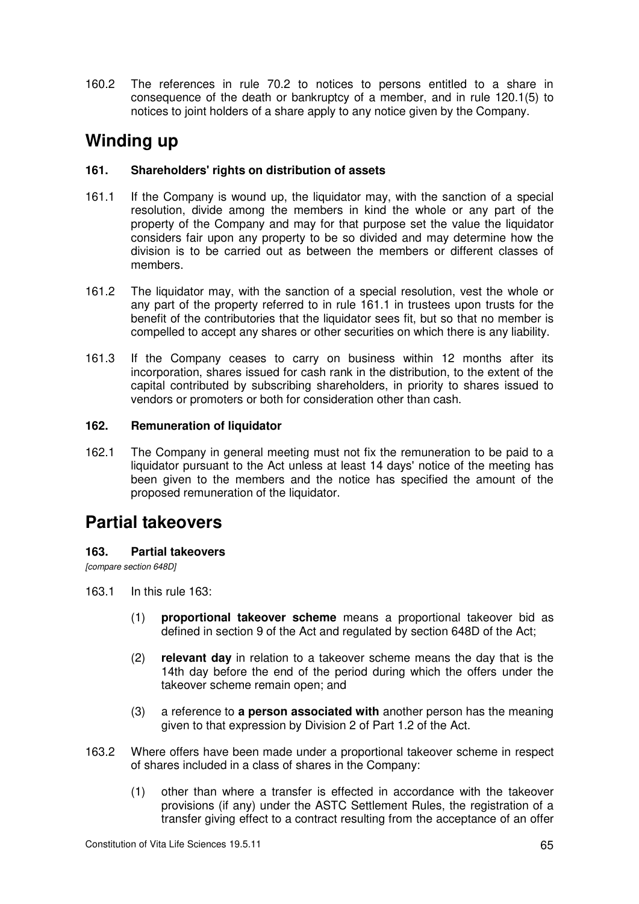160.2 The references in rule 70.2 to notices to persons entitled to a share in consequence of the death or bankruptcy of a member, and in rule 120.1(5) to notices to joint holders of a share apply to any notice given by the Company.

# Winding up

### 161. Shareholders' rights on distribution of assets

161.1 If the Company is wound up, the liquidator may, with the sanction of a special resolution, divide among the members in kind the whole or any part of the property of the Company and may for that purpose set the value the liquidator considers fair upon any property to be so divided and may determine how the division is to be carried out as between the members or different classes of members.

161.2 The liquidator may, with the sanction of a special resolution, vest the whole or any part of the property referred to in rule 161.1 in trustees upon trusts for the benefit of the contributories that the liquidator sees fit, but so that no member is compelled to accept any shares or other securities on which there is any liability.

161.3 If the Company ceases to carry on business within 12 months after its incorporation, shares issued for cash rank in the distribution, to the extent of the capital contributed by subscribing shareholders, in priority to shares issued to vendors or promoters or both for consideration other than cash.

### 162. Remuneration of liquidator

162.1 The Company in general meeting must not fix the remuneration to be paid to a liquidator pursuant to the Act unless at least 14 days' notice of the meeting has been given to the members and the notice has specified the amount of the proposed remuneration of the liquidator.

# Partial takeovers

### 163. Partial takeovers

*[compare section 648D]*

163.1 In this rule 163:

(1) **proportional takeover scheme** means a proportional takeover bid as defined in section 9 of the Act and regulated by section 648D of the Act;

(2) **relevant day** in relation to a takeover scheme means the day that is the 14th day before the end of the period during which the offers under the takeover scheme remain open; and

(3) a reference to **a person associated with** another person has the meaning given to that expression by Division 2 of Part 1.2 of the Act.

163.2 Where offers have been made under a proportional takeover scheme in respect of shares included in a class of shares in the Company:

(1) other than where a transfer is effected in accordance with the takeover provisions (if any) under the ASTC Settlement Rules, the registration of a transfer giving effect to a contract resulting from the acceptance of an offer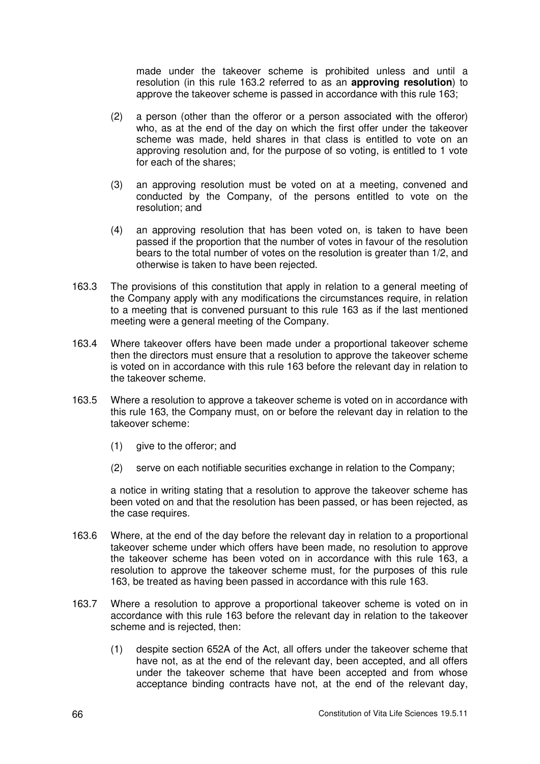made under the takeover scheme is prohibited unless and until a resolution (in this rule 163.2 referred to as an **approving resolution**) to approve the takeover scheme is passed in accordance with this rule 163;

(2) a person (other than the offeror or a person associated with the offeror) who, as at the end of the day on which the first offer under the takeover scheme was made, held shares in that class is entitled to vote on an approving resolution and, for the purpose of so voting, is entitled to 1 vote for each of the shares;

(3) an approving resolution must be voted on at a meeting, convened and conducted by the Company, of the persons entitled to vote on the resolution; and

(4) an approving resolution that has been voted on, is taken to have been passed if the proportion that the number of votes in favour of the resolution bears to the total number of votes on the resolution is greater than 1/2, and otherwise is taken to have been rejected.

163.3 The provisions of this constitution that apply in relation to a general meeting of the Company apply with any modifications the circumstances require, in relation to a meeting that is convened pursuant to this rule 163 as if the last mentioned meeting were a general meeting of the Company.

163.4 Where takeover offers have been made under a proportional takeover scheme then the directors must ensure that a resolution to approve the takeover scheme is voted on in accordance with this rule 163 before the relevant day in relation to the takeover scheme.

163.5 Where a resolution to approve a takeover scheme is voted on in accordance with this rule 163, the Company must, on or before the relevant day in relation to the takeover scheme:

(1) give to the offeror; and

(2) serve on each notifiable securities exchange in relation to the Company;

a notice in writing stating that a resolution to approve the takeover scheme has been voted on and that the resolution has been passed, or has been rejected, as the case requires.

163.6 Where, at the end of the day before the relevant day in relation to a proportional takeover scheme under which offers have been made, no resolution to approve the takeover scheme has been voted on in accordance with this rule 163, a resolution to approve the takeover scheme must, for the purposes of this rule 163, be treated as having been passed in accordance with this rule 163.

163.7 Where a resolution to approve a proportional takeover scheme is voted on in accordance with this rule 163 before the relevant day in relation to the takeover scheme and is rejected, then:

(1) despite section 652A of the Act, all offers under the takeover scheme that have not, as at the end of the relevant day, been accepted, and all offers under the takeover scheme that have been accepted and from whose acceptance binding contracts have not, at the end of the relevant day,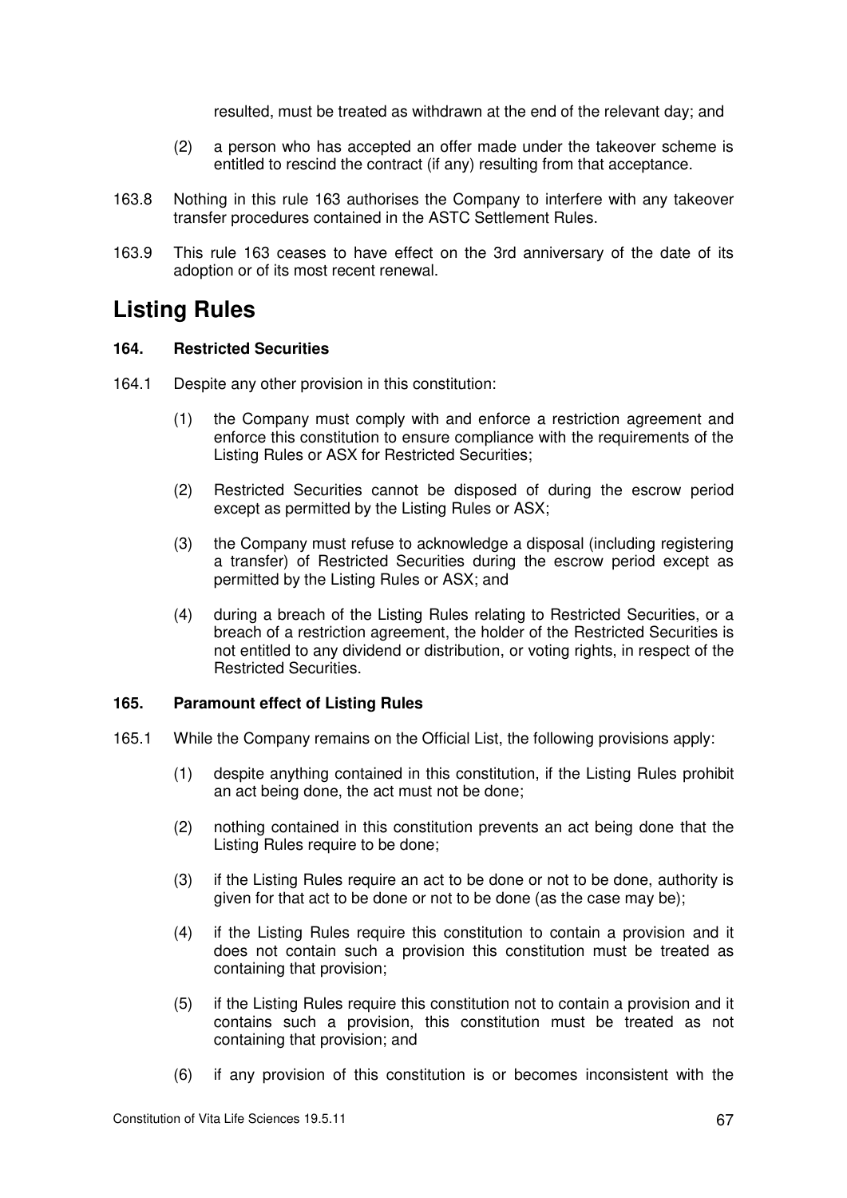resulted, must be treated as withdrawn at the end of the relevant day; and

(2) a person who has accepted an offer made under the takeover scheme is entitled to rescind the contract (if any) resulting from that acceptance.

163.8 Nothing in this rule 163 authorises the Company to interfere with any takeover transfer procedures contained in the ASTC Settlement Rules.

163.9 This rule 163 ceases to have effect on the 3rd anniversary of the date of its adoption or of its most recent renewal.

# Listing Rules

### 164. Restricted Securities

164.1 Despite any other provision in this constitution:

(1) the Company must comply with and enforce a restriction agreement and enforce this constitution to ensure compliance with the requirements of the Listing Rules or ASX for Restricted Securities;

(2) Restricted Securities cannot be disposed of during the escrow period except as permitted by the Listing Rules or ASX;

(3) the Company must refuse to acknowledge a disposal (including registering a transfer) of Restricted Securities during the escrow period except as permitted by the Listing Rules or ASX; and

(4) during a breach of the Listing Rules relating to Restricted Securities, or a breach of a restriction agreement, the holder of the Restricted Securities is not entitled to any dividend or distribution, or voting rights, in respect of the Restricted Securities.

### 165. Paramount effect of Listing Rules

165.1 While the Company remains on the Official List, the following provisions apply:

(1) despite anything contained in this constitution, if the Listing Rules prohibit an act being done, the act must not be done;

(2) nothing contained in this constitution prevents an act being done that the Listing Rules require to be done;

(3) if the Listing Rules require an act to be done or not to be done, authority is given for that act to be done or not to be done (as the case may be);

(4) if the Listing Rules require this constitution to contain a provision and it does not contain such a provision this constitution must be treated as containing that provision;

(5) if the Listing Rules require this constitution not to contain a provision and it contains such a provision, this constitution must be treated as not containing that provision; and

(6) if any provision of this constitution is or becomes inconsistent with the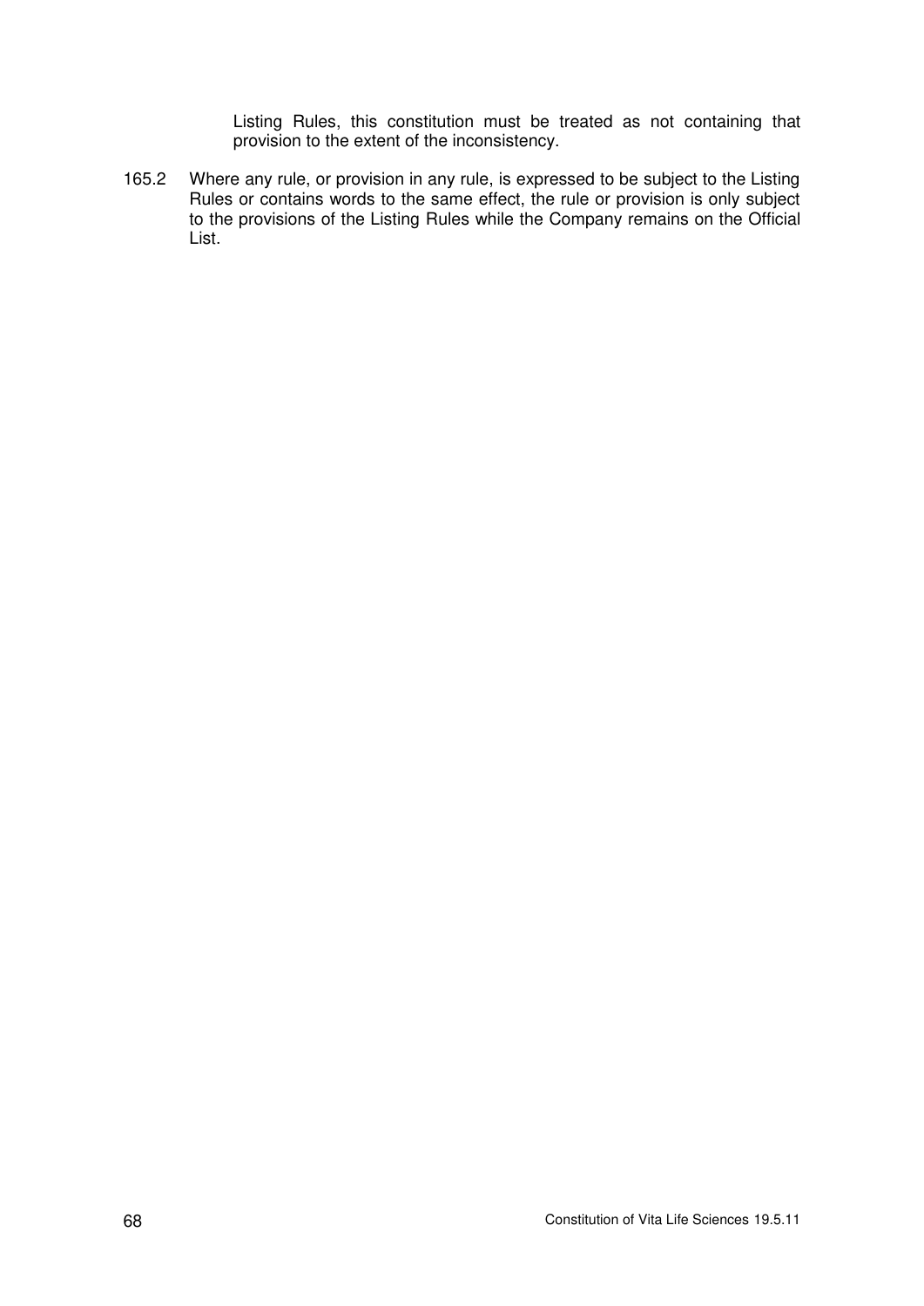Listing Rules, this constitution must be treated as not containing that provision to the extent of the inconsistency.

165.2 Where any rule, or provision in any rule, is expressed to be subject to the Listing Rules or contains words to the same effect, the rule or provision is only subject to the provisions of the Listing Rules while the Company remains on the Official List.